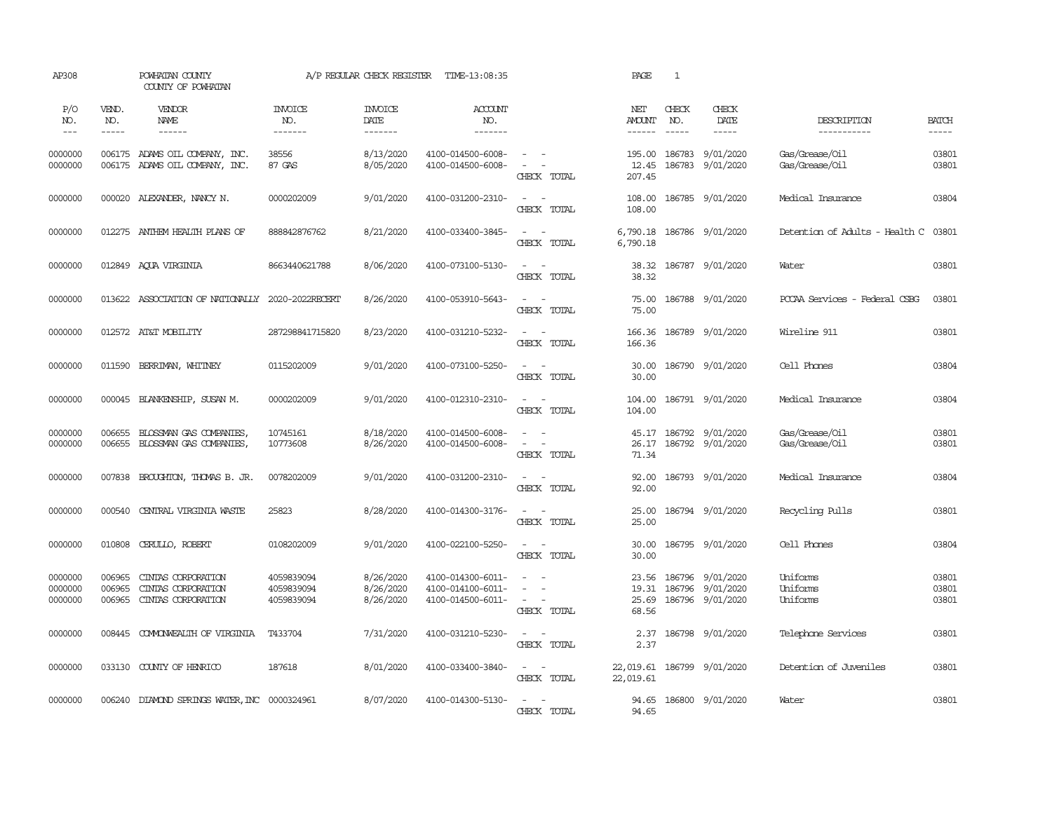AP308 POWHATAN COUNTY A/P REGULAR CHECK REGISTER TIME-13:08:35 PAGE 1
COUNTY OF POWHATAN

| P/O NO. | VEND. NO. | VENDOR NAME | INVOICE NO. | INVOICE DATE | ACCOUNT NO. | | NET AMOUNT | CHECK NO. | CHECK DATE | DESCRIPTION | BATCH |
|---|---|---|---|---|---|---|---|---|---|---|---|
| 0000000 | 006175 | ADAMS OIL COMPANY, INC. | 38556 | 8/13/2020 | 4100-014500-6008- | - - | 195.00 | 186783 | 9/01/2020 | Gas/Grease/Oil | 03801 |
| 0000000 | 006175 | ADAMS OIL COMPANY, INC. | 87 GAS | 8/05/2020 | 4100-014500-6008- | - - | 12.45 | 186783 | 9/01/2020 | Gas/Grease/Oil | 03801 |
| | | | | | | CHECK TOTAL | 207.45 | | | | |
| 0000000 | 000020 | ALEXANDER, NANCY N. | 0000202009 | 9/01/2020 | 4100-031200-2310- | - - | 108.00 | 186785 | 9/01/2020 | Medical Insurance | 03804 |
| | | | | | | CHECK TOTAL | 108.00 | | | | |
| 0000000 | 012275 | ANTHEM HEALTH PLANS OF | 888842876762 | 8/21/2020 | 4100-033400-3845- | - - | 6,790.18 | 186786 | 9/01/2020 | Detention of Adults - Health C | 03801 |
| | | | | | | CHECK TOTAL | 6,790.18 | | | | |
| 0000000 | 012849 | AQUA VIRGINIA | 8663440621788 | 8/06/2020 | 4100-073100-5130- | - - | 38.32 | 186787 | 9/01/2020 | Water | 03801 |
| | | | | | | CHECK TOTAL | 38.32 | | | | |
| 0000000 | 013622 | ASSOCIATION OF NATIONALLY | 2020-2022RECERT | 8/26/2020 | 4100-053910-5643- | - - | 75.00 | 186788 | 9/01/2020 | PCCAA Services - Federal CSBG | 03801 |
| | | | | | | CHECK TOTAL | 75.00 | | | | |
| 0000000 | 012572 | AT&T MOBILITY | 287298841715820 | 8/23/2020 | 4100-031210-5232- | - - | 166.36 | 186789 | 9/01/2020 | Wireline 911 | 03801 |
| | | | | | | CHECK TOTAL | 166.36 | | | | |
| 0000000 | 011590 | BERRIMAN, WHITNEY | 0115202009 | 9/01/2020 | 4100-073100-5250- | - - | 30.00 | 186790 | 9/01/2020 | Cell Phones | 03804 |
| | | | | | | CHECK TOTAL | 30.00 | | | | |
| 0000000 | 000045 | BLANKENSHIP, SUSAN M. | 0000202009 | 9/01/2020 | 4100-012310-2310- | - - | 104.00 | 186791 | 9/01/2020 | Medical Insurance | 03804 |
| | | | | | | CHECK TOTAL | 104.00 | | | | |
| 0000000 | 006655 | BLOSSMAN GAS COMPANIES, | 10745161 | 8/18/2020 | 4100-014500-6008- | - - | 45.17 | 186792 | 9/01/2020 | Gas/Grease/Oil | 03801 |
| 0000000 | 006655 | BLOSSMAN GAS COMPANIES, | 10773608 | 8/26/2020 | 4100-014500-6008- | - - | 26.17 | 186792 | 9/01/2020 | Gas/Grease/Oil | 03801 |
| | | | | | | CHECK TOTAL | 71.34 | | | | |
| 0000000 | 007838 | BROUGHTON, THOMAS B. JR. | 0078202009 | 9/01/2020 | 4100-031200-2310- | - - | 92.00 | 186793 | 9/01/2020 | Medical Insurance | 03804 |
| | | | | | | CHECK TOTAL | 92.00 | | | | |
| 0000000 | 000540 | CENTRAL VIRGINIA WASTE | 25823 | 8/28/2020 | 4100-014300-3176- | - - | 25.00 | 186794 | 9/01/2020 | Recycling Pulls | 03801 |
| | | | | | | CHECK TOTAL | 25.00 | | | | |
| 0000000 | 010808 | CERULLO, ROBERT | 0108202009 | 9/01/2020 | 4100-022100-5250- | - - | 30.00 | 186795 | 9/01/2020 | Cell Phones | 03804 |
| | | | | | | CHECK TOTAL | 30.00 | | | | |
| 0000000 | 006965 | CINTAS CORPORATION | 4059839094 | 8/26/2020 | 4100-014300-6011- | - - | 23.56 | 186796 | 9/01/2020 | Uniforms | 03801 |
| 0000000 | 006965 | CINTAS CORPORATION | 4059839094 | 8/26/2020 | 4100-014100-6011- | - - | 19.31 | 186796 | 9/01/2020 | Uniforms | 03801 |
| 0000000 | 006965 | CINTAS CORPORATION | 4059839094 | 8/26/2020 | 4100-014500-6011- | - - | 25.69 | 186796 | 9/01/2020 | Uniforms | 03801 |
| | | | | | | CHECK TOTAL | 68.56 | | | | |
| 0000000 | 008445 | COMMONWEALTH OF VIRGINIA | T433704 | 7/31/2020 | 4100-031210-5230- | - - | 2.37 | 186798 | 9/01/2020 | Telephone Services | 03801 |
| | | | | | | CHECK TOTAL | 2.37 | | | | |
| 0000000 | 033130 | COUNTY OF HENRICO | 187618 | 8/01/2020 | 4100-033400-3840- | - - | 22,019.61 | 186799 | 9/01/2020 | Detention of Juveniles | 03801 |
| | | | | | | CHECK TOTAL | 22,019.61 | | | | |
| 0000000 | 006240 | DIAMOND SPRINGS WATER, INC | 0000324961 | 8/07/2020 | 4100-014300-5130- | - - | 94.65 | 186800 | 9/01/2020 | Water | 03801 |
| | | | | | | CHECK TOTAL | 94.65 | | | | |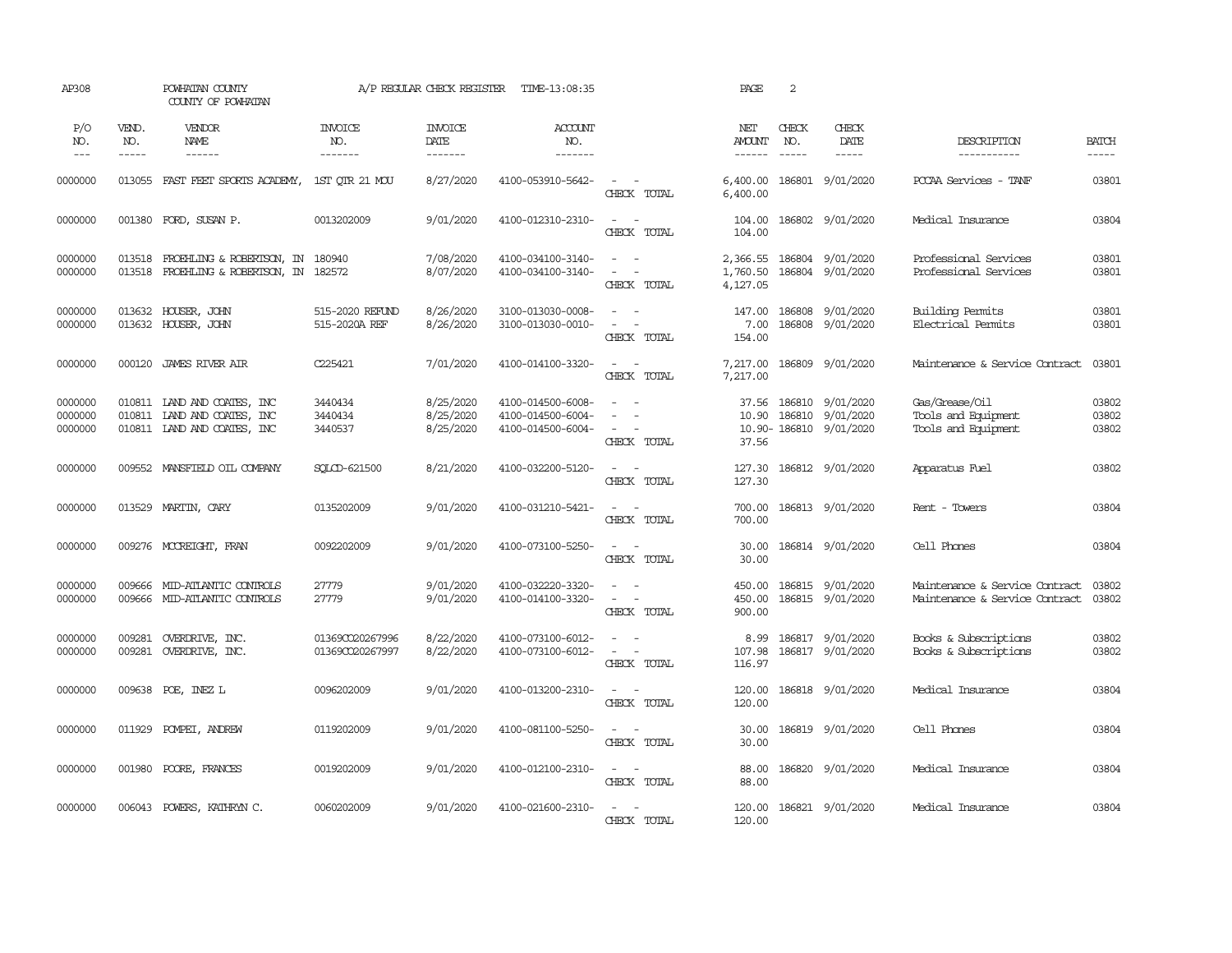AP308 POWHATAN COUNTY A/P REGULAR CHECK REGISTER TIME-13:08:35 PAGE 2

COUNTY OF POWHATAN

| P/O NO. | VEND. NO. | VENDOR NAME | INVOICE NO. | INVOICE DATE | ACCOUNT NO. | | NET AMOUNT | CHECK NO. | CHECK DATE | DESCRIPTION | BATCH |
|---|---|---|---|---|---|---|---|---|---|---|---|
| --- | ----- | ------ | ------- | ------- | ------- | | ------ | ----- | ----- | ----------- | ----- |
| 0000000 | 013055 | FAST FEET SPORTS ACADEMY, | 1ST QTR 21 MOU | 8/27/2020 | 4100-053910-5642- | - - | 6,400.00 | 186801 | 9/01/2020 | PCCAA Services - TANF | 03801 |
| | | | | | | CHECK TOTAL | 6,400.00 | | | | |
| 0000000 | 001380 | FORD, SUSAN P. | 0013202009 | 9/01/2020 | 4100-012310-2310- | - - | 104.00 | 186802 | 9/01/2020 | Medical Insurance | 03804 |
| | | | | | | CHECK TOTAL | 104.00 | | | | |
| 0000000 | 013518 | FROEHLING & ROBERTSON, IN | 180940 | 7/08/2020 | 4100-034100-3140- | - - | 2,366.55 | 186804 | 9/01/2020 | Professional Services | 03801 |
| 0000000 | 013518 | FROEHLING & ROBERTSON, IN | 182572 | 8/07/2020 | 4100-034100-3140- | - - | 1,760.50 | 186804 | 9/01/2020 | Professional Services | 03801 |
| | | | | | | CHECK TOTAL | 4,127.05 | | | | |
| 0000000 | 013632 | HOUSER, JOHN | 515-2020 REFUND | 8/26/2020 | 3100-013030-0008- | - - | 147.00 | 186808 | 9/01/2020 | Building Permits | 03801 |
| 0000000 | 013632 | HOUSER, JOHN | 515-2020A REF | 8/26/2020 | 3100-013030-0010- | - - | 7.00 | 186808 | 9/01/2020 | Electrical Permits | 03801 |
| | | | | | | CHECK TOTAL | 154.00 | | | | |
| 0000000 | 000120 | JAMES RIVER AIR | C225421 | 7/01/2020 | 4100-014100-3320- | - - | 7,217.00 | 186809 | 9/01/2020 | Maintenance & Service Contract | 03801 |
| | | | | | | CHECK TOTAL | 7,217.00 | | | | |
| 0000000 | 010811 | LAND AND COATES, INC | 3440434 | 8/25/2020 | 4100-014500-6008- | - - | 37.56 | 186810 | 9/01/2020 | Gas/Grease/Oil | 03802 |
| 0000000 | 010811 | LAND AND COATES, INC | 3440434 | 8/25/2020 | 4100-014500-6004- | - - | 10.90 | 186810 | 9/01/2020 | Tools and Equipment | 03802 |
| 0000000 | 010811 | LAND AND COATES, INC | 3440537 | 8/25/2020 | 4100-014500-6004- | - - | 10.90- | 186810 | 9/01/2020 | Tools and Equipment | 03802 |
| | | | | | | CHECK TOTAL | 37.56 | | | | |
| 0000000 | 009552 | MANSFIELD OIL COMPANY | SQLCD-621500 | 8/21/2020 | 4100-032200-5120- | - - | 127.30 | 186812 | 9/01/2020 | Apparatus Fuel | 03802 |
| | | | | | | CHECK TOTAL | 127.30 | | | | |
| 0000000 | 013529 | MARTIN, CARY | 0135202009 | 9/01/2020 | 4100-031210-5421- | - - | 700.00 | 186813 | 9/01/2020 | Rent - Towers | 03804 |
| | | | | | | CHECK TOTAL | 700.00 | | | | |
| 0000000 | 009276 | MCCREIGHT, FRAN | 0092202009 | 9/01/2020 | 4100-073100-5250- | - - | 30.00 | 186814 | 9/01/2020 | Cell Phones | 03804 |
| | | | | | | CHECK TOTAL | 30.00 | | | | |
| 0000000 | 009666 | MID-ATLANTIC CONTROLS | 27779 | 9/01/2020 | 4100-032220-3320- | - - | 450.00 | 186815 | 9/01/2020 | Maintenance & Service Contract | 03802 |
| 0000000 | 009666 | MID-ATLANTIC CONTROLS | 27779 | 9/01/2020 | 4100-014100-3320- | - - | 450.00 | 186815 | 9/01/2020 | Maintenance & Service Contract | 03802 |
| | | | | | | CHECK TOTAL | 900.00 | | | | |
| 0000000 | 009281 | OVERDRIVE, INC. | 01369CO20267996 | 8/22/2020 | 4100-073100-6012- | - - | 8.99 | 186817 | 9/01/2020 | Books & Subscriptions | 03802 |
| 0000000 | 009281 | OVERDRIVE, INC. | 01369CO20267997 | 8/22/2020 | 4100-073100-6012- | - - | 107.98 | 186817 | 9/01/2020 | Books & Subscriptions | 03802 |
| | | | | | | CHECK TOTAL | 116.97 | | | | |
| 0000000 | 009638 | POE, INEZ L | 0096202009 | 9/01/2020 | 4100-013200-2310- | - - | 120.00 | 186818 | 9/01/2020 | Medical Insurance | 03804 |
| | | | | | | CHECK TOTAL | 120.00 | | | | |
| 0000000 | 011929 | POMPEI, ANDREW | 0119202009 | 9/01/2020 | 4100-081100-5250- | - - | 30.00 | 186819 | 9/01/2020 | Cell Phones | 03804 |
| | | | | | | CHECK TOTAL | 30.00 | | | | |
| 0000000 | 001980 | POORE, FRANCES | 0019202009 | 9/01/2020 | 4100-012100-2310- | - - | 88.00 | 186820 | 9/01/2020 | Medical Insurance | 03804 |
| | | | | | | CHECK TOTAL | 88.00 | | | | |
| 0000000 | 006043 | POWERS, KATHRYN C. | 0060202009 | 9/01/2020 | 4100-021600-2310- | - - | 120.00 | 186821 | 9/01/2020 | Medical Insurance | 03804 |
| | | | | | | CHECK TOTAL | 120.00 | | | | |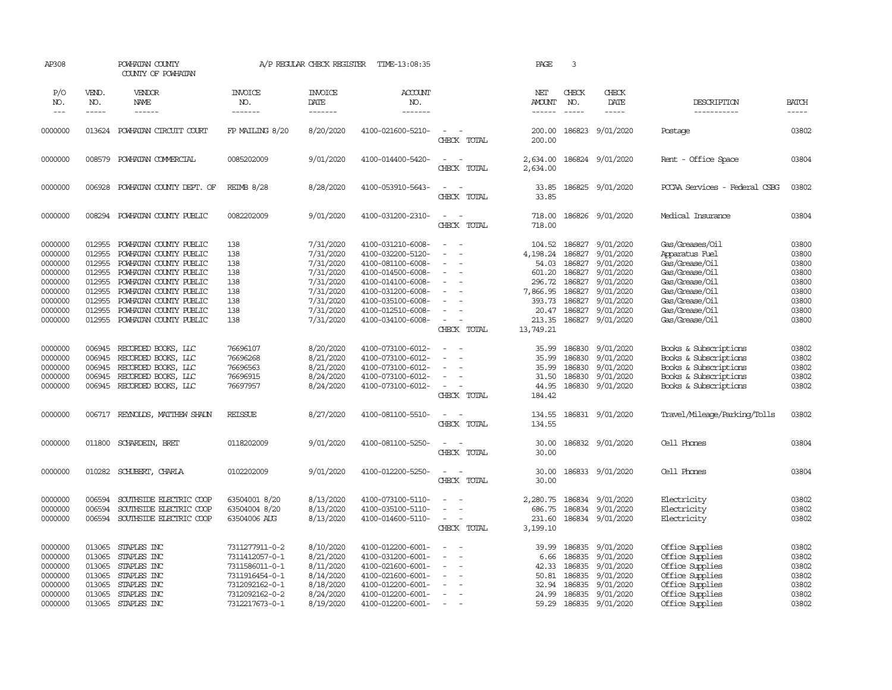AP308 POWHATAN COUNTY A/P REGULAR CHECK REGISTER TIME-13:08:35 PAGE 3

COUNTY OF POWHATAN

| P/O NO. | VEND. NO. | VENDOR NAME | INVOICE NO. | INVOICE DATE | ACCOUNT NO. | | NET AMOUNT | CHECK NO. | CHECK DATE | DESCRIPTION | BATCH |
|---|---|---|---|---|---|---|---|---|---|---|---|
| 0000000 | 013624 | POWHATAN CIRCUIT COURT | FP MAILING 8/20 | 8/20/2020 | 4100-021600-5210- | - - | 200.00 | 186823 | 9/01/2020 | Postage | 03802 |
| | | | | | | CHECK TOTAL | 200.00 | | | | |
| 0000000 | 008579 | POWHATAN COMMERCIAL | 0085202009 | 9/01/2020 | 4100-014400-5420- | - - | 2,634.00 | 186824 | 9/01/2020 | Rent - Office Space | 03804 |
| | | | | | | CHECK TOTAL | 2,634.00 | | | | |
| 0000000 | 006928 | POWHATAN COUNTY DEPT. OF | REIMB 8/28 | 8/28/2020 | 4100-053910-5643- | - - | 33.85 | 186825 | 9/01/2020 | PCCAA Services - Federal CSBG | 03802 |
| | | | | | | CHECK TOTAL | 33.85 | | | | |
| 0000000 | 008294 | POWHATAN COUNTY PUBLIC | 0082202009 | 9/01/2020 | 4100-031200-2310- | - - | 718.00 | 186826 | 9/01/2020 | Medical Insurance | 03804 |
| | | | | | | CHECK TOTAL | 718.00 | | | | |
| 0000000 | 012955 | POWHATAN COUNTY PUBLIC | 138 | 7/31/2020 | 4100-031210-6008- | - - | 104.52 | 186827 | 9/01/2020 | Gas/Greases/Oil | 03800 |
| 0000000 | 012955 | POWHATAN COUNTY PUBLIC | 138 | 7/31/2020 | 4100-032200-5120- | - - | 4,198.24 | 186827 | 9/01/2020 | Apparatus Fuel | 03800 |
| 0000000 | 012955 | POWHATAN COUNTY PUBLIC | 138 | 7/31/2020 | 4100-081100-6008- | - - | 54.03 | 186827 | 9/01/2020 | Gas/Grease/Oil | 03800 |
| 0000000 | 012955 | POWHATAN COUNTY PUBLIC | 138 | 7/31/2020 | 4100-014500-6008- | - - | 601.20 | 186827 | 9/01/2020 | Gas/Grease/Oil | 03800 |
| 0000000 | 012955 | POWHATAN COUNTY PUBLIC | 138 | 7/31/2020 | 4100-014100-6008- | - - | 296.72 | 186827 | 9/01/2020 | Gas/Grease/Oil | 03800 |
| 0000000 | 012955 | POWHATAN COUNTY PUBLIC | 138 | 7/31/2020 | 4100-031200-6008- | - - | 7,866.95 | 186827 | 9/01/2020 | Gas/Grease/Oil | 03800 |
| 0000000 | 012955 | POWHATAN COUNTY PUBLIC | 138 | 7/31/2020 | 4100-035100-6008- | - - | 393.73 | 186827 | 9/01/2020 | Gas/Grease/Oil | 03800 |
| 0000000 | 012955 | POWHATAN COUNTY PUBLIC | 138 | 7/31/2020 | 4100-012510-6008- | - - | 20.47 | 186827 | 9/01/2020 | Gas/Grease/Oil | 03800 |
| 0000000 | 012955 | POWHATAN COUNTY PUBLIC | 138 | 7/31/2020 | 4100-034100-6008- | - - | 213.35 | 186827 | 9/01/2020 | Gas/Grease/Oil | 03800 |
| | | | | | | CHECK TOTAL | 13,749.21 | | | | |
| 0000000 | 006945 | RECORDED BOOKS, LLC | 76696107 | 8/20/2020 | 4100-073100-6012- | - - | 35.99 | 186830 | 9/01/2020 | Books & Subscriptions | 03802 |
| 0000000 | 006945 | RECORDED BOOKS, LLC | 76696268 | 8/21/2020 | 4100-073100-6012- | - - | 35.99 | 186830 | 9/01/2020 | Books & Subscriptions | 03802 |
| 0000000 | 006945 | RECORDED BOOKS, LLC | 76696563 | 8/21/2020 | 4100-073100-6012- | - - | 35.99 | 186830 | 9/01/2020 | Books & Subscriptions | 03802 |
| 0000000 | 006945 | RECORDED BOOKS, LLC | 76696915 | 8/24/2020 | 4100-073100-6012- | - - | 31.50 | 186830 | 9/01/2020 | Books & Subscriptions | 03802 |
| 0000000 | 006945 | RECORDED BOOKS, LLC | 76697957 | 8/24/2020 | 4100-073100-6012- | - - | 44.95 | 186830 | 9/01/2020 | Books & Subscriptions | 03802 |
| | | | | | | CHECK TOTAL | 184.42 | | | | |
| 0000000 | 006717 | REYNOLDS, MATTHEW SHAUN | REISSUE | 8/27/2020 | 4100-081100-5510- | - - | 134.55 | 186831 | 9/01/2020 | Travel/Mileage/Parking/Tolls | 03802 |
| | | | | | | CHECK TOTAL | 134.55 | | | | |
| 0000000 | 011800 | SCHARDEIN, BRET | 0118202009 | 9/01/2020 | 4100-081100-5250- | - - | 30.00 | 186832 | 9/01/2020 | Cell Phones | 03804 |
| | | | | | | CHECK TOTAL | 30.00 | | | | |
| 0000000 | 010282 | SCHUBERT, CHARLA | 0102202009 | 9/01/2020 | 4100-012200-5250- | - - | 30.00 | 186833 | 9/01/2020 | Cell Phones | 03804 |
| | | | | | | CHECK TOTAL | 30.00 | | | | |
| 0000000 | 006594 | SOUTHSIDE ELECTRIC COOP | 63504001 8/20 | 8/13/2020 | 4100-073100-5110- | - - | 2,280.75 | 186834 | 9/01/2020 | Electricity | 03802 |
| 0000000 | 006594 | SOUTHSIDE ELECTRIC COOP | 63504004 8/20 | 8/13/2020 | 4100-035100-5110- | - - | 686.75 | 186834 | 9/01/2020 | Electricity | 03802 |
| 0000000 | 006594 | SOUTHSIDE ELECTRIC COOP | 63504006 AUG | 8/13/2020 | 4100-014600-5110- | - - | 231.60 | 186834 | 9/01/2020 | Electricity | 03802 |
| | | | | | | CHECK TOTAL | 3,199.10 | | | | |
| 0000000 | 013065 | STAPLES INC | 7311277911-0-2 | 8/10/2020 | 4100-012200-6001- | - - | 39.99 | 186835 | 9/01/2020 | Office Supplies | 03802 |
| 0000000 | 013065 | STAPLES INC | 7311412057-0-1 | 8/21/2020 | 4100-031200-6001- | - - | 6.66 | 186835 | 9/01/2020 | Office Supplies | 03802 |
| 0000000 | 013065 | STAPLES INC | 7311586011-0-1 | 8/11/2020 | 4100-021600-6001- | - - | 42.33 | 186835 | 9/01/2020 | Office Supplies | 03802 |
| 0000000 | 013065 | STAPLES INC | 7311916454-0-1 | 8/14/2020 | 4100-021600-6001- | - - | 50.81 | 186835 | 9/01/2020 | Office Supplies | 03802 |
| 0000000 | 013065 | STAPLES INC | 7312092162-0-1 | 8/18/2020 | 4100-012200-6001- | - - | 32.94 | 186835 | 9/01/2020 | Office Supplies | 03802 |
| 0000000 | 013065 | STAPLES INC | 7312092162-0-2 | 8/24/2020 | 4100-012200-6001- | - - | 24.99 | 186835 | 9/01/2020 | Office Supplies | 03802 |
| 0000000 | 013065 | STAPLES INC | 7312217673-0-1 | 8/19/2020 | 4100-012200-6001- | - - | 59.29 | 186835 | 9/01/2020 | Office Supplies | 03802 |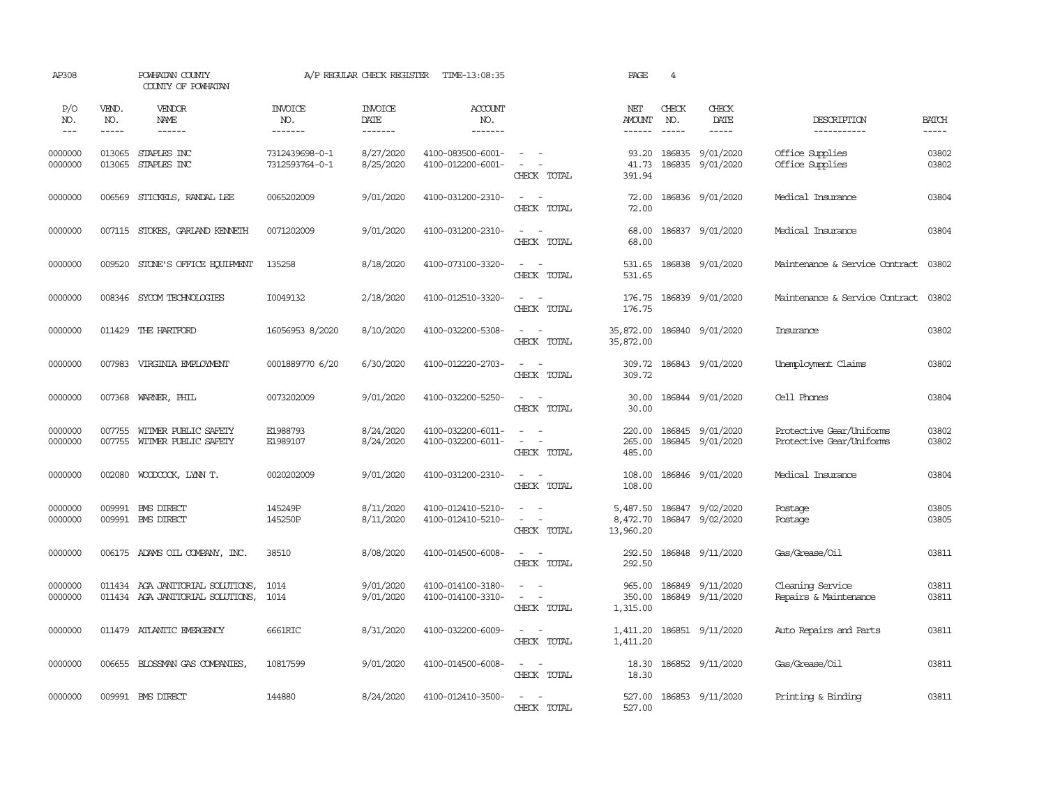AP308 POWHATAN COUNTY A/P REGULAR CHECK REGISTER TIME-13:08:35 PAGE 4

COUNTY OF POWHATAN

| P/O NO. | VEND. NO. | VENDOR NAME | INVOICE NO. | INVOICE DATE | ACCOUNT NO. | | NET AMOUNT | CHECK NO. | CHECK DATE | DESCRIPTION | BATCH |
|---|---|---|---|---|---|---|---|---|---|---|---|
| 0000000 | 013065 | STAPLES INC | 7312439698-0-1 | 8/27/2020 | 4100-083500-6001- | - - | 93.20 | 186835 | 9/01/2020 | Office Supplies | 03802 |
| 0000000 | 013065 | STAPLES INC | 7312593764-0-1 | 8/25/2020 | 4100-012200-6001- | - - | 41.73 | 186835 | 9/01/2020 | Office Supplies | 03802 |
| | | | | | | CHECK TOTAL | 391.94 | | | | |
| 0000000 | 006569 | STICKELS, RANDAL LEE | 0065202009 | 9/01/2020 | 4100-031200-2310- | - - | 72.00 | 186836 | 9/01/2020 | Medical Insurance | 03804 |
| | | | | | | CHECK TOTAL | 72.00 | | | | |
| 0000000 | 007115 | STOKES, GARLAND KENNETH | 0071202009 | 9/01/2020 | 4100-031200-2310- | - - | 68.00 | 186837 | 9/01/2020 | Medical Insurance | 03804 |
| | | | | | | CHECK TOTAL | 68.00 | | | | |
| 0000000 | 009520 | STONE'S OFFICE EQUIPMENT | 135258 | 8/18/2020 | 4100-073100-3320- | - - | 531.65 | 186838 | 9/01/2020 | Maintenance & Service Contract | 03802 |
| | | | | | | CHECK TOTAL | 531.65 | | | | |
| 0000000 | 008346 | SYCOM TECHNOLOGIES | I0049132 | 2/18/2020 | 4100-012510-3320- | - - | 176.75 | 186839 | 9/01/2020 | Maintenance & Service Contract | 03802 |
| | | | | | | CHECK TOTAL | 176.75 | | | | |
| 0000000 | 011429 | THE HARTFORD | 16056953 8/2020 | 8/10/2020 | 4100-032200-5308- | - - | 35,872.00 | 186840 | 9/01/2020 | Insurance | 03802 |
| | | | | | | CHECK TOTAL | 35,872.00 | | | | |
| 0000000 | 007983 | VIRGINIA EMPLOYMENT | 0001889770 6/20 | 6/30/2020 | 4100-012220-2703- | - - | 309.72 | 186843 | 9/01/2020 | Unemployment Claims | 03802 |
| | | | | | | CHECK TOTAL | 309.72 | | | | |
| 0000000 | 007368 | WARNER, PHIL | 0073202009 | 9/01/2020 | 4100-032200-5250- | - - | 30.00 | 186844 | 9/01/2020 | Cell Phones | 03804 |
| | | | | | | CHECK TOTAL | 30.00 | | | | |
| 0000000 | 007755 | WITMER PUBLIC SAFETY | E1988793 | 8/24/2020 | 4100-032200-6011- | - - | 220.00 | 186845 | 9/01/2020 | Protective Gear/Uniforms | 03802 |
| 0000000 | 007755 | WITMER PUBLIC SAFETY | E1989107 | 8/24/2020 | 4100-032200-6011- | - - | 265.00 | 186845 | 9/01/2020 | Protective Gear/Uniforms | 03802 |
| | | | | | | CHECK TOTAL | 485.00 | | | | |
| 0000000 | 002080 | WOODCOCK, LYNN T. | 0020202009 | 9/01/2020 | 4100-031200-2310- | - - | 108.00 | 186846 | 9/01/2020 | Medical Insurance | 03804 |
| | | | | | | CHECK TOTAL | 108.00 | | | | |
| 0000000 | 009991 | BMS DIRECT | 145249P | 8/11/2020 | 4100-012410-5210- | - - | 5,487.50 | 186847 | 9/02/2020 | Postage | 03805 |
| 0000000 | 009991 | BMS DIRECT | 145250P | 8/11/2020 | 4100-012410-5210- | - - | 8,472.70 | 186847 | 9/02/2020 | Postage | 03805 |
| | | | | | | CHECK TOTAL | 13,960.20 | | | | |
| 0000000 | 006175 | ADAMS OIL COMPANY, INC. | 38510 | 8/08/2020 | 4100-014500-6008- | - - | 292.50 | 186848 | 9/11/2020 | Gas/Grease/Oil | 03811 |
| | | | | | | CHECK TOTAL | 292.50 | | | | |
| 0000000 | 011434 | AGA JANITORIAL SOLUTIONS, | 1014 | 9/01/2020 | 4100-014100-3180- | - - | 965.00 | 186849 | 9/11/2020 | Cleaning Service | 03811 |
| 0000000 | 011434 | AGA JANITORIAL SOLUTIONS, | 1014 | 9/01/2020 | 4100-014100-3310- | - - | 350.00 | 186849 | 9/11/2020 | Repairs & Maintenance | 03811 |
| | | | | | | CHECK TOTAL | 1,315.00 | | | | |
| 0000000 | 011479 | ATLANTIC EMERGENCY | 6661RIC | 8/31/2020 | 4100-032200-6009- | - - | 1,411.20 | 186851 | 9/11/2020 | Auto Repairs and Parts | 03811 |
| | | | | | | CHECK TOTAL | 1,411.20 | | | | |
| 0000000 | 006655 | BLOSSMAN GAS COMPANIES, | 10817599 | 9/01/2020 | 4100-014500-6008- | - - | 18.30 | 186852 | 9/11/2020 | Gas/Grease/Oil | 03811 |
| | | | | | | CHECK TOTAL | 18.30 | | | | |
| 0000000 | 009991 | BMS DIRECT | 144880 | 8/24/2020 | 4100-012410-3500- | - - | 527.00 | 186853 | 9/11/2020 | Printing & Binding | 03811 |
| | | | | | | CHECK TOTAL | 527.00 | | | | |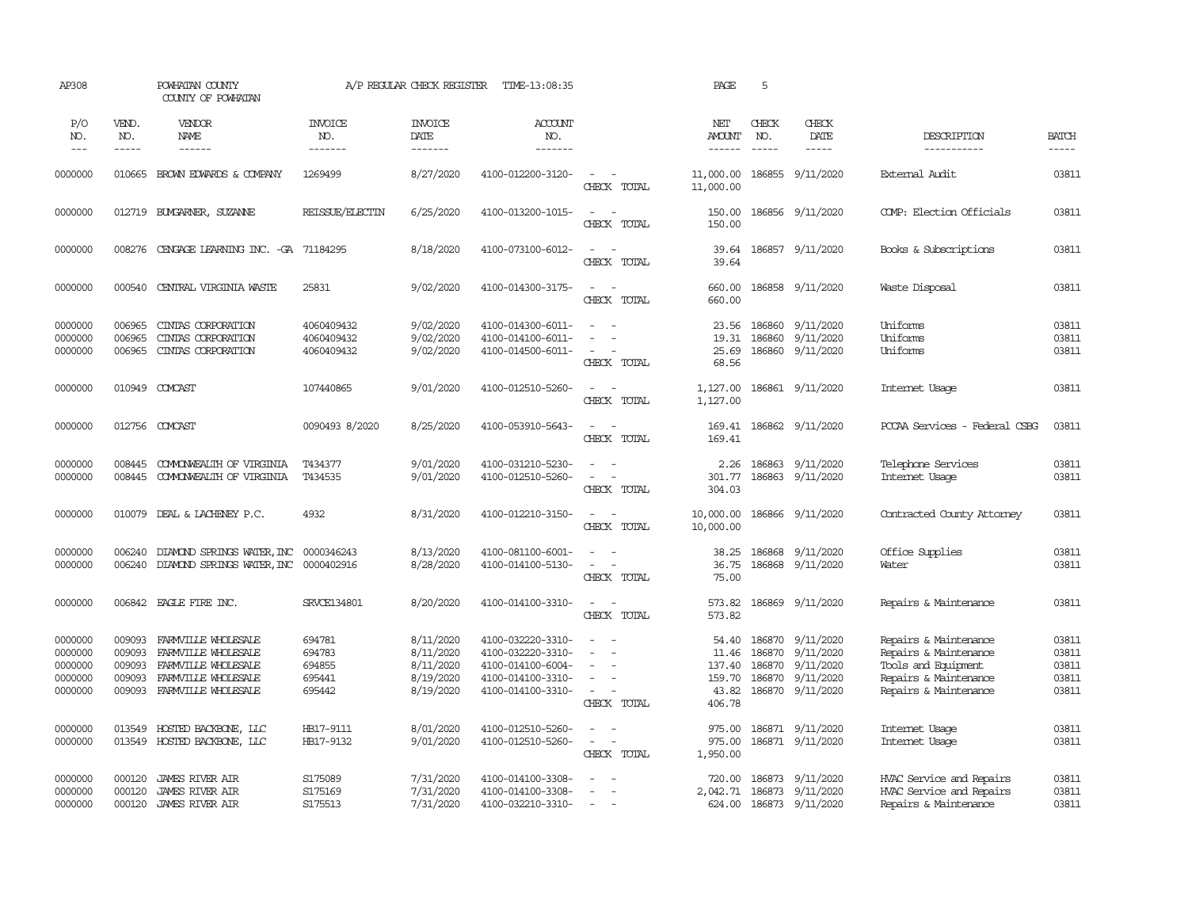AP308 POWHATAN COUNTY A/P REGULAR CHECK REGISTER TIME-13:08:35 PAGE 5
COUNTY OF POWHATAN

| P/O NO. | VEND. NO. | VENDOR NAME | INVOICE NO. | INVOICE DATE | ACCOUNT NO. | | NET AMOUNT | CHECK NO. | CHECK DATE | DESCRIPTION | BATCH |
|---|---|---|---|---|---|---|---|---|---|---|---|
| 0000000 | 010665 | BROWN EDWARDS & COMPANY | 1269499 | 8/27/2020 | 4100-012200-3120- | - - | 11,000.00 | 186855 | 9/11/2020 | External Audit | 03811 |
| | | | | | | CHECK TOTAL | 11,000.00 | | | | |
| 0000000 | 012719 | BUMGARNER, SUZANNE | REISSUE/ELECTIN | 6/25/2020 | 4100-013200-1015- | - - | 150.00 | 186856 | 9/11/2020 | COMP: Election Officials | 03811 |
| | | | | | | CHECK TOTAL | 150.00 | | | | |
| 0000000 | 008276 | CENGAGE LEARNING INC. -GA | 71184295 | 8/18/2020 | 4100-073100-6012- | - - | 39.64 | 186857 | 9/11/2020 | Books & Subscriptions | 03811 |
| | | | | | | CHECK TOTAL | 39.64 | | | | |
| 0000000 | 000540 | CENTRAL VIRGINIA WASTE | 25831 | 9/02/2020 | 4100-014300-3175- | - - | 660.00 | 186858 | 9/11/2020 | Waste Disposal | 03811 |
| | | | | | | CHECK TOTAL | 660.00 | | | | |
| 0000000 | 006965 | CINTAS CORPORATION | 4060409432 | 9/02/2020 | 4100-014300-6011- | - - | 23.56 | 186860 | 9/11/2020 | Uniforms | 03811 |
| 0000000 | 006965 | CINTAS CORPORATION | 4060409432 | 9/02/2020 | 4100-014100-6011- | - - | 19.31 | 186860 | 9/11/2020 | Uniforms | 03811 |
| 0000000 | 006965 | CINTAS CORPORATION | 4060409432 | 9/02/2020 | 4100-014500-6011- | - - | 25.69 | 186860 | 9/11/2020 | Uniforms | 03811 |
| | | | | | | CHECK TOTAL | 68.56 | | | | |
| 0000000 | 010949 | COMCAST | 107440865 | 9/01/2020 | 4100-012510-5260- | - - | 1,127.00 | 186861 | 9/11/2020 | Internet Usage | 03811 |
| | | | | | | CHECK TOTAL | 1,127.00 | | | | |
| 0000000 | 012756 | COMCAST | 0090493 8/2020 | 8/25/2020 | 4100-053910-5643- | - - | 169.41 | 186862 | 9/11/2020 | PCCAA Services - Federal CSBG | 03811 |
| | | | | | | CHECK TOTAL | 169.41 | | | | |
| 0000000 | 008445 | COMMONWEALTH OF VIRGINIA | T434377 | 9/01/2020 | 4100-031210-5230- | - - | 2.26 | 186863 | 9/11/2020 | Telephone Services | 03811 |
| 0000000 | 008445 | COMMONWEALTH OF VIRGINIA | T434535 | 9/01/2020 | 4100-012510-5260- | - - | 301.77 | 186863 | 9/11/2020 | Internet Usage | 03811 |
| | | | | | | CHECK TOTAL | 304.03 | | | | |
| 0000000 | 010079 | DEAL & LACHENEY P.C. | 4932 | 8/31/2020 | 4100-012210-3150- | - - | 10,000.00 | 186866 | 9/11/2020 | Contracted County Attorney | 03811 |
| | | | | | | CHECK TOTAL | 10,000.00 | | | | |
| 0000000 | 006240 | DIAMOND SPRINGS WATER, INC | 0000346243 | 8/13/2020 | 4100-081100-6001- | - - | 38.25 | 186868 | 9/11/2020 | Office Supplies | 03811 |
| 0000000 | 006240 | DIAMOND SPRINGS WATER, INC | 0000402916 | 8/28/2020 | 4100-014100-5130- | - - | 36.75 | 186868 | 9/11/2020 | Water | 03811 |
| | | | | | | CHECK TOTAL | 75.00 | | | | |
| 0000000 | 006842 | EAGLE FIRE INC. | SRVCE134801 | 8/20/2020 | 4100-014100-3310- | - - | 573.82 | 186869 | 9/11/2020 | Repairs & Maintenance | 03811 |
| | | | | | | CHECK TOTAL | 573.82 | | | | |
| 0000000 | 009093 | FARMVILLE WHOLESALE | 694781 | 8/11/2020 | 4100-032220-3310- | - - | 54.40 | 186870 | 9/11/2020 | Repairs & Maintenance | 03811 |
| 0000000 | 009093 | FARMVILLE WHOLESALE | 694783 | 8/11/2020 | 4100-032220-3310- | - - | 11.46 | 186870 | 9/11/2020 | Repairs & Maintenance | 03811 |
| 0000000 | 009093 | FARMVILLE WHOLESALE | 694855 | 8/11/2020 | 4100-014100-6004- | - - | 137.40 | 186870 | 9/11/2020 | Tools and Equipment | 03811 |
| 0000000 | 009093 | FARMVILLE WHOLESALE | 695441 | 8/19/2020 | 4100-014100-3310- | - - | 159.70 | 186870 | 9/11/2020 | Repairs & Maintenance | 03811 |
| 0000000 | 009093 | FARMVILLE WHOLESALE | 695442 | 8/19/2020 | 4100-014100-3310- | - - | 43.82 | 186870 | 9/11/2020 | Repairs & Maintenance | 03811 |
| | | | | | | CHECK TOTAL | 406.78 | | | | |
| 0000000 | 013549 | HOSTED BACKBONE, LLC | HB17-9111 | 8/01/2020 | 4100-012510-5260- | - - | 975.00 | 186871 | 9/11/2020 | Internet Usage | 03811 |
| 0000000 | 013549 | HOSTED BACKBONE, LLC | HB17-9132 | 9/01/2020 | 4100-012510-5260- | - - | 975.00 | 186871 | 9/11/2020 | Internet Usage | 03811 |
| | | | | | | CHECK TOTAL | 1,950.00 | | | | |
| 0000000 | 000120 | JAMES RIVER AIR | S175089 | 7/31/2020 | 4100-014100-3308- | - - | 720.00 | 186873 | 9/11/2020 | HVAC Service and Repairs | 03811 |
| 0000000 | 000120 | JAMES RIVER AIR | S175169 | 7/31/2020 | 4100-014100-3308- | - - | 2,042.71 | 186873 | 9/11/2020 | HVAC Service and Repairs | 03811 |
| 0000000 | 000120 | JAMES RIVER AIR | S175513 | 7/31/2020 | 4100-032210-3310- | - - | 624.00 | 186873 | 9/11/2020 | Repairs & Maintenance | 03811 |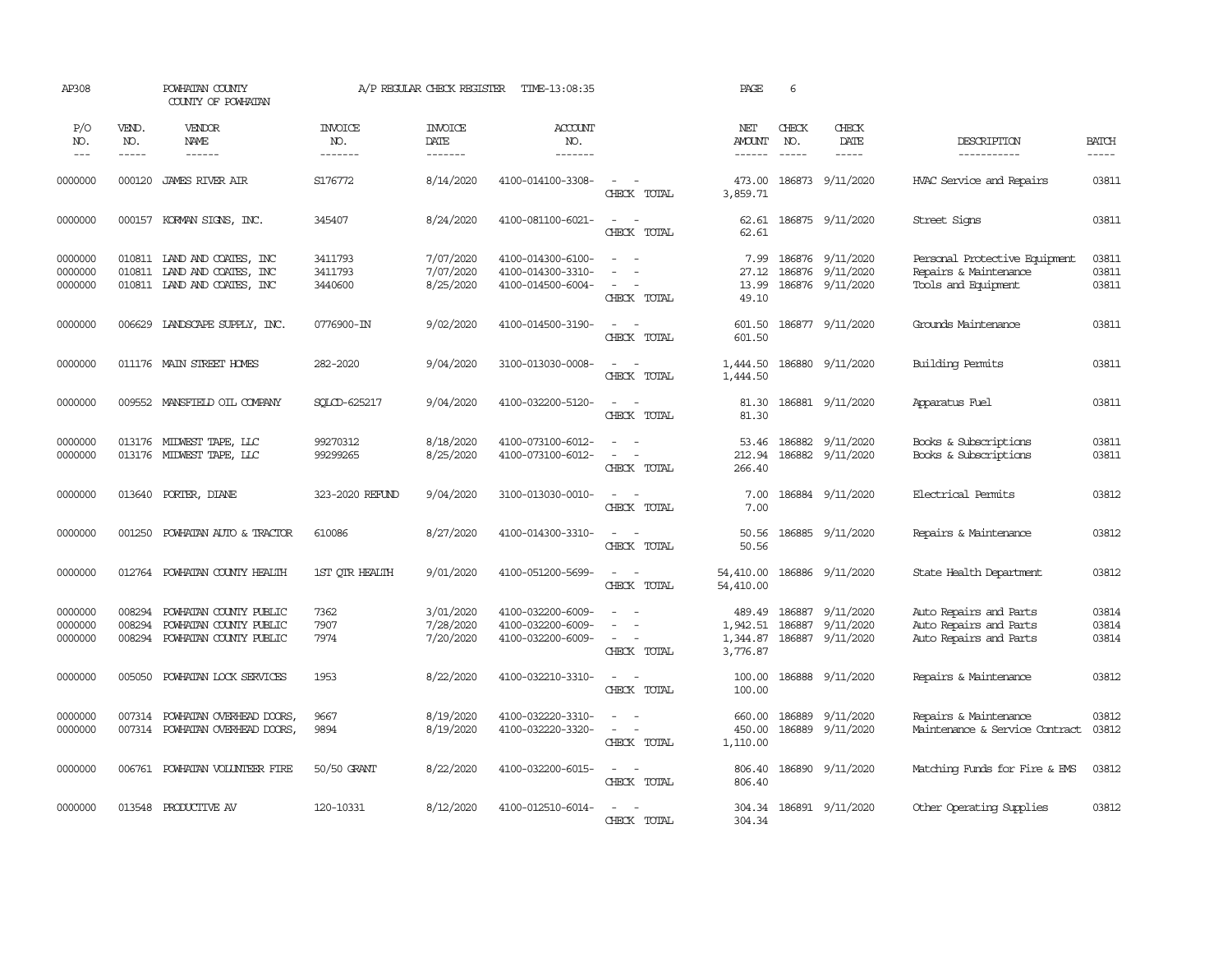AP308 POWHATAN COUNTY A/P REGULAR CHECK REGISTER TIME-13:08:35 PAGE 6
COUNTY OF POWHATAN

| P/O NO. | VEND. NO. | VENDOR NAME | INVOICE NO. | INVOICE DATE | ACCOUNT NO. | | NET AMOUNT | CHECK NO. | CHECK DATE | DESCRIPTION | BATCH |
|---|---|---|---|---|---|---|---|---|---|---|---|
| 0000000 | 000120 | JAMES RIVER AIR | S176772 | 8/14/2020 | 4100-014100-3308- | - - | 473.00 | 186873 | 9/11/2020 | HVAC Service and Repairs | 03811 |
| | | | | | | CHECK TOTAL | 3,859.71 | | | | |
| 0000000 | 000157 | KORMAN SIGNS, INC. | 345407 | 8/24/2020 | 4100-081100-6021- | - - | 62.61 | 186875 | 9/11/2020 | Street Signs | 03811 |
| | | | | | | CHECK TOTAL | 62.61 | | | | |
| 0000000 | 010811 | LAND AND COATES, INC | 3411793 | 7/07/2020 | 4100-014300-6100- | - - | 7.99 | 186876 | 9/11/2020 | Personal Protective Equipment | 03811 |
| 0000000 | 010811 | LAND AND COATES, INC | 3411793 | 7/07/2020 | 4100-014300-3310- | - - | 27.12 | 186876 | 9/11/2020 | Repairs & Maintenance | 03811 |
| 0000000 | 010811 | LAND AND COATES, INC | 3440600 | 8/25/2020 | 4100-014500-6004- | - - | 13.99 | 186876 | 9/11/2020 | Tools and Equipment | 03811 |
| | | | | | | CHECK TOTAL | 49.10 | | | | |
| 0000000 | 006629 | LANDSCAPE SUPPLY, INC. | 0776900-IN | 9/02/2020 | 4100-014500-3190- | - - | 601.50 | 186877 | 9/11/2020 | Grounds Maintenance | 03811 |
| | | | | | | CHECK TOTAL | 601.50 | | | | |
| 0000000 | 011176 | MAIN STREET HOMES | 282-2020 | 9/04/2020 | 3100-013030-0008- | - - | 1,444.50 | 186880 | 9/11/2020 | Building Permits | 03811 |
| | | | | | | CHECK TOTAL | 1,444.50 | | | | |
| 0000000 | 009552 | MANSFIELD OIL COMPANY | SQLCD-625217 | 9/04/2020 | 4100-032200-5120- | - - | 81.30 | 186881 | 9/11/2020 | Apparatus Fuel | 03811 |
| | | | | | | CHECK TOTAL | 81.30 | | | | |
| 0000000 | 013176 | MIDWEST TAPE, LLC | 99270312 | 8/18/2020 | 4100-073100-6012- | - - | 53.46 | 186882 | 9/11/2020 | Books & Subscriptions | 03811 |
| 0000000 | 013176 | MIDWEST TAPE, LLC | 99299265 | 8/25/2020 | 4100-073100-6012- | - - | 212.94 | 186882 | 9/11/2020 | Books & Subscriptions | 03811 |
| | | | | | | CHECK TOTAL | 266.40 | | | | |
| 0000000 | 013640 | PORTER, DIANE | 323-2020 REFUND | 9/04/2020 | 3100-013030-0010- | - - | 7.00 | 186884 | 9/11/2020 | Electrical Permits | 03812 |
| | | | | | | CHECK TOTAL | 7.00 | | | | |
| 0000000 | 001250 | POWHATAN AUTO & TRACTOR | 610086 | 8/27/2020 | 4100-014300-3310- | - - | 50.56 | 186885 | 9/11/2020 | Repairs & Maintenance | 03812 |
| | | | | | | CHECK TOTAL | 50.56 | | | | |
| 0000000 | 012764 | POWHATAN COUNTY HEALTH | 1ST QTR HEALTH | 9/01/2020 | 4100-051200-5699- | - - | 54,410.00 | 186886 | 9/11/2020 | State Health Department | 03812 |
| | | | | | | CHECK TOTAL | 54,410.00 | | | | |
| 0000000 | 008294 | POWHATAN COUNTY PUBLIC | 7362 | 3/01/2020 | 4100-032200-6009- | - - | 489.49 | 186887 | 9/11/2020 | Auto Repairs and Parts | 03814 |
| 0000000 | 008294 | POWHATAN COUNTY PUBLIC | 7907 | 7/28/2020 | 4100-032200-6009- | - - | 1,942.51 | 186887 | 9/11/2020 | Auto Repairs and Parts | 03814 |
| 0000000 | 008294 | POWHATAN COUNTY PUBLIC | 7974 | 7/20/2020 | 4100-032200-6009- | - - | 1,344.87 | 186887 | 9/11/2020 | Auto Repairs and Parts | 03814 |
| | | | | | | CHECK TOTAL | 3,776.87 | | | | |
| 0000000 | 005050 | POWHATAN LOCK SERVICES | 1953 | 8/22/2020 | 4100-032210-3310- | - - | 100.00 | 186888 | 9/11/2020 | Repairs & Maintenance | 03812 |
| | | | | | | CHECK TOTAL | 100.00 | | | | |
| 0000000 | 007314 | POWHATAN OVERHEAD DOORS, | 9667 | 8/19/2020 | 4100-032220-3310- | - - | 660.00 | 186889 | 9/11/2020 | Repairs & Maintenance | 03812 |
| 0000000 | 007314 | POWHATAN OVERHEAD DOORS, | 9894 | 8/19/2020 | 4100-032220-3320- | - - | 450.00 | 186889 | 9/11/2020 | Maintenance & Service Contract | 03812 |
| | | | | | | CHECK TOTAL | 1,110.00 | | | | |
| 0000000 | 006761 | POWHATAN VOLUNTEER FIRE | 50/50 GRANT | 8/22/2020 | 4100-032200-6015- | - - | 806.40 | 186890 | 9/11/2020 | Matching Funds for Fire & EMS | 03812 |
| | | | | | | CHECK TOTAL | 806.40 | | | | |
| 0000000 | 013548 | PRODUCTIVE AV | 120-10331 | 8/12/2020 | 4100-012510-6014- | - - | 304.34 | 186891 | 9/11/2020 | Other Operating Supplies | 03812 |
| | | | | | | CHECK TOTAL | 304.34 | | | | |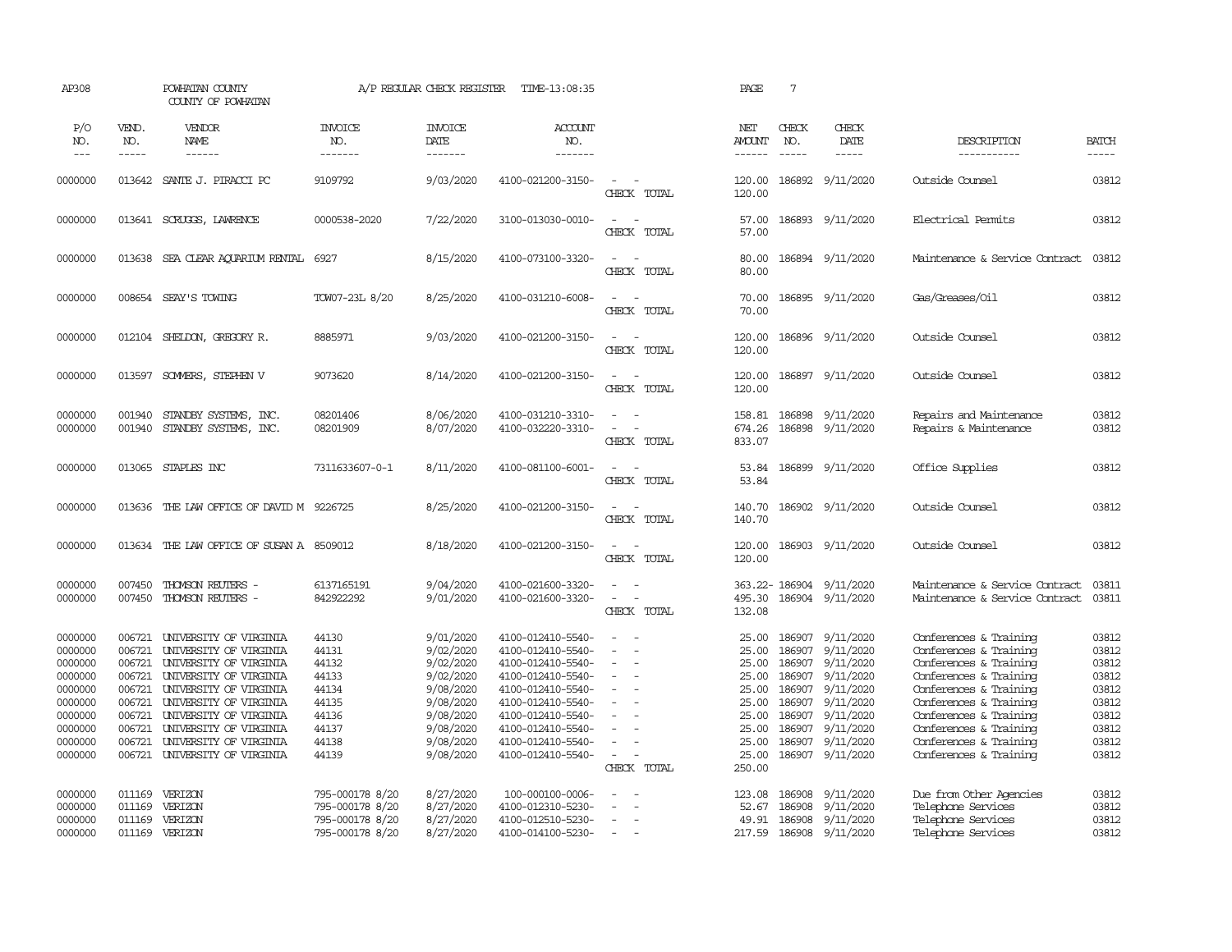AP308 POWHATAN COUNTY A/P REGULAR CHECK REGISTER TIME-13:08:35 PAGE 7

COUNTY OF POWHATAN

| P/O NO. | VEND. NO. | VENDOR NAME | INVOICE NO. | INVOICE DATE | ACCOUNT NO. | | NET AMOUNT | CHECK NO. | CHECK DATE | DESCRIPTION | BATCH |
|---|---|---|---|---|---|---|---|---|---|---|---|
| 0000000 | 013642 | SANTE J. PIRACCI PC | 9109792 | 9/03/2020 | 4100-021200-3150- | - - | 120.00 | 186892 | 9/11/2020 | Outside Counsel | 03812 |
| | | | | | | CHECK TOTAL | 120.00 | | | | |
| 0000000 | 013641 | SCRUGGS, LAWRENCE | 0000538-2020 | 7/22/2020 | 3100-013030-0010- | - - | 57.00 | 186893 | 9/11/2020 | Electrical Permits | 03812 |
| | | | | | | CHECK TOTAL | 57.00 | | | | |
| 0000000 | 013638 | SEA CLEAR AQUARIUM RENTAL | 6927 | 8/15/2020 | 4100-073100-3320- | - - | 80.00 | 186894 | 9/11/2020 | Maintenance & Service Contract | 03812 |
| | | | | | | CHECK TOTAL | 80.00 | | | | |
| 0000000 | 008654 | SEAY'S TOWING | TOW07-23L 8/20 | 8/25/2020 | 4100-031210-6008- | - - | 70.00 | 186895 | 9/11/2020 | Gas/Greases/Oil | 03812 |
| | | | | | | CHECK TOTAL | 70.00 | | | | |
| 0000000 | 012104 | SHELDON, GREGORY R. | 8885971 | 9/03/2020 | 4100-021200-3150- | - - | 120.00 | 186896 | 9/11/2020 | Outside Counsel | 03812 |
| | | | | | | CHECK TOTAL | 120.00 | | | | |
| 0000000 | 013597 | SOMMERS, STEPHEN V | 9073620 | 8/14/2020 | 4100-021200-3150- | - - | 120.00 | 186897 | 9/11/2020 | Outside Counsel | 03812 |
| | | | | | | CHECK TOTAL | 120.00 | | | | |
| 0000000 | 001940 | STANDBY SYSTEMS, INC. | 08201406 | 8/06/2020 | 4100-031210-3310- | - - | 158.81 | 186898 | 9/11/2020 | Repairs and Maintenance | 03812 |
| 0000000 | 001940 | STANDBY SYSTEMS, INC. | 08201909 | 8/07/2020 | 4100-032220-3310- | - - | 674.26 | 186898 | 9/11/2020 | Repairs & Maintenance | 03812 |
| | | | | | | CHECK TOTAL | 833.07 | | | | |
| 0000000 | 013065 | STAPLES INC | 7311633607-0-1 | 8/11/2020 | 4100-081100-6001- | - - | 53.84 | 186899 | 9/11/2020 | Office Supplies | 03812 |
| | | | | | | CHECK TOTAL | 53.84 | | | | |
| 0000000 | 013636 | THE LAW OFFICE OF DAVID M | 9226725 | 8/25/2020 | 4100-021200-3150- | - - | 140.70 | 186902 | 9/11/2020 | Outside Counsel | 03812 |
| | | | | | | CHECK TOTAL | 140.70 | | | | |
| 0000000 | 013634 | THE LAW OFFICE OF SUSAN A | 8509012 | 8/18/2020 | 4100-021200-3150- | - - | 120.00 | 186903 | 9/11/2020 | Outside Counsel | 03812 |
| | | | | | | CHECK TOTAL | 120.00 | | | | |
| 0000000 | 007450 | THOMSON REUTERS - | 6137165191 | 9/04/2020 | 4100-021600-3320- | - - | 363.22- | 186904 | 9/11/2020 | Maintenance & Service Contract | 03811 |
| 0000000 | 007450 | THOMSON REUTERS - | 842922292 | 9/01/2020 | 4100-021600-3320- | - - | 495.30 | 186904 | 9/11/2020 | Maintenance & Service Contract | 03811 |
| | | | | | | CHECK TOTAL | 132.08 | | | | |
| 0000000 | 006721 | UNIVERSITY OF VIRGINIA | 44130 | 9/01/2020 | 4100-012410-5540- | - - | 25.00 | 186907 | 9/11/2020 | Conferences & Training | 03812 |
| 0000000 | 006721 | UNIVERSITY OF VIRGINIA | 44131 | 9/02/2020 | 4100-012410-5540- | - - | 25.00 | 186907 | 9/11/2020 | Conferences & Training | 03812 |
| 0000000 | 006721 | UNIVERSITY OF VIRGINIA | 44132 | 9/02/2020 | 4100-012410-5540- | - - | 25.00 | 186907 | 9/11/2020 | Conferences & Training | 03812 |
| 0000000 | 006721 | UNIVERSITY OF VIRGINIA | 44133 | 9/02/2020 | 4100-012410-5540- | - - | 25.00 | 186907 | 9/11/2020 | Conferences & Training | 03812 |
| 0000000 | 006721 | UNIVERSITY OF VIRGINIA | 44134 | 9/08/2020 | 4100-012410-5540- | - - | 25.00 | 186907 | 9/11/2020 | Conferences & Training | 03812 |
| 0000000 | 006721 | UNIVERSITY OF VIRGINIA | 44135 | 9/08/2020 | 4100-012410-5540- | - - | 25.00 | 186907 | 9/11/2020 | Conferences & Training | 03812 |
| 0000000 | 006721 | UNIVERSITY OF VIRGINIA | 44136 | 9/08/2020 | 4100-012410-5540- | - - | 25.00 | 186907 | 9/11/2020 | Conferences & Training | 03812 |
| 0000000 | 006721 | UNIVERSITY OF VIRGINIA | 44137 | 9/08/2020 | 4100-012410-5540- | - - | 25.00 | 186907 | 9/11/2020 | Conferences & Training | 03812 |
| 0000000 | 006721 | UNIVERSITY OF VIRGINIA | 44138 | 9/08/2020 | 4100-012410-5540- | - - | 25.00 | 186907 | 9/11/2020 | Conferences & Training | 03812 |
| 0000000 | 006721 | UNIVERSITY OF VIRGINIA | 44139 | 9/08/2020 | 4100-012410-5540- | - - | 25.00 | 186907 | 9/11/2020 | Conferences & Training | 03812 |
| | | | | | | CHECK TOTAL | 250.00 | | | | |
| 0000000 | 011169 | VERIZON | 795-000178 8/20 | 8/27/2020 | 100-000100-0006- | - - | 123.08 | 186908 | 9/11/2020 | Due from Other Agencies | 03812 |
| 0000000 | 011169 | VERIZON | 795-000178 8/20 | 8/27/2020 | 4100-012310-5230- | - - | 52.67 | 186908 | 9/11/2020 | Telephone Services | 03812 |
| 0000000 | 011169 | VERIZON | 795-000178 8/20 | 8/27/2020 | 4100-012510-5230- | - - | 49.91 | 186908 | 9/11/2020 | Telephone Services | 03812 |
| 0000000 | 011169 | VERIZON | 795-000178 8/20 | 8/27/2020 | 4100-014100-5230- | - - | 217.59 | 186908 | 9/11/2020 | Telephone Services | 03812 |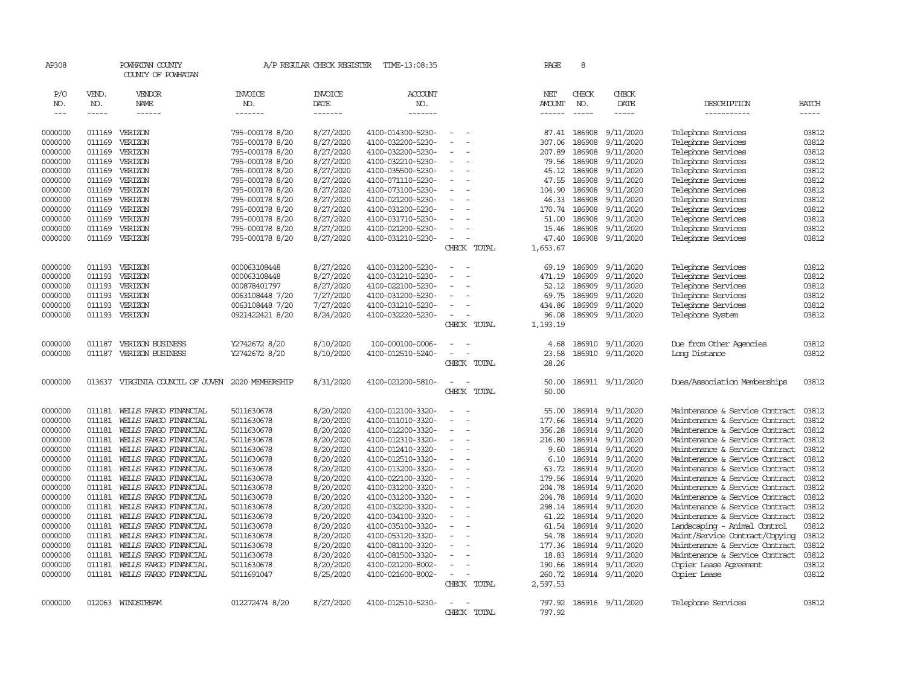AP308 POWHATAN COUNTY A/P REGULAR CHECK REGISTER TIME-13:08:35 PAGE 8

COUNTY OF POWHATAN

| P/O NO. | VEND. NO. | VENDOR NAME | INVOICE NO. | INVOICE DATE | ACCOUNT NO. | | NET AMOUNT | CHECK NO. | CHECK DATE | DESCRIPTION | BATCH |
|---|---|---|---|---|---|---|---|---|---|---|---|
| 0000000 | 011169 | VERIZON | 795-000178 8/20 | 8/27/2020 | 4100-014300-5230- | - - | 87.41 | 186908 | 9/11/2020 | Telephone Services | 03812 |
| 0000000 | 011169 | VERIZON | 795-000178 8/20 | 8/27/2020 | 4100-032200-5230- | - - | 307.06 | 186908 | 9/11/2020 | Telephone Services | 03812 |
| 0000000 | 011169 | VERIZON | 795-000178 8/20 | 8/27/2020 | 4100-032200-5230- | - - | 207.89 | 186908 | 9/11/2020 | Telephone Services | 03812 |
| 0000000 | 011169 | VERIZON | 795-000178 8/20 | 8/27/2020 | 4100-032210-5230- | - - | 79.56 | 186908 | 9/11/2020 | Telephone Services | 03812 |
| 0000000 | 011169 | VERIZON | 795-000178 8/20 | 8/27/2020 | 4100-035500-5230- | - - | 45.12 | 186908 | 9/11/2020 | Telephone Services | 03812 |
| 0000000 | 011169 | VERIZON | 795-000178 8/20 | 8/27/2020 | 4100-071110-5230- | - - | 47.55 | 186908 | 9/11/2020 | Telephone Services | 03812 |
| 0000000 | 011169 | VERIZON | 795-000178 8/20 | 8/27/2020 | 4100-073100-5230- | - - | 104.90 | 186908 | 9/11/2020 | Telephone Services | 03812 |
| 0000000 | 011169 | VERIZON | 795-000178 8/20 | 8/27/2020 | 4100-021200-5230- | - - | 46.33 | 186908 | 9/11/2020 | Telephone Services | 03812 |
| 0000000 | 011169 | VERIZON | 795-000178 8/20 | 8/27/2020 | 4100-031200-5230- | - - | 170.74 | 186908 | 9/11/2020 | Telephone Services | 03812 |
| 0000000 | 011169 | VERIZON | 795-000178 8/20 | 8/27/2020 | 4100-031710-5230- | - - | 51.00 | 186908 | 9/11/2020 | Telephone Services | 03812 |
| 0000000 | 011169 | VERIZON | 795-000178 8/20 | 8/27/2020 | 4100-021200-5230- | - - | 15.46 | 186908 | 9/11/2020 | Telephone Services | 03812 |
| 0000000 | 011169 | VERIZON | 795-000178 8/20 | 8/27/2020 | 4100-031210-5230- | - - | 47.40 | 186908 | 9/11/2020 | Telephone Services | 03812 |
| | | | | | | CHECK TOTAL | 1,653.67 | | | | |
| 0000000 | 011193 | VERIZON | 000063108448 | 8/27/2020 | 4100-031200-5230- | - - | 69.19 | 186909 | 9/11/2020 | Telephone Services | 03812 |
| 0000000 | 011193 | VERIZON | 000063108448 | 8/27/2020 | 4100-031210-5230- | - - | 471.19 | 186909 | 9/11/2020 | Telephone Services | 03812 |
| 0000000 | 011193 | VERIZON | 000878401797 | 8/27/2020 | 4100-022100-5230- | - - | 52.12 | 186909 | 9/11/2020 | Telephone Services | 03812 |
| 0000000 | 011193 | VERIZON | 0063108448 7/20 | 7/27/2020 | 4100-031200-5230- | - - | 69.75 | 186909 | 9/11/2020 | Telephone Services | 03812 |
| 0000000 | 011193 | VERIZON | 0063108448 7/20 | 7/27/2020 | 4100-031210-5230- | - - | 434.86 | 186909 | 9/11/2020 | Telephone Services | 03812 |
| 0000000 | 011193 | VERIZON | 0921422421 8/20 | 8/24/2020 | 4100-032220-5230- | - - | 96.08 | 186909 | 9/11/2020 | Telephone System | 03812 |
| | | | | | | CHECK TOTAL | 1,193.19 | | | | |
| 0000000 | 011187 | VERIZON BUSINESS | Y2742672 8/20 | 8/10/2020 | 100-000100-0006- | - - | 4.68 | 186910 | 9/11/2020 | Due from Other Agencies | 03812 |
| 0000000 | 011187 | VERIZON BUSINESS | Y2742672 8/20 | 8/10/2020 | 4100-012510-5240- | - - | 23.58 | 186910 | 9/11/2020 | Long Distance | 03812 |
| | | | | | | CHECK TOTAL | 28.26 | | | | |
| 0000000 | 013637 | VIRGINIA COUNCIL OF JUVEN | 2020 MEMBERSHIP | 8/31/2020 | 4100-021200-5810- | - - | 50.00 | 186911 | 9/11/2020 | Dues/Association Memberships | 03812 |
| | | | | | | CHECK TOTAL | 50.00 | | | | |
| 0000000 | 011181 | WELLS FARGO FINANCIAL | 5011630678 | 8/20/2020 | 4100-012100-3320- | - - | 55.00 | 186914 | 9/11/2020 | Maintenance & Service Contract | 03812 |
| 0000000 | 011181 | WELLS FARGO FINANCIAL | 5011630678 | 8/20/2020 | 4100-011010-3320- | - - | 177.66 | 186914 | 9/11/2020 | Maintenance & Service Contract | 03812 |
| 0000000 | 011181 | WELLS FARGO FINANCIAL | 5011630678 | 8/20/2020 | 4100-012200-3320- | - - | 356.28 | 186914 | 9/11/2020 | Maintenance & Service Contract | 03812 |
| 0000000 | 011181 | WELLS FARGO FINANCIAL | 5011630678 | 8/20/2020 | 4100-012310-3320- | - - | 216.80 | 186914 | 9/11/2020 | Maintenance & Service Contract | 03812 |
| 0000000 | 011181 | WELLS FARGO FINANCIAL | 5011630678 | 8/20/2020 | 4100-012410-3320- | - - | 9.60 | 186914 | 9/11/2020 | Maintenance & Service Contract | 03812 |
| 0000000 | 011181 | WELLS FARGO FINANCIAL | 5011630678 | 8/20/2020 | 4100-012510-3320- | - - | 6.10 | 186914 | 9/11/2020 | Maintenance & Service Contract | 03812 |
| 0000000 | 011181 | WELLS FARGO FINANCIAL | 5011630678 | 8/20/2020 | 4100-013200-3320- | - - | 63.72 | 186914 | 9/11/2020 | Maintenance & Service Contract | 03812 |
| 0000000 | 011181 | WELLS FARGO FINANCIAL | 5011630678 | 8/20/2020 | 4100-022100-3320- | - - | 179.56 | 186914 | 9/11/2020 | Maintenance & Service Contract | 03812 |
| 0000000 | 011181 | WELLS FARGO FINANCIAL | 5011630678 | 8/20/2020 | 4100-031200-3320- | - - | 204.78 | 186914 | 9/11/2020 | Maintenance & Service Contract | 03812 |
| 0000000 | 011181 | WELLS FARGO FINANCIAL | 5011630678 | 8/20/2020 | 4100-031200-3320- | - - | 204.78 | 186914 | 9/11/2020 | Maintenance & Service Contract | 03812 |
| 0000000 | 011181 | WELLS FARGO FINANCIAL | 5011630678 | 8/20/2020 | 4100-032200-3320- | - - | 298.14 | 186914 | 9/11/2020 | Maintenance & Service Contract | 03812 |
| 0000000 | 011181 | WELLS FARGO FINANCIAL | 5011630678 | 8/20/2020 | 4100-034100-3320- | - - | 61.22 | 186914 | 9/11/2020 | Maintenance & Service Contract | 03812 |
| 0000000 | 011181 | WELLS FARGO FINANCIAL | 5011630678 | 8/20/2020 | 4100-035100-3320- | - - | 61.54 | 186914 | 9/11/2020 | Landscaping - Animal Control | 03812 |
| 0000000 | 011181 | WELLS FARGO FINANCIAL | 5011630678 | 8/20/2020 | 4100-053120-3320- | - - | 54.78 | 186914 | 9/11/2020 | Maint/Service Contract/Copying | 03812 |
| 0000000 | 011181 | WELLS FARGO FINANCIAL | 5011630678 | 8/20/2020 | 4100-081100-3320- | - - | 177.36 | 186914 | 9/11/2020 | Maintenance & Service Contract | 03812 |
| 0000000 | 011181 | WELLS FARGO FINANCIAL | 5011630678 | 8/20/2020 | 4100-081500-3320- | - - | 18.83 | 186914 | 9/11/2020 | Maintenance & Service Contract | 03812 |
| 0000000 | 011181 | WELLS FARGO FINANCIAL | 5011630678 | 8/20/2020 | 4100-021200-8002- | - - | 190.66 | 186914 | 9/11/2020 | Copier Lease Agreement | 03812 |
| 0000000 | 011181 | WELLS FARGO FINANCIAL | 5011691047 | 8/25/2020 | 4100-021600-8002- | - - | 260.72 | 186914 | 9/11/2020 | Copier Lease | 03812 |
| | | | | | | CHECK TOTAL | 2,597.53 | | | | |
| 0000000 | 012063 | WINDSTREAM | 012272474 8/20 | 8/27/2020 | 4100-012510-5230- | - - | 797.92 | 186916 | 9/11/2020 | Telephone Services | 03812 |
| | | | | | | CHECK TOTAL | 797.92 | | | | |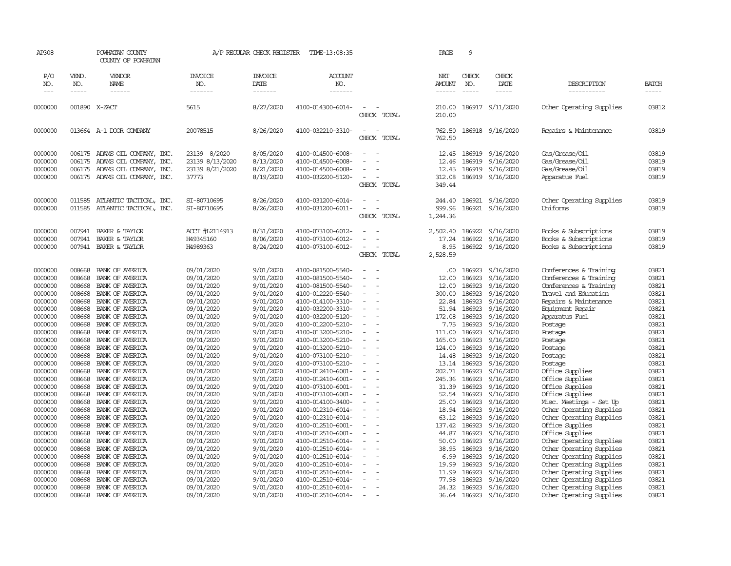AP308 POWHATAN COUNTY A/P REGULAR CHECK REGISTER TIME-13:08:35 PAGE 9

COUNTY OF POWHATAN

| P/O NO. | VEND. NO. | VENDOR NAME | INVOICE NO. | INVOICE DATE | ACCOUNT NO. | | NET AMOUNT | CHECK NO. | CHECK DATE | DESCRIPTION | BATCH |
|---|---|---|---|---|---|---|---|---|---|---|---|
| 0000000 | 001890 | X-ZACT | 5615 | 8/27/2020 | 4100-014300-6014- | - - | 210.00 | 186917 | 9/11/2020 | Other Operating Supplies | 03812 |
| | | | | | | CHECK TOTAL | 210.00 | | | | |
| 0000000 | 013664 | A-1 DOOR COMPANY | 20078515 | 8/26/2020 | 4100-032210-3310- | - - | 762.50 | 186918 | 9/16/2020 | Repairs & Maintenance | 03819 |
| | | | | | | CHECK TOTAL | 762.50 | | | | |
| 0000000 | 006175 | ADAMS OIL COMPANY, INC. | 23139 8/2020 | 8/05/2020 | 4100-014500-6008- | - - | 12.45 | 186919 | 9/16/2020 | Gas/Grease/Oil | 03819 |
| 0000000 | 006175 | ADAMS OIL COMPANY, INC. | 23139 8/13/2020 | 8/13/2020 | 4100-014500-6008- | - - | 12.46 | 186919 | 9/16/2020 | Gas/Grease/Oil | 03819 |
| 0000000 | 006175 | ADAMS OIL COMPANY, INC. | 23139 8/21/2020 | 8/21/2020 | 4100-014500-6008- | - - | 12.45 | 186919 | 9/16/2020 | Gas/Grease/Oil | 03819 |
| 0000000 | 006175 | ADAMS OIL COMPANY, INC. | 37773 | 8/19/2020 | 4100-032200-5120- | - - | 312.08 | 186919 | 9/16/2020 | Apparatus Fuel | 03819 |
| | | | | | | CHECK TOTAL | 349.44 | | | | |
| 0000000 | 011585 | ATLANTIC TACTICAL, INC. | SI-80710695 | 8/26/2020 | 4100-031200-6014- | - - | 244.40 | 186921 | 9/16/2020 | Other Operating Supplies | 03819 |
| 0000000 | 011585 | ATLANTIC TACTICAL, INC. | SI-80710695 | 8/26/2020 | 4100-031200-6011- | - - | 999.96 | 186921 | 9/16/2020 | Uniforms | 03819 |
| | | | | | | CHECK TOTAL | 1,244.36 | | | | |
| 0000000 | 007941 | BAKER & TAYLOR | ACCT #L2114913 | 8/31/2020 | 4100-073100-6012- | - - | 2,502.40 | 186922 | 9/16/2020 | Books & Subscriptions | 03819 |
| 0000000 | 007941 | BAKER & TAYLOR | H49345160 | 8/06/2020 | 4100-073100-6012- | - - | 17.24 | 186922 | 9/16/2020 | Books & Subscriptions | 03819 |
| 0000000 | 007941 | BAKER & TAYLOR | H4989363 | 8/24/2020 | 4100-073100-6012- | - - | 8.95 | 186922 | 9/16/2020 | Books & Subscriptions | 03819 |
| | | | | | | CHECK TOTAL | 2,528.59 | | | | |
| 0000000 | 008668 | BANK OF AMERICA | 09/01/2020 | 9/01/2020 | 4100-081500-5540- | - - | .00 | 186923 | 9/16/2020 | Conferences & Training | 03821 |
| 0000000 | 008668 | BANK OF AMERICA | 09/01/2020 | 9/01/2020 | 4100-081500-5540- | - - | 12.00 | 186923 | 9/16/2020 | Conferences & Training | 03821 |
| 0000000 | 008668 | BANK OF AMERICA | 09/01/2020 | 9/01/2020 | 4100-081500-5540- | - - | 12.00 | 186923 | 9/16/2020 | Conferences & Training | 03821 |
| 0000000 | 008668 | BANK OF AMERICA | 09/01/2020 | 9/01/2020 | 4100-012220-5540- | - - | 300.00 | 186923 | 9/16/2020 | Travel and Education | 03821 |
| 0000000 | 008668 | BANK OF AMERICA | 09/01/2020 | 9/01/2020 | 4100-014100-3310- | - - | 22.84 | 186923 | 9/16/2020 | Repairs & Maintenance | 03821 |
| 0000000 | 008668 | BANK OF AMERICA | 09/01/2020 | 9/01/2020 | 4100-032200-3310- | - - | 51.94 | 186923 | 9/16/2020 | Equipment Repair | 03821 |
| 0000000 | 008668 | BANK OF AMERICA | 09/01/2020 | 9/01/2020 | 4100-032200-5120- | - - | 172.08 | 186923 | 9/16/2020 | Apparatus Fuel | 03821 |
| 0000000 | 008668 | BANK OF AMERICA | 09/01/2020 | 9/01/2020 | 4100-012200-5210- | - - | 7.75 | 186923 | 9/16/2020 | Postage | 03821 |
| 0000000 | 008668 | BANK OF AMERICA | 09/01/2020 | 9/01/2020 | 4100-013200-5210- | - - | 111.00 | 186923 | 9/16/2020 | Postage | 03821 |
| 0000000 | 008668 | BANK OF AMERICA | 09/01/2020 | 9/01/2020 | 4100-013200-5210- | - - | 165.00 | 186923 | 9/16/2020 | Postage | 03821 |
| 0000000 | 008668 | BANK OF AMERICA | 09/01/2020 | 9/01/2020 | 4100-013200-5210- | - - | 124.00 | 186923 | 9/16/2020 | Postage | 03821 |
| 0000000 | 008668 | BANK OF AMERICA | 09/01/2020 | 9/01/2020 | 4100-073100-5210- | - - | 14.48 | 186923 | 9/16/2020 | Postage | 03821 |
| 0000000 | 008668 | BANK OF AMERICA | 09/01/2020 | 9/01/2020 | 4100-073100-5210- | - - | 13.14 | 186923 | 9/16/2020 | Postage | 03821 |
| 0000000 | 008668 | BANK OF AMERICA | 09/01/2020 | 9/01/2020 | 4100-012410-6001- | - - | 202.71 | 186923 | 9/16/2020 | Office Supplies | 03821 |
| 0000000 | 008668 | BANK OF AMERICA | 09/01/2020 | 9/01/2020 | 4100-012410-6001- | - - | 245.36 | 186923 | 9/16/2020 | Office Supplies | 03821 |
| 0000000 | 008668 | BANK OF AMERICA | 09/01/2020 | 9/01/2020 | 4100-073100-6001- | - - | 31.39 | 186923 | 9/16/2020 | Office Supplies | 03821 |
| 0000000 | 008668 | BANK OF AMERICA | 09/01/2020 | 9/01/2020 | 4100-073100-6001- | - - | 52.54 | 186923 | 9/16/2020 | Office Supplies | 03821 |
| 0000000 | 008668 | BANK OF AMERICA | 09/01/2020 | 9/01/2020 | 4100-014100-3400- | - - | 25.00 | 186923 | 9/16/2020 | Misc. Meetings - Set Up | 03821 |
| 0000000 | 008668 | BANK OF AMERICA | 09/01/2020 | 9/01/2020 | 4100-012310-6014- | - - | 18.94 | 186923 | 9/16/2020 | Other Operating Supplies | 03821 |
| 0000000 | 008668 | BANK OF AMERICA | 09/01/2020 | 9/01/2020 | 4100-012310-6014- | - - | 63.12 | 186923 | 9/16/2020 | Other Operating Supplies | 03821 |
| 0000000 | 008668 | BANK OF AMERICA | 09/01/2020 | 9/01/2020 | 4100-012510-6001- | - - | 137.42 | 186923 | 9/16/2020 | Office Supplies | 03821 |
| 0000000 | 008668 | BANK OF AMERICA | 09/01/2020 | 9/01/2020 | 4100-012510-6001- | - - | 44.87 | 186923 | 9/16/2020 | Office Supplies | 03821 |
| 0000000 | 008668 | BANK OF AMERICA | 09/01/2020 | 9/01/2020 | 4100-012510-6014- | - - | 50.00 | 186923 | 9/16/2020 | Other Operating Supplies | 03821 |
| 0000000 | 008668 | BANK OF AMERICA | 09/01/2020 | 9/01/2020 | 4100-012510-6014- | - - | 38.95 | 186923 | 9/16/2020 | Other Operating Supplies | 03821 |
| 0000000 | 008668 | BANK OF AMERICA | 09/01/2020 | 9/01/2020 | 4100-012510-6014- | - - | 6.99 | 186923 | 9/16/2020 | Other Operating Supplies | 03821 |
| 0000000 | 008668 | BANK OF AMERICA | 09/01/2020 | 9/01/2020 | 4100-012510-6014- | - - | 19.99 | 186923 | 9/16/2020 | Other Operating Supplies | 03821 |
| 0000000 | 008668 | BANK OF AMERICA | 09/01/2020 | 9/01/2020 | 4100-012510-6014- | - - | 11.99 | 186923 | 9/16/2020 | Other Operating Supplies | 03821 |
| 0000000 | 008668 | BANK OF AMERICA | 09/01/2020 | 9/01/2020 | 4100-012510-6014- | - - | 77.98 | 186923 | 9/16/2020 | Other Operating Supplies | 03821 |
| 0000000 | 008668 | BANK OF AMERICA | 09/01/2020 | 9/01/2020 | 4100-012510-6014- | - - | 24.32 | 186923 | 9/16/2020 | Other Operating Supplies | 03821 |
| 0000000 | 008668 | BANK OF AMERICA | 09/01/2020 | 9/01/2020 | 4100-012510-6014- | - - | 36.64 | 186923 | 9/16/2020 | Other Operating Supplies | 03821 |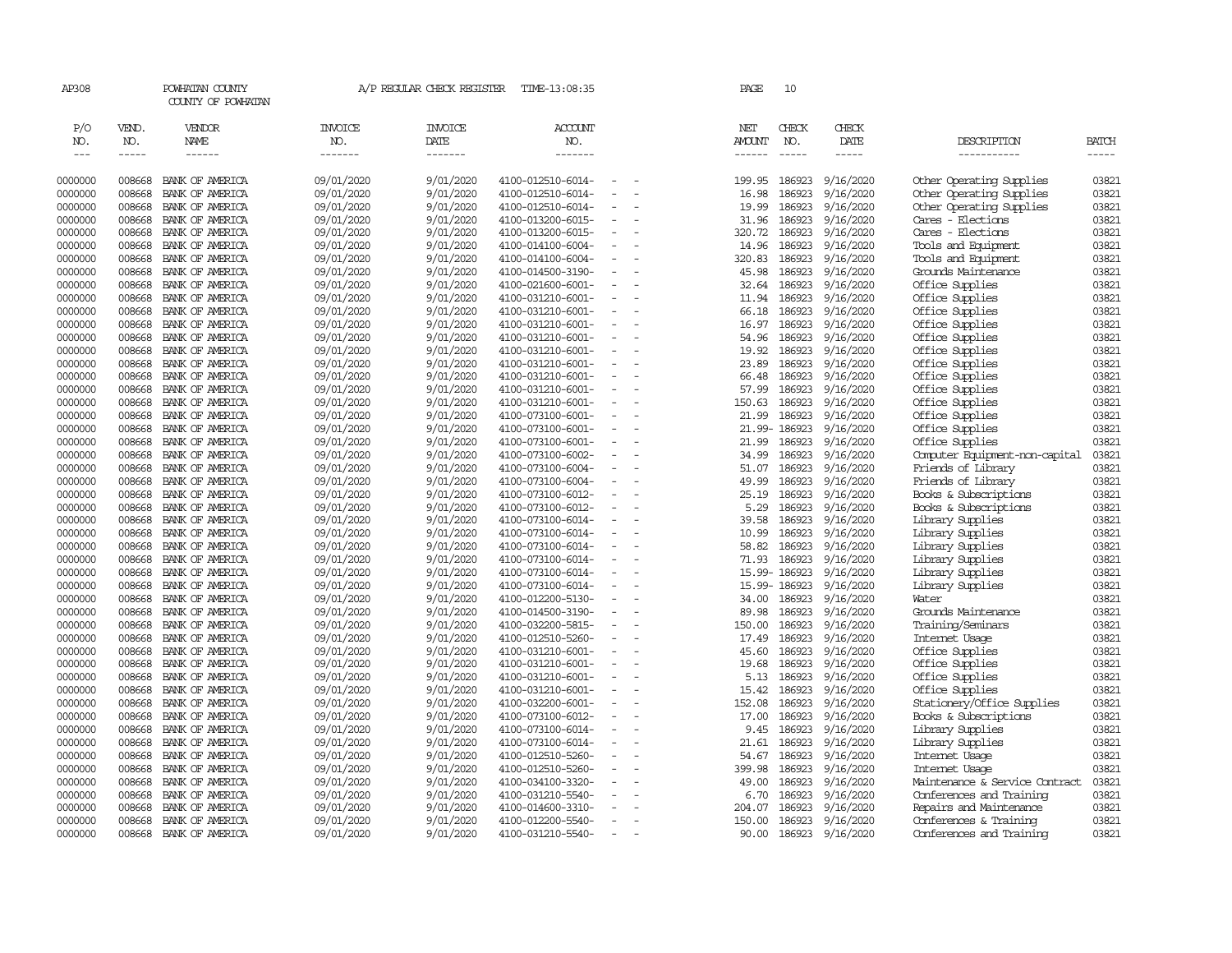AP308 POWHATAN COUNTY A/P REGULAR CHECK REGISTER TIME-13:08:35 PAGE 10

COUNTY OF POWHATAN

| P/O NO. | VEND. NO. | VENDOR NAME | INVOICE NO. | INVOICE DATE | ACCOUNT NO. | | NET AMOUNT | CHECK NO. | CHECK DATE | DESCRIPTION | BATCH |
|---|---|---|---|---|---|---|---|---|---|---|---|
| 0000000 | 008668 | BANK OF AMERICA | 09/01/2020 | 9/01/2020 | 4100-012510-6014- | - - | 199.95 | 186923 | 9/16/2020 | Other Operating Supplies | 03821 |
| 0000000 | 008668 | BANK OF AMERICA | 09/01/2020 | 9/01/2020 | 4100-012510-6014- | - - | 16.98 | 186923 | 9/16/2020 | Other Operating Supplies | 03821 |
| 0000000 | 008668 | BANK OF AMERICA | 09/01/2020 | 9/01/2020 | 4100-012510-6014- | - - | 19.99 | 186923 | 9/16/2020 | Other Operating Supplies | 03821 |
| 0000000 | 008668 | BANK OF AMERICA | 09/01/2020 | 9/01/2020 | 4100-013200-6015- | - - | 31.96 | 186923 | 9/16/2020 | Cares - Elections | 03821 |
| 0000000 | 008668 | BANK OF AMERICA | 09/01/2020 | 9/01/2020 | 4100-013200-6015- | - - | 320.72 | 186923 | 9/16/2020 | Cares - Elections | 03821 |
| 0000000 | 008668 | BANK OF AMERICA | 09/01/2020 | 9/01/2020 | 4100-014100-6004- | - - | 14.96 | 186923 | 9/16/2020 | Tools and Equipment | 03821 |
| 0000000 | 008668 | BANK OF AMERICA | 09/01/2020 | 9/01/2020 | 4100-014100-6004- | - - | 320.83 | 186923 | 9/16/2020 | Tools and Equipment | 03821 |
| 0000000 | 008668 | BANK OF AMERICA | 09/01/2020 | 9/01/2020 | 4100-014500-3190- | - - | 45.98 | 186923 | 9/16/2020 | Grounds Maintenance | 03821 |
| 0000000 | 008668 | BANK OF AMERICA | 09/01/2020 | 9/01/2020 | 4100-021600-6001- | - - | 32.64 | 186923 | 9/16/2020 | Office Supplies | 03821 |
| 0000000 | 008668 | BANK OF AMERICA | 09/01/2020 | 9/01/2020 | 4100-031210-6001- | - - | 11.94 | 186923 | 9/16/2020 | Office Supplies | 03821 |
| 0000000 | 008668 | BANK OF AMERICA | 09/01/2020 | 9/01/2020 | 4100-031210-6001- | - - | 66.18 | 186923 | 9/16/2020 | Office Supplies | 03821 |
| 0000000 | 008668 | BANK OF AMERICA | 09/01/2020 | 9/01/2020 | 4100-031210-6001- | - - | 16.97 | 186923 | 9/16/2020 | Office Supplies | 03821 |
| 0000000 | 008668 | BANK OF AMERICA | 09/01/2020 | 9/01/2020 | 4100-031210-6001- | - - | 54.96 | 186923 | 9/16/2020 | Office Supplies | 03821 |
| 0000000 | 008668 | BANK OF AMERICA | 09/01/2020 | 9/01/2020 | 4100-031210-6001- | - - | 19.92 | 186923 | 9/16/2020 | Office Supplies | 03821 |
| 0000000 | 008668 | BANK OF AMERICA | 09/01/2020 | 9/01/2020 | 4100-031210-6001- | - - | 23.89 | 186923 | 9/16/2020 | Office Supplies | 03821 |
| 0000000 | 008668 | BANK OF AMERICA | 09/01/2020 | 9/01/2020 | 4100-031210-6001- | - - | 66.48 | 186923 | 9/16/2020 | Office Supplies | 03821 |
| 0000000 | 008668 | BANK OF AMERICA | 09/01/2020 | 9/01/2020 | 4100-031210-6001- | - - | 57.99 | 186923 | 9/16/2020 | Office Supplies | 03821 |
| 0000000 | 008668 | BANK OF AMERICA | 09/01/2020 | 9/01/2020 | 4100-031210-6001- | - - | 150.63 | 186923 | 9/16/2020 | Office Supplies | 03821 |
| 0000000 | 008668 | BANK OF AMERICA | 09/01/2020 | 9/01/2020 | 4100-073100-6001- | - - | 21.99 | 186923 | 9/16/2020 | Office Supplies | 03821 |
| 0000000 | 008668 | BANK OF AMERICA | 09/01/2020 | 9/01/2020 | 4100-073100-6001- | - - | 21.99- | 186923 | 9/16/2020 | Office Supplies | 03821 |
| 0000000 | 008668 | BANK OF AMERICA | 09/01/2020 | 9/01/2020 | 4100-073100-6001- | - - | 21.99 | 186923 | 9/16/2020 | Office Supplies | 03821 |
| 0000000 | 008668 | BANK OF AMERICA | 09/01/2020 | 9/01/2020 | 4100-073100-6002- | - - | 34.99 | 186923 | 9/16/2020 | Computer Equipment-non-capital | 03821 |
| 0000000 | 008668 | BANK OF AMERICA | 09/01/2020 | 9/01/2020 | 4100-073100-6004- | - - | 51.07 | 186923 | 9/16/2020 | Friends of Library | 03821 |
| 0000000 | 008668 | BANK OF AMERICA | 09/01/2020 | 9/01/2020 | 4100-073100-6004- | - - | 49.99 | 186923 | 9/16/2020 | Friends of Library | 03821 |
| 0000000 | 008668 | BANK OF AMERICA | 09/01/2020 | 9/01/2020 | 4100-073100-6012- | - - | 25.19 | 186923 | 9/16/2020 | Books & Subscriptions | 03821 |
| 0000000 | 008668 | BANK OF AMERICA | 09/01/2020 | 9/01/2020 | 4100-073100-6012- | - - | 5.29 | 186923 | 9/16/2020 | Books & Subscriptions | 03821 |
| 0000000 | 008668 | BANK OF AMERICA | 09/01/2020 | 9/01/2020 | 4100-073100-6014- | - - | 39.58 | 186923 | 9/16/2020 | Library Supplies | 03821 |
| 0000000 | 008668 | BANK OF AMERICA | 09/01/2020 | 9/01/2020 | 4100-073100-6014- | - - | 10.99 | 186923 | 9/16/2020 | Library Supplies | 03821 |
| 0000000 | 008668 | BANK OF AMERICA | 09/01/2020 | 9/01/2020 | 4100-073100-6014- | - - | 58.82 | 186923 | 9/16/2020 | Library Supplies | 03821 |
| 0000000 | 008668 | BANK OF AMERICA | 09/01/2020 | 9/01/2020 | 4100-073100-6014- | - - | 71.93 | 186923 | 9/16/2020 | Library Supplies | 03821 |
| 0000000 | 008668 | BANK OF AMERICA | 09/01/2020 | 9/01/2020 | 4100-073100-6014- | - - | 15.99- | 186923 | 9/16/2020 | Library Supplies | 03821 |
| 0000000 | 008668 | BANK OF AMERICA | 09/01/2020 | 9/01/2020 | 4100-073100-6014- | - - | 15.99- | 186923 | 9/16/2020 | Library Supplies | 03821 |
| 0000000 | 008668 | BANK OF AMERICA | 09/01/2020 | 9/01/2020 | 4100-012200-5130- | - - | 34.00 | 186923 | 9/16/2020 | Water | 03821 |
| 0000000 | 008668 | BANK OF AMERICA | 09/01/2020 | 9/01/2020 | 4100-014500-3190- | - - | 89.98 | 186923 | 9/16/2020 | Grounds Maintenance | 03821 |
| 0000000 | 008668 | BANK OF AMERICA | 09/01/2020 | 9/01/2020 | 4100-032200-5815- | - - | 150.00 | 186923 | 9/16/2020 | Training/Seminars | 03821 |
| 0000000 | 008668 | BANK OF AMERICA | 09/01/2020 | 9/01/2020 | 4100-012510-5260- | - - | 17.49 | 186923 | 9/16/2020 | Internet Usage | 03821 |
| 0000000 | 008668 | BANK OF AMERICA | 09/01/2020 | 9/01/2020 | 4100-031210-6001- | - - | 45.60 | 186923 | 9/16/2020 | Office Supplies | 03821 |
| 0000000 | 008668 | BANK OF AMERICA | 09/01/2020 | 9/01/2020 | 4100-031210-6001- | - - | 19.68 | 186923 | 9/16/2020 | Office Supplies | 03821 |
| 0000000 | 008668 | BANK OF AMERICA | 09/01/2020 | 9/01/2020 | 4100-031210-6001- | - - | 5.13 | 186923 | 9/16/2020 | Office Supplies | 03821 |
| 0000000 | 008668 | BANK OF AMERICA | 09/01/2020 | 9/01/2020 | 4100-031210-6001- | - - | 15.42 | 186923 | 9/16/2020 | Office Supplies | 03821 |
| 0000000 | 008668 | BANK OF AMERICA | 09/01/2020 | 9/01/2020 | 4100-032200-6001- | - - | 152.08 | 186923 | 9/16/2020 | Stationery/Office Supplies | 03821 |
| 0000000 | 008668 | BANK OF AMERICA | 09/01/2020 | 9/01/2020 | 4100-073100-6012- | - - | 17.00 | 186923 | 9/16/2020 | Books & Subscriptions | 03821 |
| 0000000 | 008668 | BANK OF AMERICA | 09/01/2020 | 9/01/2020 | 4100-073100-6014- | - - | 9.45 | 186923 | 9/16/2020 | Library Supplies | 03821 |
| 0000000 | 008668 | BANK OF AMERICA | 09/01/2020 | 9/01/2020 | 4100-073100-6014- | - - | 21.61 | 186923 | 9/16/2020 | Library Supplies | 03821 |
| 0000000 | 008668 | BANK OF AMERICA | 09/01/2020 | 9/01/2020 | 4100-012510-5260- | - - | 54.67 | 186923 | 9/16/2020 | Internet Usage | 03821 |
| 0000000 | 008668 | BANK OF AMERICA | 09/01/2020 | 9/01/2020 | 4100-012510-5260- | - - | 399.98 | 186923 | 9/16/2020 | Internet Usage | 03821 |
| 0000000 | 008668 | BANK OF AMERICA | 09/01/2020 | 9/01/2020 | 4100-034100-3320- | - - | 49.00 | 186923 | 9/16/2020 | Maintenance & Service Contract | 03821 |
| 0000000 | 008668 | BANK OF AMERICA | 09/01/2020 | 9/01/2020 | 4100-031210-5540- | - - | 6.70 | 186923 | 9/16/2020 | Conferences and Training | 03821 |
| 0000000 | 008668 | BANK OF AMERICA | 09/01/2020 | 9/01/2020 | 4100-014600-3310- | - - | 204.07 | 186923 | 9/16/2020 | Repairs and Maintenance | 03821 |
| 0000000 | 008668 | BANK OF AMERICA | 09/01/2020 | 9/01/2020 | 4100-012200-5540- | - - | 150.00 | 186923 | 9/16/2020 | Conferences & Training | 03821 |
| 0000000 | 008668 | BANK OF AMERICA | 09/01/2020 | 9/01/2020 | 4100-031210-5540- | - - | 90.00 | 186923 | 9/16/2020 | Conferences and Training | 03821 |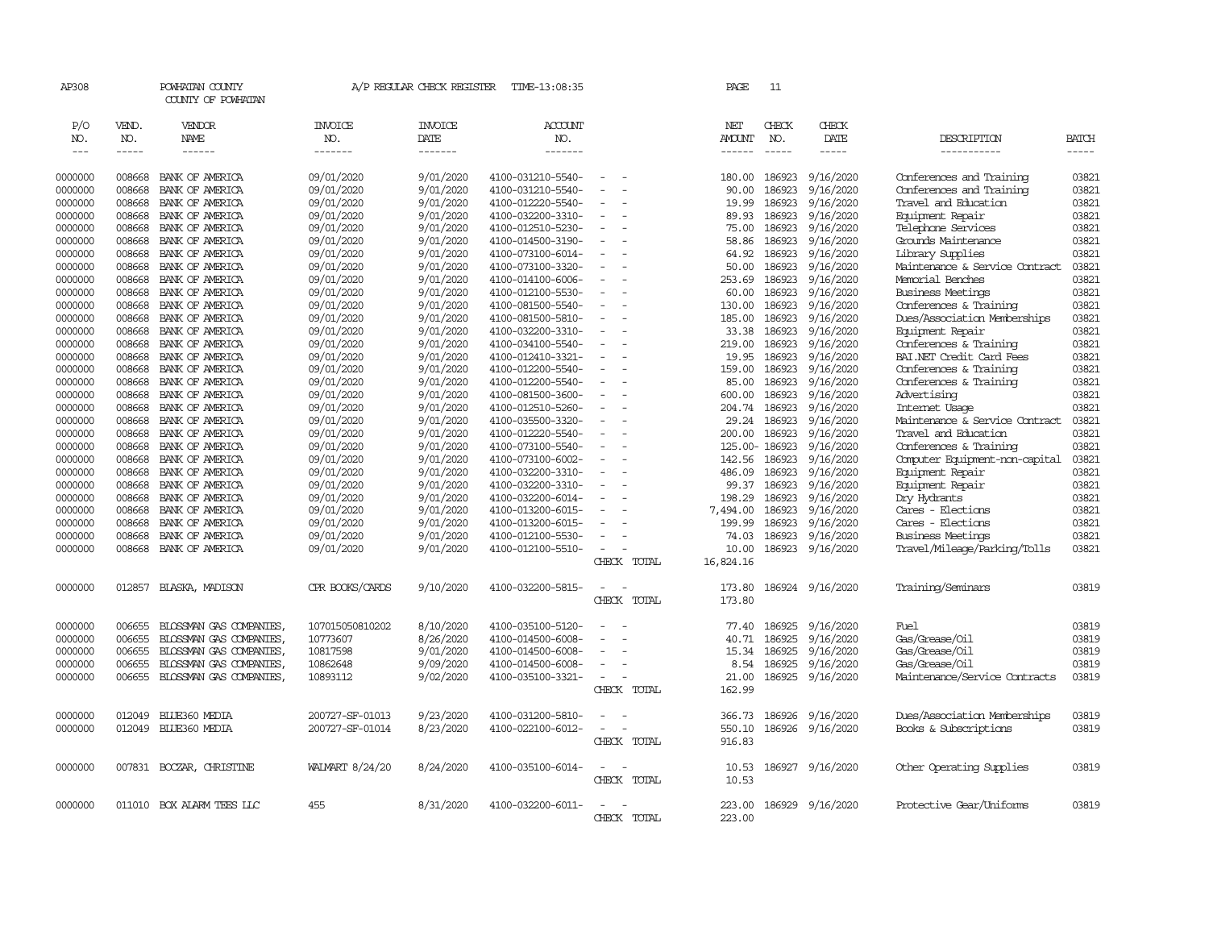AP308 POWHATAN COUNTY A/P REGULAR CHECK REGISTER TIME-13:08:35 PAGE 11

COUNTY OF POWHATAN

| P/O NO. | VEND. NO. | VENDOR NAME | INVOICE NO. | INVOICE DATE | ACCOUNT NO. | | NET AMOUNT | CHECK NO. | CHECK DATE | DESCRIPTION | BATCH |
|---|---|---|---|---|---|---|---|---|---|---|---|
| 0000000 | 008668 | BANK OF AMERICA | 09/01/2020 | 9/01/2020 | 4100-031210-5540- | - - | 180.00 | 186923 | 9/16/2020 | Conferences and Training | 03821 |
| 0000000 | 008668 | BANK OF AMERICA | 09/01/2020 | 9/01/2020 | 4100-031210-5540- | - - | 90.00 | 186923 | 9/16/2020 | Conferences and Training | 03821 |
| 0000000 | 008668 | BANK OF AMERICA | 09/01/2020 | 9/01/2020 | 4100-012220-5540- | - - | 19.99 | 186923 | 9/16/2020 | Travel and Education | 03821 |
| 0000000 | 008668 | BANK OF AMERICA | 09/01/2020 | 9/01/2020 | 4100-032200-3310- | - - | 89.93 | 186923 | 9/16/2020 | Equipment Repair | 03821 |
| 0000000 | 008668 | BANK OF AMERICA | 09/01/2020 | 9/01/2020 | 4100-012510-5230- | - - | 75.00 | 186923 | 9/16/2020 | Telephone Services | 03821 |
| 0000000 | 008668 | BANK OF AMERICA | 09/01/2020 | 9/01/2020 | 4100-014500-3190- | - - | 58.86 | 186923 | 9/16/2020 | Grounds Maintenance | 03821 |
| 0000000 | 008668 | BANK OF AMERICA | 09/01/2020 | 9/01/2020 | 4100-073100-6014- | - - | 64.92 | 186923 | 9/16/2020 | Library Supplies | 03821 |
| 0000000 | 008668 | BANK OF AMERICA | 09/01/2020 | 9/01/2020 | 4100-073100-3320- | - - | 50.00 | 186923 | 9/16/2020 | Maintenance & Service Contract | 03821 |
| 0000000 | 008668 | BANK OF AMERICA | 09/01/2020 | 9/01/2020 | 4100-014100-6006- | - - | 253.69 | 186923 | 9/16/2020 | Memorial Benches | 03821 |
| 0000000 | 008668 | BANK OF AMERICA | 09/01/2020 | 9/01/2020 | 4100-012100-5530- | - - | 60.00 | 186923 | 9/16/2020 | Business Meetings | 03821 |
| 0000000 | 008668 | BANK OF AMERICA | 09/01/2020 | 9/01/2020 | 4100-081500-5540- | - - | 130.00 | 186923 | 9/16/2020 | Conferences & Training | 03821 |
| 0000000 | 008668 | BANK OF AMERICA | 09/01/2020 | 9/01/2020 | 4100-081500-5810- | - - | 185.00 | 186923 | 9/16/2020 | Dues/Association Memberships | 03821 |
| 0000000 | 008668 | BANK OF AMERICA | 09/01/2020 | 9/01/2020 | 4100-032200-3310- | - - | 33.38 | 186923 | 9/16/2020 | Equipment Repair | 03821 |
| 0000000 | 008668 | BANK OF AMERICA | 09/01/2020 | 9/01/2020 | 4100-034100-5540- | - - | 219.00 | 186923 | 9/16/2020 | Conferences & Training | 03821 |
| 0000000 | 008668 | BANK OF AMERICA | 09/01/2020 | 9/01/2020 | 4100-012410-3321- | - - | 19.95 | 186923 | 9/16/2020 | BAI.NET Credit Card Fees | 03821 |
| 0000000 | 008668 | BANK OF AMERICA | 09/01/2020 | 9/01/2020 | 4100-012200-5540- | - - | 159.00 | 186923 | 9/16/2020 | Conferences & Training | 03821 |
| 0000000 | 008668 | BANK OF AMERICA | 09/01/2020 | 9/01/2020 | 4100-012200-5540- | - - | 85.00 | 186923 | 9/16/2020 | Conferences & Training | 03821 |
| 0000000 | 008668 | BANK OF AMERICA | 09/01/2020 | 9/01/2020 | 4100-081500-3600- | - - | 600.00 | 186923 | 9/16/2020 | Advertising | 03821 |
| 0000000 | 008668 | BANK OF AMERICA | 09/01/2020 | 9/01/2020 | 4100-012510-5260- | - - | 204.74 | 186923 | 9/16/2020 | Internet Usage | 03821 |
| 0000000 | 008668 | BANK OF AMERICA | 09/01/2020 | 9/01/2020 | 4100-035500-3320- | - - | 29.24 | 186923 | 9/16/2020 | Maintenance & Service Contract | 03821 |
| 0000000 | 008668 | BANK OF AMERICA | 09/01/2020 | 9/01/2020 | 4100-012220-5540- | - - | 200.00 | 186923 | 9/16/2020 | Travel and Education | 03821 |
| 0000000 | 008668 | BANK OF AMERICA | 09/01/2020 | 9/01/2020 | 4100-073100-5540- | - - | 125.00- | 186923 | 9/16/2020 | Conferences & Training | 03821 |
| 0000000 | 008668 | BANK OF AMERICA | 09/01/2020 | 9/01/2020 | 4100-073100-6002- | - - | 142.56 | 186923 | 9/16/2020 | Computer Equipment-non-capital | 03821 |
| 0000000 | 008668 | BANK OF AMERICA | 09/01/2020 | 9/01/2020 | 4100-032200-3310- | - - | 486.09 | 186923 | 9/16/2020 | Equipment Repair | 03821 |
| 0000000 | 008668 | BANK OF AMERICA | 09/01/2020 | 9/01/2020 | 4100-032200-3310- | - - | 99.37 | 186923 | 9/16/2020 | Equipment Repair | 03821 |
| 0000000 | 008668 | BANK OF AMERICA | 09/01/2020 | 9/01/2020 | 4100-032200-6014- | - - | 198.29 | 186923 | 9/16/2020 | Dry Hydrants | 03821 |
| 0000000 | 008668 | BANK OF AMERICA | 09/01/2020 | 9/01/2020 | 4100-013200-6015- | - - | 7,494.00 | 186923 | 9/16/2020 | Cares - Elections | 03821 |
| 0000000 | 008668 | BANK OF AMERICA | 09/01/2020 | 9/01/2020 | 4100-013200-6015- | - - | 199.99 | 186923 | 9/16/2020 | Cares - Elections | 03821 |
| 0000000 | 008668 | BANK OF AMERICA | 09/01/2020 | 9/01/2020 | 4100-012100-5530- | - - | 74.03 | 186923 | 9/16/2020 | Business Meetings | 03821 |
| 0000000 | 008668 | BANK OF AMERICA | 09/01/2020 | 9/01/2020 | 4100-012100-5510- | - - | 10.00 | 186923 | 9/16/2020 | Travel/Mileage/Parking/Tolls | 03821 |
| | | | | | | CHECK TOTAL | 16,824.16 | | | | |
| 0000000 | 012857 | BLASKA, MADISON | CPR BOOKS/CARDS | 9/10/2020 | 4100-032200-5815- | - - | 173.80 | 186924 | 9/16/2020 | Training/Seminars | 03819 |
| | | | | | | CHECK TOTAL | 173.80 | | | | |
| 0000000 | 006655 | BLOSSMAN GAS COMPANIES, | 107015050810202 | 8/10/2020 | 4100-035100-5120- | - - | 77.40 | 186925 | 9/16/2020 | Fuel | 03819 |
| 0000000 | 006655 | BLOSSMAN GAS COMPANIES, | 10773607 | 8/26/2020 | 4100-014500-6008- | - - | 40.71 | 186925 | 9/16/2020 | Gas/Grease/Oil | 03819 |
| 0000000 | 006655 | BLOSSMAN GAS COMPANIES, | 10817598 | 9/01/2020 | 4100-014500-6008- | - - | 15.34 | 186925 | 9/16/2020 | Gas/Grease/Oil | 03819 |
| 0000000 | 006655 | BLOSSMAN GAS COMPANIES, | 10862648 | 9/09/2020 | 4100-014500-6008- | - - | 8.54 | 186925 | 9/16/2020 | Gas/Grease/Oil | 03819 |
| 0000000 | 006655 | BLOSSMAN GAS COMPANIES, | 10893112 | 9/02/2020 | 4100-035100-3321- | - - | 21.00 | 186925 | 9/16/2020 | Maintenance/Service Contracts | 03819 |
| | | | | | | CHECK TOTAL | 162.99 | | | | |
| 0000000 | 012049 | BLUE360 MEDIA | 200727-SF-01013 | 9/23/2020 | 4100-031200-5810- | - - | 366.73 | 186926 | 9/16/2020 | Dues/Association Memberships | 03819 |
| 0000000 | 012049 | BLUE360 MEDIA | 200727-SF-01014 | 8/23/2020 | 4100-022100-6012- | - - | 550.10 | 186926 | 9/16/2020 | Books & Subscriptions | 03819 |
| | | | | | | CHECK TOTAL | 916.83 | | | | |
| 0000000 | 007831 | BOCZAR, CHRISTINE | WALMART 8/24/20 | 8/24/2020 | 4100-035100-6014- | - - | 10.53 | 186927 | 9/16/2020 | Other Operating Supplies | 03819 |
| | | | | | | CHECK TOTAL | 10.53 | | | | |
| 0000000 | 011010 | BOX ALARM TEES LLC | 455 | 8/31/2020 | 4100-032200-6011- | - - | 223.00 | 186929 | 9/16/2020 | Protective Gear/Uniforms | 03819 |
| | | | | | | CHECK TOTAL | 223.00 | | | | |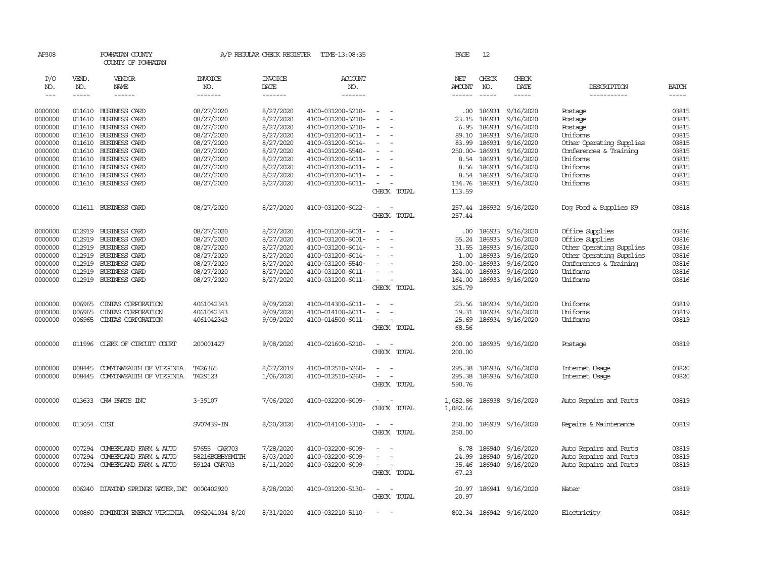AP308 POWHATAN COUNTY A/P REGULAR CHECK REGISTER TIME-13:08:35 PAGE 12
COUNTY OF POWHATAN

| P/O NO. | VEND. NO. | VENDOR NAME | INVOICE NO. | INVOICE DATE | ACCOUNT NO. | | NET AMOUNT | CHECK NO. | CHECK DATE | DESCRIPTION | BATCH |
|---|---|---|---|---|---|---|---|---|---|---|---|
| --- | ----- | ------ | ------- | ------- | ------- | | ------ | ----- | ----- | ----------- | ----- |
| 0000000 | 011610 | BUSINESS CARD | 08/27/2020 | 8/27/2020 | 4100-031200-5210- | - - | .00 | 186931 | 9/16/2020 | Postage | 03815 |
| 0000000 | 011610 | BUSINESS CARD | 08/27/2020 | 8/27/2020 | 4100-031200-5210- | - - | 23.15 | 186931 | 9/16/2020 | Postage | 03815 |
| 0000000 | 011610 | BUSINESS CARD | 08/27/2020 | 8/27/2020 | 4100-031200-5210- | - - | 6.95 | 186931 | 9/16/2020 | Postage | 03815 |
| 0000000 | 011610 | BUSINESS CARD | 08/27/2020 | 8/27/2020 | 4100-031200-6011- | - - | 89.10 | 186931 | 9/16/2020 | Uniforms | 03815 |
| 0000000 | 011610 | BUSINESS CARD | 08/27/2020 | 8/27/2020 | 4100-031200-6014- | - - | 83.99 | 186931 | 9/16/2020 | Other Operating Supplies | 03815 |
| 0000000 | 011610 | BUSINESS CARD | 08/27/2020 | 8/27/2020 | 4100-031200-5540- | - - | 250.00- | 186931 | 9/16/2020 | Conferences & Training | 03815 |
| 0000000 | 011610 | BUSINESS CARD | 08/27/2020 | 8/27/2020 | 4100-031200-6011- | - - | 8.54 | 186931 | 9/16/2020 | Uniforms | 03815 |
| 0000000 | 011610 | BUSINESS CARD | 08/27/2020 | 8/27/2020 | 4100-031200-6011- | - - | 8.56 | 186931 | 9/16/2020 | Uniforms | 03815 |
| 0000000 | 011610 | BUSINESS CARD | 08/27/2020 | 8/27/2020 | 4100-031200-6011- | - - | 8.54 | 186931 | 9/16/2020 | Uniforms | 03815 |
| 0000000 | 011610 | BUSINESS CARD | 08/27/2020 | 8/27/2020 | 4100-031200-6011- | - - | 134.76 | 186931 | 9/16/2020 | Uniforms | 03815 |
| | | | | | | CHECK TOTAL | 113.59 | | | | |
| 0000000 | 011611 | BUSINESS CARD | 08/27/2020 | 8/27/2020 | 4100-031200-6022- | - - | 257.44 | 186932 | 9/16/2020 | Dog Food & Supplies K9 | 03818 |
| | | | | | | CHECK TOTAL | 257.44 | | | | |
| 0000000 | 012919 | BUSINESS CARD | 08/27/2020 | 8/27/2020 | 4100-031200-6001- | - - | .00 | 186933 | 9/16/2020 | Office Supplies | 03816 |
| 0000000 | 012919 | BUSINESS CARD | 08/27/2020 | 8/27/2020 | 4100-031200-6001- | - - | 55.24 | 186933 | 9/16/2020 | Office Supplies | 03816 |
| 0000000 | 012919 | BUSINESS CARD | 08/27/2020 | 8/27/2020 | 4100-031200-6014- | - - | 31.55 | 186933 | 9/16/2020 | Other Operating Supplies | 03816 |
| 0000000 | 012919 | BUSINESS CARD | 08/27/2020 | 8/27/2020 | 4100-031200-6014- | - - | 1.00 | 186933 | 9/16/2020 | Other Operating Supplies | 03816 |
| 0000000 | 012919 | BUSINESS CARD | 08/27/2020 | 8/27/2020 | 4100-031200-5540- | - - | 250.00- | 186933 | 9/16/2020 | Conferences & Training | 03816 |
| 0000000 | 012919 | BUSINESS CARD | 08/27/2020 | 8/27/2020 | 4100-031200-6011- | - - | 324.00 | 186933 | 9/16/2020 | Uniforms | 03816 |
| 0000000 | 012919 | BUSINESS CARD | 08/27/2020 | 8/27/2020 | 4100-031200-6011- | - - | 164.00 | 186933 | 9/16/2020 | Uniforms | 03816 |
| | | | | | | CHECK TOTAL | 325.79 | | | | |
| 0000000 | 006965 | CINTAS CORPORATION | 4061042343 | 9/09/2020 | 4100-014300-6011- | - - | 23.56 | 186934 | 9/16/2020 | Uniforms | 03819 |
| 0000000 | 006965 | CINTAS CORPORATION | 4061042343 | 9/09/2020 | 4100-014100-6011- | - - | 19.31 | 186934 | 9/16/2020 | Uniforms | 03819 |
| 0000000 | 006965 | CINTAS CORPORATION | 4061042343 | 9/09/2020 | 4100-014500-6011- | - - | 25.69 | 186934 | 9/16/2020 | Uniforms | 03819 |
| | | | | | | CHECK TOTAL | 68.56 | | | | |
| 0000000 | 011996 | CLERK OF CIRCUIT COURT | 200001427 | 9/08/2020 | 4100-021600-5210- | - - | 200.00 | 186935 | 9/16/2020 | Postage | 03819 |
| | | | | | | CHECK TOTAL | 200.00 | | | | |
| 0000000 | 008445 | COMMONWEALTH OF VIRGINIA | T426365 | 8/27/2019 | 4100-012510-5260- | - - | 295.38 | 186936 | 9/16/2020 | Internet Usage | 03820 |
| 0000000 | 008445 | COMMONWEALTH OF VIRGINIA | T429123 | 1/06/2020 | 4100-012510-5260- | - - | 295.38 | 186936 | 9/16/2020 | Internet Usage | 03820 |
| | | | | | | CHECK TOTAL | 590.76 | | | | |
| 0000000 | 013633 | CRW PARTS INC | 3-39107 | 7/06/2020 | 4100-032200-6009- | - - | 1,082.66 | 186938 | 9/16/2020 | Auto Repairs and Parts | 03819 |
| | | | | | | CHECK TOTAL | 1,082.66 | | | | |
| 0000000 | 013054 | CTSI | SV07439-IN | 8/20/2020 | 4100-014100-3310- | - - | 250.00 | 186939 | 9/16/2020 | Repairs & Maintenance | 03819 |
| | | | | | | CHECK TOTAL | 250.00 | | | | |
| 0000000 | 007294 | CUMBERLAND FARM & AUTO | 57655 CAR703 | 7/28/2020 | 4100-032200-6009- | - - | 6.78 | 186940 | 9/16/2020 | Auto Repairs and Parts | 03819 |
| 0000000 | 007294 | CUMBERLAND FARM & AUTO | 58216BOBBYSMITH | 8/03/2020 | 4100-032200-6009- | - - | 24.99 | 186940 | 9/16/2020 | Auto Repairs and Parts | 03819 |
| 0000000 | 007294 | CUMBERLAND FARM & AUTO | 59124 CAR703 | 8/11/2020 | 4100-032200-6009- | - - | 35.46 | 186940 | 9/16/2020 | Auto Repairs and Parts | 03819 |
| | | | | | | CHECK TOTAL | 67.23 | | | | |
| 0000000 | 006240 | DIAMOND SPRINGS WATER, INC | 0000402920 | 8/28/2020 | 4100-031200-5130- | - - | 20.97 | 186941 | 9/16/2020 | Water | 03819 |
| | | | | | | CHECK TOTAL | 20.97 | | | | |
| 0000000 | 000860 | DOMINION ENERGY VIRGINIA | 0962041034 8/20 | 8/31/2020 | 4100-032210-5110- | - - | 802.34 | 186942 | 9/16/2020 | Electricity | 03819 |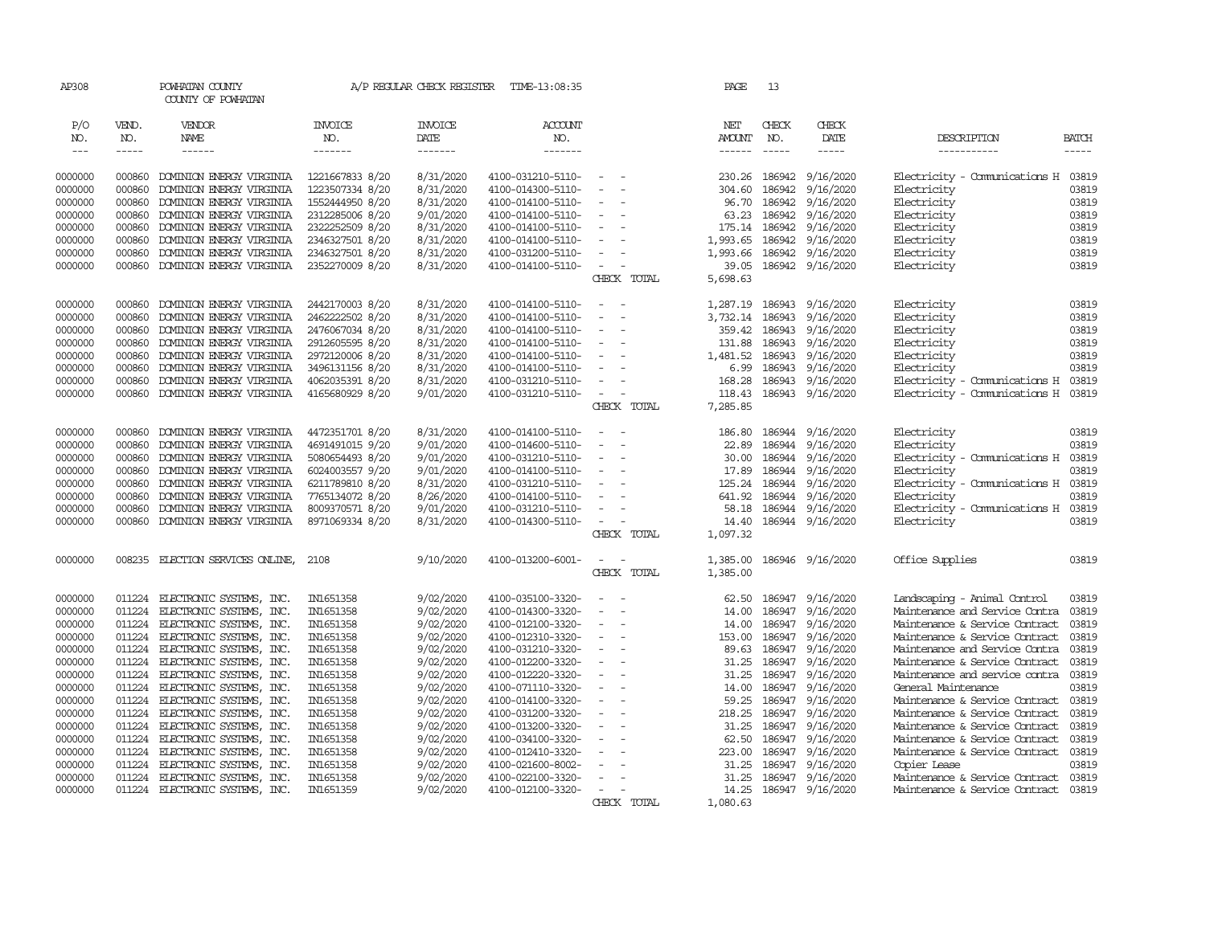AP308 POWHATAN COUNTY A/P REGULAR CHECK REGISTER TIME-13:08:35 PAGE 13

COUNTY OF POWHATAN

| P/O NO. | VEND. NO. | VENDOR NAME | INVOICE NO. | INVOICE DATE | ACCOUNT NO. | | NET AMOUNT | CHECK NO. | CHECK DATE | DESCRIPTION | BATCH |
|---|---|---|---|---|---|---|---|---|---|---|---|
| --- | ----- | ------ | ------- | ------- | ------- | | ------ | ----- | ----- | ----------- | ----- |
| 0000000 | 000860 | DOMINION ENERGY VIRGINIA | 1221667833 8/20 | 8/31/2020 | 4100-031210-5110- | - - | 230.26 | 186942 | 9/16/2020 | Electricity - Comunications H | 03819 |
| 0000000 | 000860 | DOMINION ENERGY VIRGINIA | 1223507334 8/20 | 8/31/2020 | 4100-014300-5110- | - - | 304.60 | 186942 | 9/16/2020 | Electricity | 03819 |
| 0000000 | 000860 | DOMINION ENERGY VIRGINIA | 1552444950 8/20 | 8/31/2020 | 4100-014100-5110- | - - | 96.70 | 186942 | 9/16/2020 | Electricity | 03819 |
| 0000000 | 000860 | DOMINION ENERGY VIRGINIA | 2312285006 8/20 | 9/01/2020 | 4100-014100-5110- | - - | 63.23 | 186942 | 9/16/2020 | Electricity | 03819 |
| 0000000 | 000860 | DOMINION ENERGY VIRGINIA | 2322252509 8/20 | 8/31/2020 | 4100-014100-5110- | - - | 175.14 | 186942 | 9/16/2020 | Electricity | 03819 |
| 0000000 | 000860 | DOMINION ENERGY VIRGINIA | 2346327501 8/20 | 8/31/2020 | 4100-014100-5110- | - - | 1,993.65 | 186942 | 9/16/2020 | Electricity | 03819 |
| 0000000 | 000860 | DOMINION ENERGY VIRGINIA | 2346327501 8/20 | 8/31/2020 | 4100-031200-5110- | - - | 1,993.66 | 186942 | 9/16/2020 | Electricity | 03819 |
| 0000000 | 000860 | DOMINION ENERGY VIRGINIA | 2352270009 8/20 | 8/31/2020 | 4100-014100-5110- | - - | 39.05 | 186942 | 9/16/2020 | Electricity | 03819 |
| | | | | | | CHECK TOTAL | 5,698.63 | | | | |
| 0000000 | 000860 | DOMINION ENERGY VIRGINIA | 2442170003 8/20 | 8/31/2020 | 4100-014100-5110- | - - | 1,287.19 | 186943 | 9/16/2020 | Electricity | 03819 |
| 0000000 | 000860 | DOMINION ENERGY VIRGINIA | 2462222502 8/20 | 8/31/2020 | 4100-014100-5110- | - - | 3,732.14 | 186943 | 9/16/2020 | Electricity | 03819 |
| 0000000 | 000860 | DOMINION ENERGY VIRGINIA | 2476067034 8/20 | 8/31/2020 | 4100-014100-5110- | - - | 359.42 | 186943 | 9/16/2020 | Electricity | 03819 |
| 0000000 | 000860 | DOMINION ENERGY VIRGINIA | 2912605595 8/20 | 8/31/2020 | 4100-014100-5110- | - - | 131.88 | 186943 | 9/16/2020 | Electricity | 03819 |
| 0000000 | 000860 | DOMINION ENERGY VIRGINIA | 2972120006 8/20 | 8/31/2020 | 4100-014100-5110- | - - | 1,481.52 | 186943 | 9/16/2020 | Electricity | 03819 |
| 0000000 | 000860 | DOMINION ENERGY VIRGINIA | 3496131156 8/20 | 8/31/2020 | 4100-014100-5110- | - - | 6.99 | 186943 | 9/16/2020 | Electricity | 03819 |
| 0000000 | 000860 | DOMINION ENERGY VIRGINIA | 4062035391 8/20 | 8/31/2020 | 4100-031210-5110- | - - | 168.28 | 186943 | 9/16/2020 | Electricity - Comunications H | 03819 |
| 0000000 | 000860 | DOMINION ENERGY VIRGINIA | 4165680929 8/20 | 9/01/2020 | 4100-031210-5110- | - - | 118.43 | 186943 | 9/16/2020 | Electricity - Comunications H | 03819 |
| | | | | | | CHECK TOTAL | 7,285.85 | | | | |
| 0000000 | 000860 | DOMINION ENERGY VIRGINIA | 4472351701 8/20 | 8/31/2020 | 4100-014100-5110- | - - | 186.80 | 186944 | 9/16/2020 | Electricity | 03819 |
| 0000000 | 000860 | DOMINION ENERGY VIRGINIA | 4691491015 9/20 | 9/01/2020 | 4100-014600-5110- | - - | 22.89 | 186944 | 9/16/2020 | Electricity | 03819 |
| 0000000 | 000860 | DOMINION ENERGY VIRGINIA | 5080654493 8/20 | 9/01/2020 | 4100-031210-5110- | - - | 30.00 | 186944 | 9/16/2020 | Electricity - Comunications H | 03819 |
| 0000000 | 000860 | DOMINION ENERGY VIRGINIA | 6024003557 9/20 | 9/01/2020 | 4100-014100-5110- | - - | 17.89 | 186944 | 9/16/2020 | Electricity | 03819 |
| 0000000 | 000860 | DOMINION ENERGY VIRGINIA | 6211789810 8/20 | 8/31/2020 | 4100-031210-5110- | - - | 125.24 | 186944 | 9/16/2020 | Electricity - Comunications H | 03819 |
| 0000000 | 000860 | DOMINION ENERGY VIRGINIA | 7765134072 8/20 | 8/26/2020 | 4100-014100-5110- | - - | 641.92 | 186944 | 9/16/2020 | Electricity | 03819 |
| 0000000 | 000860 | DOMINION ENERGY VIRGINIA | 8009370571 8/20 | 9/01/2020 | 4100-031210-5110- | - - | 58.18 | 186944 | 9/16/2020 | Electricity - Comunications H | 03819 |
| 0000000 | 000860 | DOMINION ENERGY VIRGINIA | 8971069334 8/20 | 8/31/2020 | 4100-014300-5110- | - - | 14.40 | 186944 | 9/16/2020 | Electricity | 03819 |
| | | | | | | CHECK TOTAL | 1,097.32 | | | | |
| 0000000 | 008235 | ELECTION SERVICES ONLINE, | 2108 | 9/10/2020 | 4100-013200-6001- | - - | 1,385.00 | 186946 | 9/16/2020 | Office Supplies | 03819 |
| | | | | | | CHECK TOTAL | 1,385.00 | | | | |
| 0000000 | 011224 | ELECTRONIC SYSTEMS, INC. | IN1651358 | 9/02/2020 | 4100-035100-3320- | - - | 62.50 | 186947 | 9/16/2020 | Landscaping - Animal Control | 03819 |
| 0000000 | 011224 | ELECTRONIC SYSTEMS, INC. | IN1651358 | 9/02/2020 | 4100-014300-3320- | - - | 14.00 | 186947 | 9/16/2020 | Maintenance and Service Contra | 03819 |
| 0000000 | 011224 | ELECTRONIC SYSTEMS, INC. | IN1651358 | 9/02/2020 | 4100-012100-3320- | - - | 14.00 | 186947 | 9/16/2020 | Maintenance & Service Contract | 03819 |
| 0000000 | 011224 | ELECTRONIC SYSTEMS, INC. | IN1651358 | 9/02/2020 | 4100-012310-3320- | - - | 153.00 | 186947 | 9/16/2020 | Maintenance & Service Contract | 03819 |
| 0000000 | 011224 | ELECTRONIC SYSTEMS, INC. | IN1651358 | 9/02/2020 | 4100-031210-3320- | - - | 89.63 | 186947 | 9/16/2020 | Maintenance and Service Contra | 03819 |
| 0000000 | 011224 | ELECTRONIC SYSTEMS, INC. | IN1651358 | 9/02/2020 | 4100-012200-3320- | - - | 31.25 | 186947 | 9/16/2020 | Maintenance & Service Contract | 03819 |
| 0000000 | 011224 | ELECTRONIC SYSTEMS, INC. | IN1651358 | 9/02/2020 | 4100-012220-3320- | - - | 31.25 | 186947 | 9/16/2020 | Maintenance and service contra | 03819 |
| 0000000 | 011224 | ELECTRONIC SYSTEMS, INC. | IN1651358 | 9/02/2020 | 4100-071110-3320- | - - | 14.00 | 186947 | 9/16/2020 | General Maintenance | 03819 |
| 0000000 | 011224 | ELECTRONIC SYSTEMS, INC. | IN1651358 | 9/02/2020 | 4100-014100-3320- | - - | 59.25 | 186947 | 9/16/2020 | Maintenance & Service Contract | 03819 |
| 0000000 | 011224 | ELECTRONIC SYSTEMS, INC. | IN1651358 | 9/02/2020 | 4100-031200-3320- | - - | 218.25 | 186947 | 9/16/2020 | Maintenance & Service Contract | 03819 |
| 0000000 | 011224 | ELECTRONIC SYSTEMS, INC. | IN1651358 | 9/02/2020 | 4100-013200-3320- | - - | 31.25 | 186947 | 9/16/2020 | Maintenance & Service Contract | 03819 |
| 0000000 | 011224 | ELECTRONIC SYSTEMS, INC. | IN1651358 | 9/02/2020 | 4100-034100-3320- | - - | 62.50 | 186947 | 9/16/2020 | Maintenance & Service Contract | 03819 |
| 0000000 | 011224 | ELECTRONIC SYSTEMS, INC. | IN1651358 | 9/02/2020 | 4100-012410-3320- | - - | 223.00 | 186947 | 9/16/2020 | Maintenance & Service Contract | 03819 |
| 0000000 | 011224 | ELECTRONIC SYSTEMS, INC. | IN1651358 | 9/02/2020 | 4100-021600-8002- | - - | 31.25 | 186947 | 9/16/2020 | Copier Lease | 03819 |
| 0000000 | 011224 | ELECTRONIC SYSTEMS, INC. | IN1651358 | 9/02/2020 | 4100-022100-3320- | - - | 31.25 | 186947 | 9/16/2020 | Maintenance & Service Contract | 03819 |
| 0000000 | 011224 | ELECTRONIC SYSTEMS, INC. | IN1651359 | 9/02/2020 | 4100-012100-3320- | - - | 14.25 | 186947 | 9/16/2020 | Maintenance & Service Contract | 03819 |
| | | | | | | CHECK TOTAL | 1,080.63 | | | | |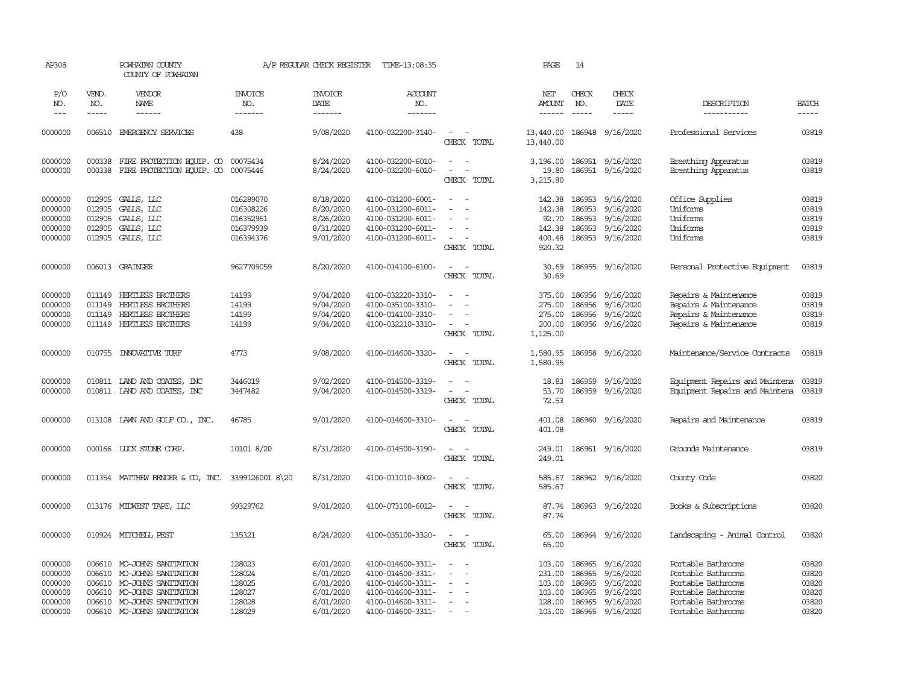AP308 POWHATAN COUNTY A/P REGULAR CHECK REGISTER TIME-13:08:35 PAGE 14

COUNTY OF POWHATAN

| P/O NO. | VEND. NO. | VENDOR NAME | INVOICE NO. | INVOICE DATE | ACCOUNT NO. | | NET AMOUNT | CHECK NO. | CHECK DATE | DESCRIPTION | BATCH |
|---|---|---|---|---|---|---|---|---|---|---|---|
| 0000000 | 006510 | EMERGENCY SERVICES | 438 | 9/08/2020 | 4100-032200-3140- | - - | 13,440.00 | 186948 | 9/16/2020 | Professional Services | 03819 |
| | | | | | | CHECK TOTAL | 13,440.00 | | | | |
| 0000000 | 000338 | FIRE PROTECTION EQUIP. CO | 00075434 | 8/24/2020 | 4100-032200-6010- | - - | 3,196.00 | 186951 | 9/16/2020 | Breathing Apparatus | 03819 |
| 0000000 | 000338 | FIRE PROTECTION EQUIP. CO | 00075446 | 8/24/2020 | 4100-032200-6010- | - - | 19.80 | 186951 | 9/16/2020 | Breathing Apparatus | 03819 |
| | | | | | | CHECK TOTAL | 3,215.80 | | | | |
| 0000000 | 012905 | GALLS, LLC | 016289070 | 8/18/2020 | 4100-031200-6001- | - - | 142.38 | 186953 | 9/16/2020 | Office Supplies | 03819 |
| 0000000 | 012905 | GALLS, LLC | 016308226 | 8/20/2020 | 4100-031200-6011- | - - | 142.38 | 186953 | 9/16/2020 | Uniforms | 03819 |
| 0000000 | 012905 | GALLS, LLC | 016352951 | 8/26/2020 | 4100-031200-6011- | - - | 92.70 | 186953 | 9/16/2020 | Uniforms | 03819 |
| 0000000 | 012905 | GALLS, LLC | 016379939 | 8/31/2020 | 4100-031200-6011- | - - | 142.38 | 186953 | 9/16/2020 | Uniforms | 03819 |
| 0000000 | 012905 | GALLS, LLC | 016394376 | 9/01/2020 | 4100-031200-6011- | - - | 400.48 | 186953 | 9/16/2020 | Uniforms | 03819 |
| | | | | | | CHECK TOTAL | 920.32 | | | | |
| 0000000 | 006013 | GRAINGER | 9627709059 | 8/20/2020 | 4100-014100-6100- | - - | 30.69 | 186955 | 9/16/2020 | Personal Protective Equipment | 03819 |
| | | | | | | CHECK TOTAL | 30.69 | | | | |
| 0000000 | 011149 | HERTLESS BROTHERS | 14199 | 9/04/2020 | 4100-032220-3310- | - - | 375.00 | 186956 | 9/16/2020 | Repairs & Maintenance | 03819 |
| 0000000 | 011149 | HERTLESS BROTHERS | 14199 | 9/04/2020 | 4100-035100-3310- | - - | 275.00 | 186956 | 9/16/2020 | Repairs & Maintenance | 03819 |
| 0000000 | 011149 | HERTLESS BROTHERS | 14199 | 9/04/2020 | 4100-014100-3310- | - - | 275.00 | 186956 | 9/16/2020 | Repairs & Maintenance | 03819 |
| 0000000 | 011149 | HERTLESS BROTHERS | 14199 | 9/04/2020 | 4100-032210-3310- | - - | 200.00 | 186956 | 9/16/2020 | Repairs & Maintenance | 03819 |
| | | | | | | CHECK TOTAL | 1,125.00 | | | | |
| 0000000 | 010755 | INNOVATIVE TURF | 4773 | 9/08/2020 | 4100-014600-3320- | - - | 1,580.95 | 186958 | 9/16/2020 | Maintenance/Service Contracts | 03819 |
| | | | | | | CHECK TOTAL | 1,580.95 | | | | |
| 0000000 | 010811 | LAND AND COATES, INC | 3446019 | 9/02/2020 | 4100-014500-3319- | - - | 18.83 | 186959 | 9/16/2020 | Equipment Repairs and Maintena | 03819 |
| 0000000 | 010811 | LAND AND COATES, INC | 3447482 | 9/04/2020 | 4100-014500-3319- | - - | 53.70 | 186959 | 9/16/2020 | Equipment Repairs and Maintena | 03819 |
| | | | | | | CHECK TOTAL | 72.53 | | | | |
| 0000000 | 013108 | LAWN AND GOLF CO., INC. | 46785 | 9/01/2020 | 4100-014600-3310- | - - | 401.08 | 186960 | 9/16/2020 | Repairs and Maintenance | 03819 |
| | | | | | | CHECK TOTAL | 401.08 | | | | |
| 0000000 | 000166 | LUCK STONE CORP. | 10101 8/20 | 8/31/2020 | 4100-014500-3190- | - - | 249.01 | 186961 | 9/16/2020 | Grounds Maintenance | 03819 |
| | | | | | | CHECK TOTAL | 249.01 | | | | |
| 0000000 | 011354 | MATTHEW BENDER & CO, INC. | 3399126001 8\20 | 8/31/2020 | 4100-011010-3002- | - - | 585.67 | 186962 | 9/16/2020 | County Code | 03820 |
| | | | | | | CHECK TOTAL | 585.67 | | | | |
| 0000000 | 013176 | MIDWEST TAPE, LLC | 99329762 | 9/01/2020 | 4100-073100-6012- | - - | 87.74 | 186963 | 9/16/2020 | Books & Subscriptions | 03820 |
| | | | | | | CHECK TOTAL | 87.74 | | | | |
| 0000000 | 010924 | MITCHELL PEST | 135321 | 8/24/2020 | 4100-035100-3320- | - - | 65.00 | 186964 | 9/16/2020 | Landscaping - Animal Control | 03820 |
| | | | | | | CHECK TOTAL | 65.00 | | | | |
| 0000000 | 006610 | MO-JOHNS SANITATION | 128023 | 6/01/2020 | 4100-014600-3311- | - - | 103.00 | 186965 | 9/16/2020 | Portable Bathrooms | 03820 |
| 0000000 | 006610 | MO-JOHNS SANITATION | 128024 | 6/01/2020 | 4100-014600-3311- | - - | 231.00 | 186965 | 9/16/2020 | Portable Bathrooms | 03820 |
| 0000000 | 006610 | MO-JOHNS SANITATION | 128025 | 6/01/2020 | 4100-014600-3311- | - - | 103.00 | 186965 | 9/16/2020 | Portable Bathrooms | 03820 |
| 0000000 | 006610 | MO-JOHNS SANITATION | 128027 | 6/01/2020 | 4100-014600-3311- | - - | 103.00 | 186965 | 9/16/2020 | Portable Bathrooms | 03820 |
| 0000000 | 006610 | MO-JOHNS SANITATION | 128028 | 6/01/2020 | 4100-014600-3311- | - - | 128.00 | 186965 | 9/16/2020 | Portable Bathrooms | 03820 |
| 0000000 | 006610 | MO-JOHNS SANITATION | 128029 | 6/01/2020 | 4100-014600-3311- | - - | 103.00 | 186965 | 9/16/2020 | Portable Bathrooms | 03820 |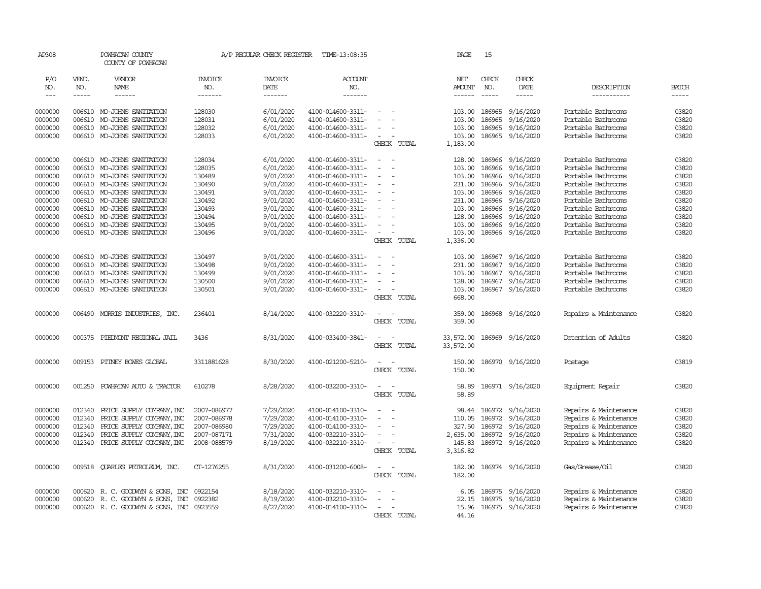AP308 POWHATAN COUNTY A/P REGULAR CHECK REGISTER TIME-13:08:35 PAGE 15

COUNTY OF POWHATAN

| P/O NO. | VEND. NO. | VENDOR NAME | INVOICE NO. | INVOICE DATE | ACCOUNT NO. | | NET AMOUNT | CHECK NO. | CHECK DATE | DESCRIPTION | BATCH |
|---|---|---|---|---|---|---|---|---|---|---|---|
| --- | ----- | ------ | ------- | ------- | ------- | | ------ | ----- | ----- | ----------- | ----- |
| 0000000 | 006610 | MO-JOHNS SANITATION | 128030 | 6/01/2020 | 4100-014600-3311- | - - | 103.00 | 186965 | 9/16/2020 | Portable Bathrooms | 03820 |
| 0000000 | 006610 | MO-JOHNS SANITATION | 128031 | 6/01/2020 | 4100-014600-3311- | - - | 103.00 | 186965 | 9/16/2020 | Portable Bathrooms | 03820 |
| 0000000 | 006610 | MO-JOHNS SANITATION | 128032 | 6/01/2020 | 4100-014600-3311- | - - | 103.00 | 186965 | 9/16/2020 | Portable Bathrooms | 03820 |
| 0000000 | 006610 | MO-JOHNS SANITATION | 128033 | 6/01/2020 | 4100-014600-3311- | - - | 103.00 | 186965 | 9/16/2020 | Portable Bathrooms | 03820 |
| | | | | | | CHECK TOTAL | 1,183.00 | | | | |
| 0000000 | 006610 | MO-JOHNS SANITATION | 128034 | 6/01/2020 | 4100-014600-3311- | - - | 128.00 | 186966 | 9/16/2020 | Portable Bathrooms | 03820 |
| 0000000 | 006610 | MO-JOHNS SANITATION | 128035 | 6/01/2020 | 4100-014600-3311- | - - | 103.00 | 186966 | 9/16/2020 | Portable Bathrooms | 03820 |
| 0000000 | 006610 | MO-JOHNS SANITATION | 130489 | 9/01/2020 | 4100-014600-3311- | - - | 103.00 | 186966 | 9/16/2020 | Portable Bathrooms | 03820 |
| 0000000 | 006610 | MO-JOHNS SANITATION | 130490 | 9/01/2020 | 4100-014600-3311- | - - | 231.00 | 186966 | 9/16/2020 | Portable Bathrooms | 03820 |
| 0000000 | 006610 | MO-JOHNS SANITATION | 130491 | 9/01/2020 | 4100-014600-3311- | - - | 103.00 | 186966 | 9/16/2020 | Portable Bathrooms | 03820 |
| 0000000 | 006610 | MO-JOHNS SANITATION | 130492 | 9/01/2020 | 4100-014600-3311- | - - | 231.00 | 186966 | 9/16/2020 | Portable Bathrooms | 03820 |
| 0000000 | 006610 | MO-JOHNS SANITATION | 130493 | 9/01/2020 | 4100-014600-3311- | - - | 103.00 | 186966 | 9/16/2020 | Portable Bathrooms | 03820 |
| 0000000 | 006610 | MO-JOHNS SANITATION | 130494 | 9/01/2020 | 4100-014600-3311- | - - | 128.00 | 186966 | 9/16/2020 | Portable Bathrooms | 03820 |
| 0000000 | 006610 | MO-JOHNS SANITATION | 130495 | 9/01/2020 | 4100-014600-3311- | - - | 103.00 | 186966 | 9/16/2020 | Portable Bathrooms | 03820 |
| 0000000 | 006610 | MO-JOHNS SANITATION | 130496 | 9/01/2020 | 4100-014600-3311- | - - | 103.00 | 186966 | 9/16/2020 | Portable Bathrooms | 03820 |
| | | | | | | CHECK TOTAL | 1,336.00 | | | | |
| 0000000 | 006610 | MO-JOHNS SANITATION | 130497 | 9/01/2020 | 4100-014600-3311- | - - | 103.00 | 186967 | 9/16/2020 | Portable Bathrooms | 03820 |
| 0000000 | 006610 | MO-JOHNS SANITATION | 130498 | 9/01/2020 | 4100-014600-3311- | - - | 231.00 | 186967 | 9/16/2020 | Portable Bathrooms | 03820 |
| 0000000 | 006610 | MO-JOHNS SANITATION | 130499 | 9/01/2020 | 4100-014600-3311- | - - | 103.00 | 186967 | 9/16/2020 | Portable Bathrooms | 03820 |
| 0000000 | 006610 | MO-JOHNS SANITATION | 130500 | 9/01/2020 | 4100-014600-3311- | - - | 128.00 | 186967 | 9/16/2020 | Portable Bathrooms | 03820 |
| 0000000 | 006610 | MO-JOHNS SANITATION | 130501 | 9/01/2020 | 4100-014600-3311- | - - | 103.00 | 186967 | 9/16/2020 | Portable Bathrooms | 03820 |
| | | | | | | CHECK TOTAL | 668.00 | | | | |
| 0000000 | 006490 | MORRIS INDUSTRIES, INC. | 236401 | 8/14/2020 | 4100-032220-3310- | - - | 359.00 | 186968 | 9/16/2020 | Repairs & Maintenance | 03820 |
| | | | | | | CHECK TOTAL | 359.00 | | | | |
| 0000000 | 000375 | PIEDMONT REGIONAL JAIL | 3436 | 8/31/2020 | 4100-033400-3841- | - - | 33,572.00 | 186969 | 9/16/2020 | Detention of Adults | 03820 |
| | | | | | | CHECK TOTAL | 33,572.00 | | | | |
| 0000000 | 009153 | PITNEY BOWES GLOBAL | 3311881628 | 8/30/2020 | 4100-021200-5210- | - - | 150.00 | 186970 | 9/16/2020 | Postage | 03819 |
| | | | | | | CHECK TOTAL | 150.00 | | | | |
| 0000000 | 001250 | POWHATAN AUTO & TRACTOR | 610278 | 8/28/2020 | 4100-032200-3310- | - - | 58.89 | 186971 | 9/16/2020 | Equipment Repair | 03820 |
| | | | | | | CHECK TOTAL | 58.89 | | | | |
| 0000000 | 012340 | PRICE SUPPLY COMPANY, INC | 2007-086977 | 7/29/2020 | 4100-014100-3310- | - - | 98.44 | 186972 | 9/16/2020 | Repairs & Maintenance | 03820 |
| 0000000 | 012340 | PRICE SUPPLY COMPANY, INC | 2007-086978 | 7/29/2020 | 4100-014100-3310- | - - | 110.05 | 186972 | 9/16/2020 | Repairs & Maintenance | 03820 |
| 0000000 | 012340 | PRICE SUPPLY COMPANY, INC | 2007-086980 | 7/29/2020 | 4100-014100-3310- | - - | 327.50 | 186972 | 9/16/2020 | Repairs & Maintenance | 03820 |
| 0000000 | 012340 | PRICE SUPPLY COMPANY, INC | 2007-087171 | 7/31/2020 | 4100-032210-3310- | - - | 2,635.00 | 186972 | 9/16/2020 | Repairs & Maintenance | 03820 |
| 0000000 | 012340 | PRICE SUPPLY COMPANY, INC | 2008-088579 | 8/19/2020 | 4100-032210-3310- | - - | 145.83 | 186972 | 9/16/2020 | Repairs & Maintenance | 03820 |
| | | | | | | CHECK TOTAL | 3,316.82 | | | | |
| 0000000 | 009518 | QUARLES PETROLEUM, INC. | CT-1276255 | 8/31/2020 | 4100-031200-6008- | - - | 182.00 | 186974 | 9/16/2020 | Gas/Grease/Oil | 03820 |
| | | | | | | CHECK TOTAL | 182.00 | | | | |
| 0000000 | 000620 | R. C. GOODWYN & SONS, INC | 0922154 | 8/18/2020 | 4100-032210-3310- | - - | 6.05 | 186975 | 9/16/2020 | Repairs & Maintenance | 03820 |
| 0000000 | 000620 | R. C. GOODWYN & SONS, INC | 0922382 | 8/19/2020 | 4100-032210-3310- | - - | 22.15 | 186975 | 9/16/2020 | Repairs & Maintenance | 03820 |
| 0000000 | 000620 | R. C. GOODWYN & SONS, INC | 0923559 | 8/27/2020 | 4100-014100-3310- | - - | 15.96 | 186975 | 9/16/2020 | Repairs & Maintenance | 03820 |
| | | | | | | CHECK TOTAL | 44.16 | | | | |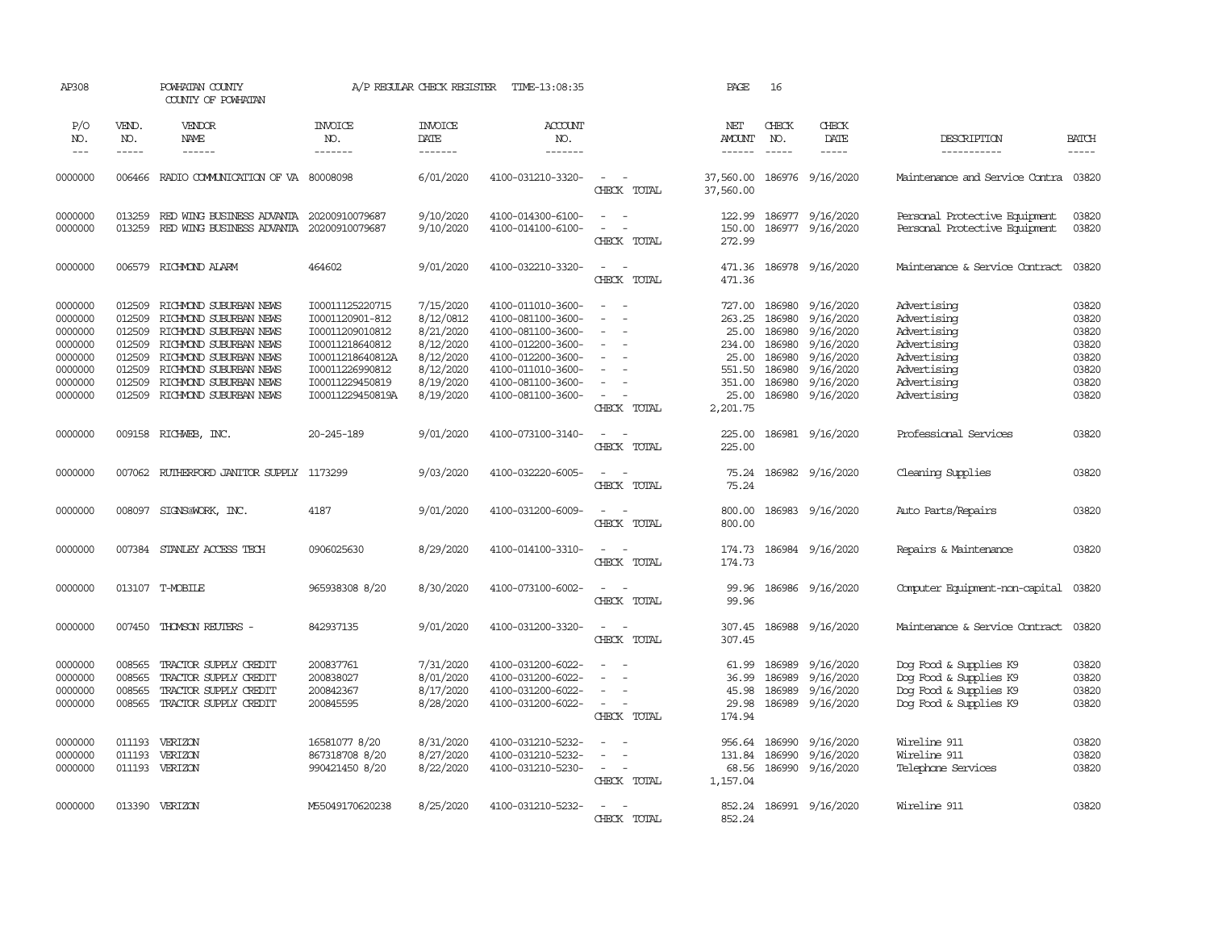AP308 POWHATAN COUNTY A/P REGULAR CHECK REGISTER TIME-13:08:35 PAGE 16

COUNTY OF POWHATAN

| P/O NO. | VEND. NO. | VENDOR NAME | INVOICE NO. | INVOICE DATE | ACCOUNT NO. | | NET AMOUNT | CHECK NO. | CHECK DATE | DESCRIPTION | BATCH |
|---|---|---|---|---|---|---|---|---|---|---|---|
| 0000000 | 006466 | RADIO COMMUNICATION OF VA | 80008098 | 6/01/2020 | 4100-031210-3320- | - - | 37,560.00 | 186976 | 9/16/2020 | Maintenance and Service Contra | 03820 |
| | | | | | | CHECK TOTAL | 37,560.00 | | | | |
| 0000000 | 013259 | RED WING BUSINESS ADVANTA | 20200910079687 | 9/10/2020 | 4100-014300-6100- | - - | 122.99 | 186977 | 9/16/2020 | Personal Protective Equipment | 03820 |
| 0000000 | 013259 | RED WING BUSINESS ADVANTA | 20200910079687 | 9/10/2020 | 4100-014100-6100- | - - | 150.00 | 186977 | 9/16/2020 | Personal Protective Equipment | 03820 |
| | | | | | | CHECK TOTAL | 272.99 | | | | |
| 0000000 | 006579 | RICHMOND ALARM | 464602 | 9/01/2020 | 4100-032210-3320- | - - | 471.36 | 186978 | 9/16/2020 | Maintenance & Service Contract | 03820 |
| | | | | | | CHECK TOTAL | 471.36 | | | | |
| 0000000 | 012509 | RICHMOND SUBURBAN NEWS | I00011125220715 | 7/15/2020 | 4100-011010-3600- | - - | 727.00 | 186980 | 9/16/2020 | Advertising | 03820 |
| 0000000 | 012509 | RICHMOND SUBURBAN NEWS | I0001120901-812 | 8/12/0812 | 4100-081100-3600- | - - | 263.25 | 186980 | 9/16/2020 | Advertising | 03820 |
| 0000000 | 012509 | RICHMOND SUBURBAN NEWS | I00011209010812 | 8/21/2020 | 4100-081100-3600- | - - | 25.00 | 186980 | 9/16/2020 | Advertising | 03820 |
| 0000000 | 012509 | RICHMOND SUBURBAN NEWS | I00011218640812 | 8/12/2020 | 4100-012200-3600- | - - | 234.00 | 186980 | 9/16/2020 | Advertising | 03820 |
| 0000000 | 012509 | RICHMOND SUBURBAN NEWS | I00011218640812A | 8/12/2020 | 4100-012200-3600- | - - | 25.00 | 186980 | 9/16/2020 | Advertising | 03820 |
| 0000000 | 012509 | RICHMOND SUBURBAN NEWS | I00011226990812 | 8/12/2020 | 4100-011010-3600- | - - | 551.50 | 186980 | 9/16/2020 | Advertising | 03820 |
| 0000000 | 012509 | RICHMOND SUBURBAN NEWS | I00011229450819 | 8/19/2020 | 4100-081100-3600- | - - | 351.00 | 186980 | 9/16/2020 | Advertising | 03820 |
| 0000000 | 012509 | RICHMOND SUBURBAN NEWS | I00011229450819A | 8/19/2020 | 4100-081100-3600- | - - | 25.00 | 186980 | 9/16/2020 | Advertising | 03820 |
| | | | | | | CHECK TOTAL | 2,201.75 | | | | |
| 0000000 | 009158 | RICHWEB, INC. | 20-245-189 | 9/01/2020 | 4100-073100-3140- | - - | 225.00 | 186981 | 9/16/2020 | Professional Services | 03820 |
| | | | | | | CHECK TOTAL | 225.00 | | | | |
| 0000000 | 007062 | RUTHERFORD JANITOR SUPPLY | 1173299 | 9/03/2020 | 4100-032220-6005- | - - | 75.24 | 186982 | 9/16/2020 | Cleaning Supplies | 03820 |
| | | | | | | CHECK TOTAL | 75.24 | | | | |
| 0000000 | 008097 | SIGNS@WORK, INC. | 4187 | 9/01/2020 | 4100-031200-6009- | - - | 800.00 | 186983 | 9/16/2020 | Auto Parts/Repairs | 03820 |
| | | | | | | CHECK TOTAL | 800.00 | | | | |
| 0000000 | 007384 | STANLEY ACCESS TECH | 0906025630 | 8/29/2020 | 4100-014100-3310- | - - | 174.73 | 186984 | 9/16/2020 | Repairs & Maintenance | 03820 |
| | | | | | | CHECK TOTAL | 174.73 | | | | |
| 0000000 | 013107 | T-MOBILE | 965938308 8/20 | 8/30/2020 | 4100-073100-6002- | - - | 99.96 | 186986 | 9/16/2020 | Computer Equipment-non-capital | 03820 |
| | | | | | | CHECK TOTAL | 99.96 | | | | |
| 0000000 | 007450 | THOMSON REUTERS - | 842937135 | 9/01/2020 | 4100-031200-3320- | - - | 307.45 | 186988 | 9/16/2020 | Maintenance & Service Contract | 03820 |
| | | | | | | CHECK TOTAL | 307.45 | | | | |
| 0000000 | 008565 | TRACTOR SUPPLY CREDIT | 200837761 | 7/31/2020 | 4100-031200-6022- | - - | 61.99 | 186989 | 9/16/2020 | Dog Food & Supplies K9 | 03820 |
| 0000000 | 008565 | TRACTOR SUPPLY CREDIT | 200838027 | 8/01/2020 | 4100-031200-6022- | - - | 36.99 | 186989 | 9/16/2020 | Dog Food & Supplies K9 | 03820 |
| 0000000 | 008565 | TRACTOR SUPPLY CREDIT | 200842367 | 8/17/2020 | 4100-031200-6022- | - - | 45.98 | 186989 | 9/16/2020 | Dog Food & Supplies K9 | 03820 |
| 0000000 | 008565 | TRACTOR SUPPLY CREDIT | 200845595 | 8/28/2020 | 4100-031200-6022- | - - | 29.98 | 186989 | 9/16/2020 | Dog Food & Supplies K9 | 03820 |
| | | | | | | CHECK TOTAL | 174.94 | | | | |
| 0000000 | 011193 | VERIZON | 16581077 8/20 | 8/31/2020 | 4100-031210-5232- | - - | 956.64 | 186990 | 9/16/2020 | Wireline 911 | 03820 |
| 0000000 | 011193 | VERIZON | 867318708 8/20 | 8/27/2020 | 4100-031210-5232- | - - | 131.84 | 186990 | 9/16/2020 | Wireline 911 | 03820 |
| 0000000 | 011193 | VERIZON | 990421450 8/20 | 8/22/2020 | 4100-031210-5230- | - - | 68.56 | 186990 | 9/16/2020 | Telephone Services | 03820 |
| | | | | | | CHECK TOTAL | 1,157.04 | | | | |
| 0000000 | 013390 | VERIZON | M55049170620238 | 8/25/2020 | 4100-031210-5232- | - - | 852.24 | 186991 | 9/16/2020 | Wireline 911 | 03820 |
| | | | | | | CHECK TOTAL | 852.24 | | | | |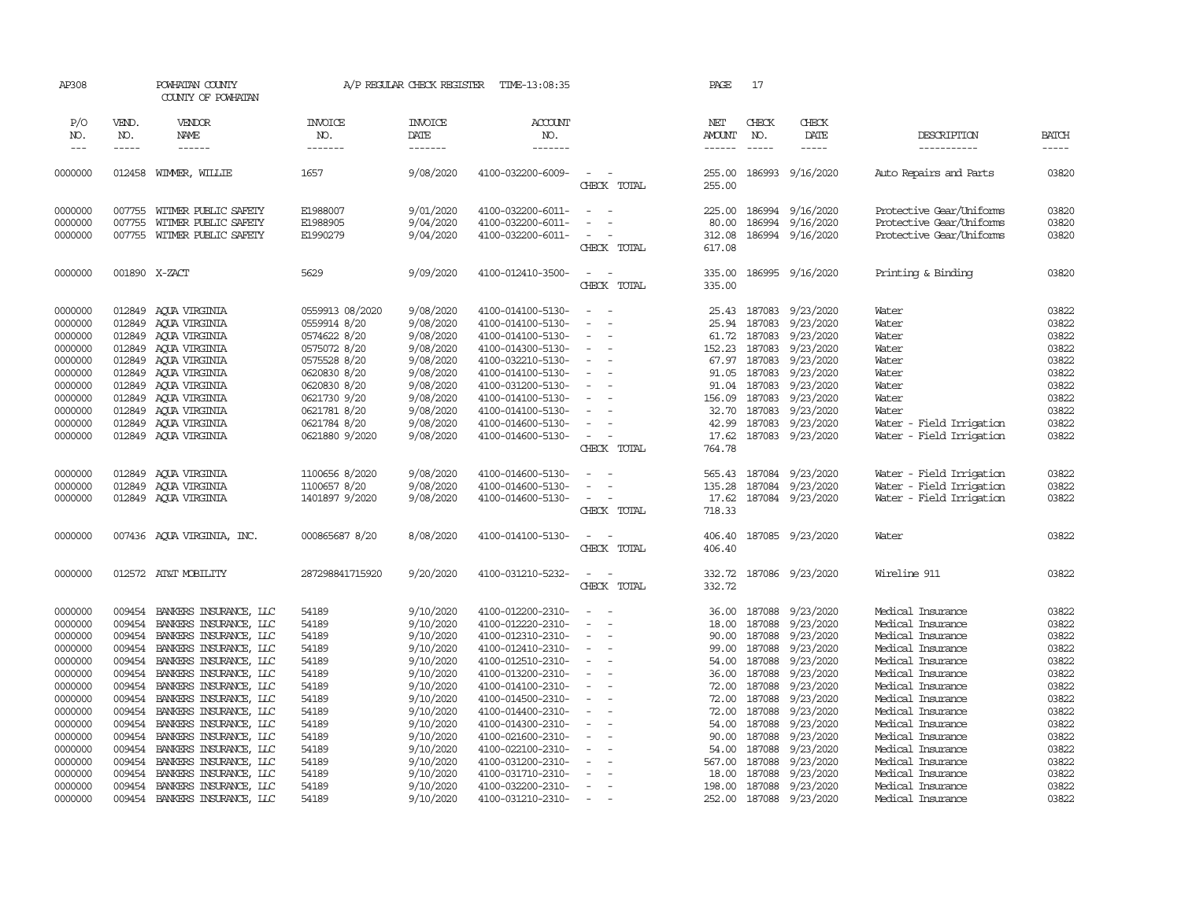AP308 POWHATAN COUNTY A/P REGULAR CHECK REGISTER TIME-13:08:35 PAGE 17
COUNTY OF POWHATAN

| P/O NO. | VEND. NO. | VENDOR NAME | INVOICE NO. | INVOICE DATE | ACCOUNT NO. | | NET AMOUNT | CHECK NO. | CHECK DATE | DESCRIPTION | BATCH |
|---|---|---|---|---|---|---|---|---|---|---|---|
| 0000000 | 012458 | WIMMER, WILLIE | 1657 | 9/08/2020 | 4100-032200-6009- | - - | 255.00 | 186993 | 9/16/2020 | Auto Repairs and Parts | 03820 |
| | | | | | | CHECK TOTAL | 255.00 | | | | |
| 0000000 | 007755 | WITMER PUBLIC SAFETY | E1988007 | 9/01/2020 | 4100-032200-6011- | - - | 225.00 | 186994 | 9/16/2020 | Protective Gear/Uniforms | 03820 |
| 0000000 | 007755 | WITMER PUBLIC SAFETY | E1988905 | 9/04/2020 | 4100-032200-6011- | - - | 80.00 | 186994 | 9/16/2020 | Protective Gear/Uniforms | 03820 |
| 0000000 | 007755 | WITMER PUBLIC SAFETY | E1990279 | 9/04/2020 | 4100-032200-6011- | - - | 312.08 | 186994 | 9/16/2020 | Protective Gear/Uniforms | 03820 |
| | | | | | | CHECK TOTAL | 617.08 | | | | |
| 0000000 | 001890 | X-ZACT | 5629 | 9/09/2020 | 4100-012410-3500- | - - | 335.00 | 186995 | 9/16/2020 | Printing & Binding | 03820 |
| | | | | | | CHECK TOTAL | 335.00 | | | | |
| 0000000 | 012849 | AQUA VIRGINIA | 0559913 08/2020 | 9/08/2020 | 4100-014100-5130- | - - | 25.43 | 187083 | 9/23/2020 | Water | 03822 |
| 0000000 | 012849 | AQUA VIRGINIA | 0559914 8/20 | 9/08/2020 | 4100-014100-5130- | - - | 25.94 | 187083 | 9/23/2020 | Water | 03822 |
| 0000000 | 012849 | AQUA VIRGINIA | 0574622 8/20 | 9/08/2020 | 4100-014100-5130- | - - | 61.72 | 187083 | 9/23/2020 | Water | 03822 |
| 0000000 | 012849 | AQUA VIRGINIA | 0575072 8/20 | 9/08/2020 | 4100-014300-5130- | - - | 152.23 | 187083 | 9/23/2020 | Water | 03822 |
| 0000000 | 012849 | AQUA VIRGINIA | 0575528 8/20 | 9/08/2020 | 4100-032210-5130- | - - | 67.97 | 187083 | 9/23/2020 | Water | 03822 |
| 0000000 | 012849 | AQUA VIRGINIA | 0620830 8/20 | 9/08/2020 | 4100-014100-5130- | - - | 91.05 | 187083 | 9/23/2020 | Water | 03822 |
| 0000000 | 012849 | AQUA VIRGINIA | 0620830 8/20 | 9/08/2020 | 4100-031200-5130- | - - | 91.04 | 187083 | 9/23/2020 | Water | 03822 |
| 0000000 | 012849 | AQUA VIRGINIA | 0621730 9/20 | 9/08/2020 | 4100-014100-5130- | - - | 156.09 | 187083 | 9/23/2020 | Water | 03822 |
| 0000000 | 012849 | AQUA VIRGINIA | 0621781 8/20 | 9/08/2020 | 4100-014100-5130- | - - | 32.70 | 187083 | 9/23/2020 | Water | 03822 |
| 0000000 | 012849 | AQUA VIRGINIA | 0621784 8/20 | 9/08/2020 | 4100-014600-5130- | - - | 42.99 | 187083 | 9/23/2020 | Water - Field Irrigation | 03822 |
| 0000000 | 012849 | AQUA VIRGINIA | 0621880 9/2020 | 9/08/2020 | 4100-014600-5130- | - - | 17.62 | 187083 | 9/23/2020 | Water - Field Irrigation | 03822 |
| | | | | | | CHECK TOTAL | 764.78 | | | | |
| 0000000 | 012849 | AQUA VIRGINIA | 1100656 8/2020 | 9/08/2020 | 4100-014600-5130- | - - | 565.43 | 187084 | 9/23/2020 | Water - Field Irrigation | 03822 |
| 0000000 | 012849 | AQUA VIRGINIA | 1100657 8/20 | 9/08/2020 | 4100-014600-5130- | - - | 135.28 | 187084 | 9/23/2020 | Water - Field Irrigation | 03822 |
| 0000000 | 012849 | AQUA VIRGINIA | 1401897 9/2020 | 9/08/2020 | 4100-014600-5130- | - - | 17.62 | 187084 | 9/23/2020 | Water - Field Irrigation | 03822 |
| | | | | | | CHECK TOTAL | 718.33 | | | | |
| 0000000 | 007436 | AQUA VIRGINIA, INC. | 000865687 8/20 | 8/08/2020 | 4100-014100-5130- | - - | 406.40 | 187085 | 9/23/2020 | Water | 03822 |
| | | | | | | CHECK TOTAL | 406.40 | | | | |
| 0000000 | 012572 | AT&T MOBILITY | 287298841715920 | 9/20/2020 | 4100-031210-5232- | - - | 332.72 | 187086 | 9/23/2020 | Wireline 911 | 03822 |
| | | | | | | CHECK TOTAL | 332.72 | | | | |
| 0000000 | 009454 | BANKERS INSURANCE, LLC | 54189 | 9/10/2020 | 4100-012200-2310- | - - | 36.00 | 187088 | 9/23/2020 | Medical Insurance | 03822 |
| 0000000 | 009454 | BANKERS INSURANCE, LLC | 54189 | 9/10/2020 | 4100-012220-2310- | - - | 18.00 | 187088 | 9/23/2020 | Medical Insurance | 03822 |
| 0000000 | 009454 | BANKERS INSURANCE, LLC | 54189 | 9/10/2020 | 4100-012310-2310- | - - | 90.00 | 187088 | 9/23/2020 | Medical Insurance | 03822 |
| 0000000 | 009454 | BANKERS INSURANCE, LLC | 54189 | 9/10/2020 | 4100-012410-2310- | - - | 99.00 | 187088 | 9/23/2020 | Medical Insurance | 03822 |
| 0000000 | 009454 | BANKERS INSURANCE, LLC | 54189 | 9/10/2020 | 4100-012510-2310- | - - | 54.00 | 187088 | 9/23/2020 | Medical Insurance | 03822 |
| 0000000 | 009454 | BANKERS INSURANCE, LLC | 54189 | 9/10/2020 | 4100-013200-2310- | - - | 36.00 | 187088 | 9/23/2020 | Medical Insurance | 03822 |
| 0000000 | 009454 | BANKERS INSURANCE, LLC | 54189 | 9/10/2020 | 4100-014100-2310- | - - | 72.00 | 187088 | 9/23/2020 | Medical Insurance | 03822 |
| 0000000 | 009454 | BANKERS INSURANCE, LLC | 54189 | 9/10/2020 | 4100-014500-2310- | - - | 72.00 | 187088 | 9/23/2020 | Medical Insurance | 03822 |
| 0000000 | 009454 | BANKERS INSURANCE, LLC | 54189 | 9/10/2020 | 4100-014400-2310- | - - | 72.00 | 187088 | 9/23/2020 | Medical Insurance | 03822 |
| 0000000 | 009454 | BANKERS INSURANCE, LLC | 54189 | 9/10/2020 | 4100-014300-2310- | - - | 54.00 | 187088 | 9/23/2020 | Medical Insurance | 03822 |
| 0000000 | 009454 | BANKERS INSURANCE, LLC | 54189 | 9/10/2020 | 4100-021600-2310- | - - | 90.00 | 187088 | 9/23/2020 | Medical Insurance | 03822 |
| 0000000 | 009454 | BANKERS INSURANCE, LLC | 54189 | 9/10/2020 | 4100-022100-2310- | - - | 54.00 | 187088 | 9/23/2020 | Medical Insurance | 03822 |
| 0000000 | 009454 | BANKERS INSURANCE, LLC | 54189 | 9/10/2020 | 4100-031200-2310- | - - | 567.00 | 187088 | 9/23/2020 | Medical Insurance | 03822 |
| 0000000 | 009454 | BANKERS INSURANCE, LLC | 54189 | 9/10/2020 | 4100-031710-2310- | - - | 18.00 | 187088 | 9/23/2020 | Medical Insurance | 03822 |
| 0000000 | 009454 | BANKERS INSURANCE, LLC | 54189 | 9/10/2020 | 4100-032200-2310- | - - | 198.00 | 187088 | 9/23/2020 | Medical Insurance | 03822 |
| 0000000 | 009454 | BANKERS INSURANCE, LLC | 54189 | 9/10/2020 | 4100-031210-2310- | - - | 252.00 | 187088 | 9/23/2020 | Medical Insurance | 03822 |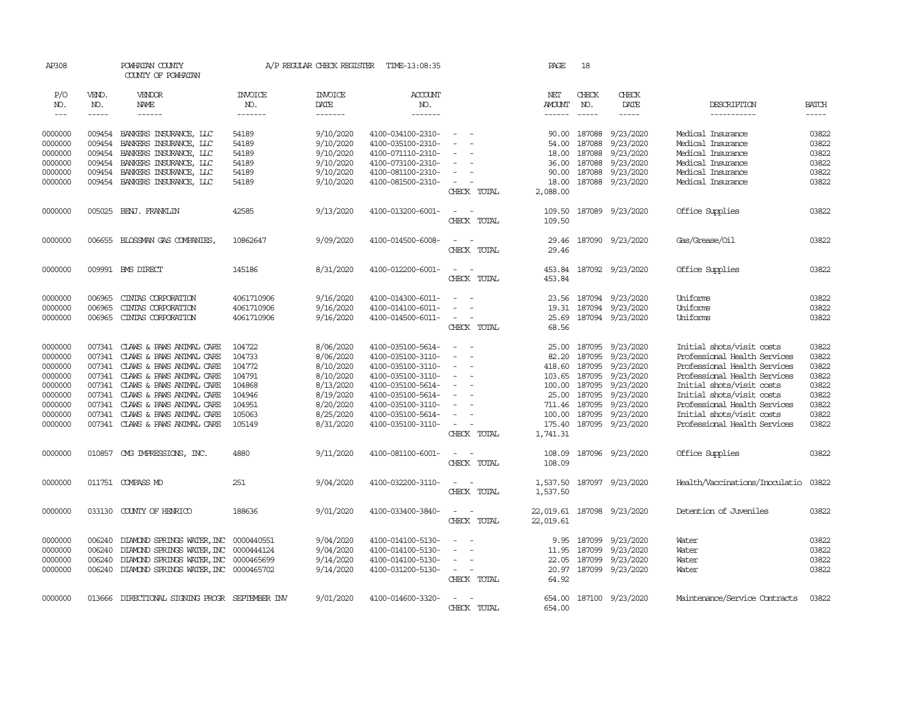AP308 POWHATAN COUNTY A/P REGULAR CHECK REGISTER TIME-13:08:35 PAGE 18

COUNTY OF POWHATAN

| P/O NO. | VEND. NO. | VENDOR NAME | INVOICE NO. | INVOICE DATE | ACCOUNT NO. | | NET AMOUNT | CHECK NO. | CHECK DATE | DESCRIPTION | BATCH |
|---|---|---|---|---|---|---|---|---|---|---|---|
| --- | ----- | ------ | ------- | ------- | ------- | | ------ | ----- | ----- | ----------- | ----- |
| 0000000 | 009454 | BANKERS INSURANCE, LLC | 54189 | 9/10/2020 | 4100-034100-2310- | - - | 90.00 | 187088 | 9/23/2020 | Medical Insurance | 03822 |
| 0000000 | 009454 | BANKERS INSURANCE, LLC | 54189 | 9/10/2020 | 4100-035100-2310- | - - | 54.00 | 187088 | 9/23/2020 | Medical Insurance | 03822 |
| 0000000 | 009454 | BANKERS INSURANCE, LLC | 54189 | 9/10/2020 | 4100-071110-2310- | - - | 18.00 | 187088 | 9/23/2020 | Medical Insurance | 03822 |
| 0000000 | 009454 | BANKERS INSURANCE, LLC | 54189 | 9/10/2020 | 4100-073100-2310- | - - | 36.00 | 187088 | 9/23/2020 | Medical Insurance | 03822 |
| 0000000 | 009454 | BANKERS INSURANCE, LLC | 54189 | 9/10/2020 | 4100-081100-2310- | - - | 90.00 | 187088 | 9/23/2020 | Medical Insurance | 03822 |
| 0000000 | 009454 | BANKERS INSURANCE, LLC | 54189 | 9/10/2020 | 4100-081500-2310- | - - | 18.00 | 187088 | 9/23/2020 | Medical Insurance | 03822 |
| | | | | | | CHECK TOTAL | 2,088.00 | | | | |
| 0000000 | 005025 | BENJ. FRANKLIN | 42585 | 9/13/2020 | 4100-013200-6001- | - - | 109.50 | 187089 | 9/23/2020 | Office Supplies | 03822 |
| | | | | | | CHECK TOTAL | 109.50 | | | | |
| 0000000 | 006655 | BLOSSMAN GAS COMPANIES, | 10862647 | 9/09/2020 | 4100-014500-6008- | - - | 29.46 | 187090 | 9/23/2020 | Gas/Grease/Oil | 03822 |
| | | | | | | CHECK TOTAL | 29.46 | | | | |
| 0000000 | 009991 | BMS DIRECT | 145186 | 8/31/2020 | 4100-012200-6001- | - - | 453.84 | 187092 | 9/23/2020 | Office Supplies | 03822 |
| | | | | | | CHECK TOTAL | 453.84 | | | | |
| 0000000 | 006965 | CINTAS CORPORATION | 4061710906 | 9/16/2020 | 4100-014300-6011- | - - | 23.56 | 187094 | 9/23/2020 | Uniforms | 03822 |
| 0000000 | 006965 | CINTAS CORPORATION | 4061710906 | 9/16/2020 | 4100-014100-6011- | - - | 19.31 | 187094 | 9/23/2020 | Uniforms | 03822 |
| 0000000 | 006965 | CINTAS CORPORATION | 4061710906 | 9/16/2020 | 4100-014500-6011- | - - | 25.69 | 187094 | 9/23/2020 | Uniforms | 03822 |
| | | | | | | CHECK TOTAL | 68.56 | | | | |
| 0000000 | 007341 | CLAWS & PAWS ANIMAL CARE | 104722 | 8/06/2020 | 4100-035100-5614- | - - | 25.00 | 187095 | 9/23/2020 | Initial shots/visit costs | 03822 |
| 0000000 | 007341 | CLAWS & PAWS ANIMAL CARE | 104733 | 8/06/2020 | 4100-035100-3110- | - - | 82.20 | 187095 | 9/23/2020 | Professional Health Services | 03822 |
| 0000000 | 007341 | CLAWS & PAWS ANIMAL CARE | 104772 | 8/10/2020 | 4100-035100-3110- | - - | 418.60 | 187095 | 9/23/2020 | Professional Health Services | 03822 |
| 0000000 | 007341 | CLAWS & PAWS ANIMAL CARE | 104791 | 8/10/2020 | 4100-035100-3110- | - - | 103.65 | 187095 | 9/23/2020 | Professional Health Services | 03822 |
| 0000000 | 007341 | CLAWS & PAWS ANIMAL CARE | 104868 | 8/13/2020 | 4100-035100-5614- | - - | 100.00 | 187095 | 9/23/2020 | Initial shots/visit costs | 03822 |
| 0000000 | 007341 | CLAWS & PAWS ANIMAL CARE | 104946 | 8/19/2020 | 4100-035100-5614- | - - | 25.00 | 187095 | 9/23/2020 | Initial shots/visit costs | 03822 |
| 0000000 | 007341 | CLAWS & PAWS ANIMAL CARE | 104951 | 8/20/2020 | 4100-035100-3110- | - - | 711.46 | 187095 | 9/23/2020 | Professional Health Services | 03822 |
| 0000000 | 007341 | CLAWS & PAWS ANIMAL CARE | 105063 | 8/25/2020 | 4100-035100-5614- | - - | 100.00 | 187095 | 9/23/2020 | Initial shots/visit costs | 03822 |
| 0000000 | 007341 | CLAWS & PAWS ANIMAL CARE | 105149 | 8/31/2020 | 4100-035100-3110- | - - | 175.40 | 187095 | 9/23/2020 | Professional Health Services | 03822 |
| | | | | | | CHECK TOTAL | 1,741.31 | | | | |
| 0000000 | 010857 | CMG IMPRESSIONS, INC. | 4880 | 9/11/2020 | 4100-081100-6001- | - - | 108.09 | 187096 | 9/23/2020 | Office Supplies | 03822 |
| | | | | | | CHECK TOTAL | 108.09 | | | | |
| 0000000 | 011751 | COMPASS MD | 251 | 9/04/2020 | 4100-032200-3110- | - - | 1,537.50 | 187097 | 9/23/2020 | Health/Vaccinations/Inoculatio | 03822 |
| | | | | | | CHECK TOTAL | 1,537.50 | | | | |
| 0000000 | 033130 | COUNTY OF HENRICO | 188636 | 9/01/2020 | 4100-033400-3840- | - - | 22,019.61 | 187098 | 9/23/2020 | Detention of Juveniles | 03822 |
| | | | | | | CHECK TOTAL | 22,019.61 | | | | |
| 0000000 | 006240 | DIAMOND SPRINGS WATER,INC | 0000440551 | 9/04/2020 | 4100-014100-5130- | - - | 9.95 | 187099 | 9/23/2020 | Water | 03822 |
| 0000000 | 006240 | DIAMOND SPRINGS WATER,INC | 0000444124 | 9/04/2020 | 4100-014100-5130- | - - | 11.95 | 187099 | 9/23/2020 | Water | 03822 |
| 0000000 | 006240 | DIAMOND SPRINGS WATER,INC | 0000465699 | 9/14/2020 | 4100-014100-5130- | - - | 22.05 | 187099 | 9/23/2020 | Water | 03822 |
| 0000000 | 006240 | DIAMOND SPRINGS WATER,INC | 0000465702 | 9/14/2020 | 4100-031200-5130- | - - | 20.97 | 187099 | 9/23/2020 | Water | 03822 |
| | | | | | | CHECK TOTAL | 64.92 | | | | |
| 0000000 | 013666 | DIRECTIONAL SIGNING PROGR | SEPTEMBER INV | 9/01/2020 | 4100-014600-3320- | - - | 654.00 | 187100 | 9/23/2020 | Maintenance/Service Contracts | 03822 |
| | | | | | | CHECK TOTAL | 654.00 | | | | |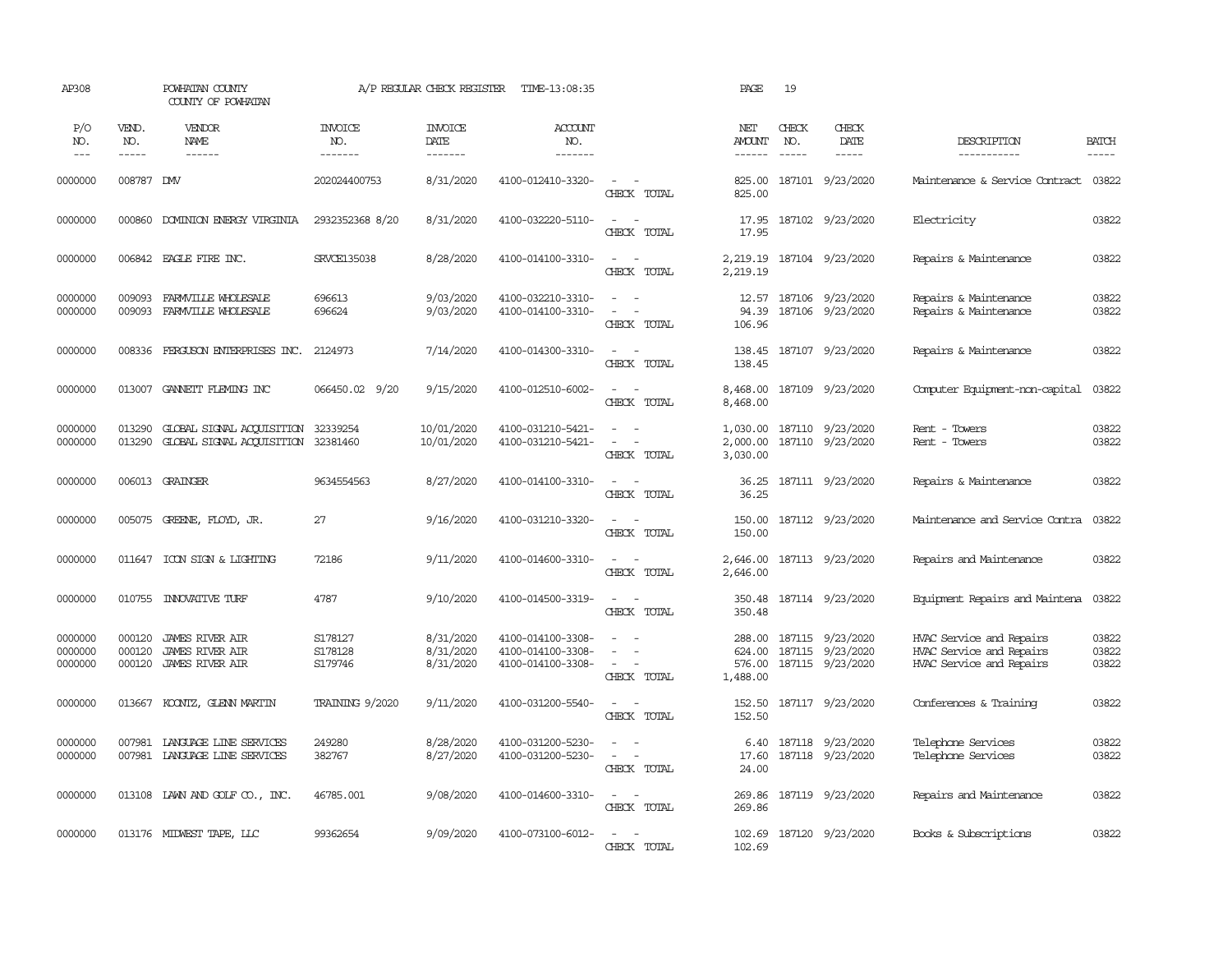AP308 POWHATAN COUNTY A/P REGULAR CHECK REGISTER TIME-13:08:35 PAGE 19

COUNTY OF POWHATAN

| P/O NO. | VEND. NO. | VENDOR NAME | INVOICE NO. | INVOICE DATE | ACCOUNT NO. | | NET AMOUNT | CHECK NO. | CHECK DATE | DESCRIPTION | BATCH |
|---|---|---|---|---|---|---|---|---|---|---|---|
| 0000000 | 008787 | DMV | 202024400753 | 8/31/2020 | 4100-012410-3320- | - - | 825.00 | 187101 | 9/23/2020 | Maintenance & Service Contract | 03822 |
| | | | | | | CHECK TOTAL | 825.00 | | | | |
| 0000000 | 000860 | DOMINION ENERGY VIRGINIA | 2932352368 8/20 | 8/31/2020 | 4100-032220-5110- | - - | 17.95 | 187102 | 9/23/2020 | Electricity | 03822 |
| | | | | | | CHECK TOTAL | 17.95 | | | | |
| 0000000 | 006842 | EAGLE FIRE INC. | SRVCE135038 | 8/28/2020 | 4100-014100-3310- | - - | 2,219.19 | 187104 | 9/23/2020 | Repairs & Maintenance | 03822 |
| | | | | | | CHECK TOTAL | 2,219.19 | | | | |
| 0000000 | 009093 | FARMVILLE WHOLESALE | 696613 | 9/03/2020 | 4100-032210-3310- | - - | 12.57 | 187106 | 9/23/2020 | Repairs & Maintenance | 03822 |
| 0000000 | 009093 | FARMVILLE WHOLESALE | 696624 | 9/03/2020 | 4100-014100-3310- | - - | 94.39 | 187106 | 9/23/2020 | Repairs & Maintenance | 03822 |
| | | | | | | CHECK TOTAL | 106.96 | | | | |
| 0000000 | 008336 | FERGUSON ENTERPRISES INC. | 2124973 | 7/14/2020 | 4100-014300-3310- | - - | 138.45 | 187107 | 9/23/2020 | Repairs & Maintenance | 03822 |
| | | | | | | CHECK TOTAL | 138.45 | | | | |
| 0000000 | 013007 | GANNETT FLEMING INC | 066450.02 9/20 | 9/15/2020 | 4100-012510-6002- | - - | 8,468.00 | 187109 | 9/23/2020 | Computer Equipment-non-capital | 03822 |
| | | | | | | CHECK TOTAL | 8,468.00 | | | | |
| 0000000 | 013290 | GLOBAL SIGNAL ACQUISITION | 32339254 | 10/01/2020 | 4100-031210-5421- | - - | 1,030.00 | 187110 | 9/23/2020 | Rent - Towers | 03822 |
| 0000000 | 013290 | GLOBAL SIGNAL ACQUISITION | 32381460 | 10/01/2020 | 4100-031210-5421- | - - | 2,000.00 | 187110 | 9/23/2020 | Rent - Towers | 03822 |
| | | | | | | CHECK TOTAL | 3,030.00 | | | | |
| 0000000 | 006013 | GRAINGER | 9634554563 | 8/27/2020 | 4100-014100-3310- | - - | 36.25 | 187111 | 9/23/2020 | Repairs & Maintenance | 03822 |
| | | | | | | CHECK TOTAL | 36.25 | | | | |
| 0000000 | 005075 | GREENE, FLOYD, JR. | 27 | 9/16/2020 | 4100-031210-3320- | - - | 150.00 | 187112 | 9/23/2020 | Maintenance and Service Contra | 03822 |
| | | | | | | CHECK TOTAL | 150.00 | | | | |
| 0000000 | 011647 | ICON SIGN & LIGHTING | 72186 | 9/11/2020 | 4100-014600-3310- | - - | 2,646.00 | 187113 | 9/23/2020 | Repairs and Maintenance | 03822 |
| | | | | | | CHECK TOTAL | 2,646.00 | | | | |
| 0000000 | 010755 | INNOVATIVE TURF | 4787 | 9/10/2020 | 4100-014500-3319- | - - | 350.48 | 187114 | 9/23/2020 | Equipment Repairs and Maintena | 03822 |
| | | | | | | CHECK TOTAL | 350.48 | | | | |
| 0000000 | 000120 | JAMES RIVER AIR | S178127 | 8/31/2020 | 4100-014100-3308- | - - | 288.00 | 187115 | 9/23/2020 | HVAC Service and Repairs | 03822 |
| 0000000 | 000120 | JAMES RIVER AIR | S178128 | 8/31/2020 | 4100-014100-3308- | - - | 624.00 | 187115 | 9/23/2020 | HVAC Service and Repairs | 03822 |
| 0000000 | 000120 | JAMES RIVER AIR | S179746 | 8/31/2020 | 4100-014100-3308- | - - | 576.00 | 187115 | 9/23/2020 | HVAC Service and Repairs | 03822 |
| | | | | | | CHECK TOTAL | 1,488.00 | | | | |
| 0000000 | 013667 | KOONTZ, GLENN MARTIN | TRAINING 9/2020 | 9/11/2020 | 4100-031200-5540- | - - | 152.50 | 187117 | 9/23/2020 | Conferences & Training | 03822 |
| | | | | | | CHECK TOTAL | 152.50 | | | | |
| 0000000 | 007981 | LANGUAGE LINE SERVICES | 249280 | 8/28/2020 | 4100-031200-5230- | - - | 6.40 | 187118 | 9/23/2020 | Telephone Services | 03822 |
| 0000000 | 007981 | LANGUAGE LINE SERVICES | 382767 | 8/27/2020 | 4100-031200-5230- | - - | 17.60 | 187118 | 9/23/2020 | Telephone Services | 03822 |
| | | | | | | CHECK TOTAL | 24.00 | | | | |
| 0000000 | 013108 | LAWN AND GOLF CO., INC. | 46785.001 | 9/08/2020 | 4100-014600-3310- | - - | 269.86 | 187119 | 9/23/2020 | Repairs and Maintenance | 03822 |
| | | | | | | CHECK TOTAL | 269.86 | | | | |
| 0000000 | 013176 | MIDWEST TAPE, LLC | 99362654 | 9/09/2020 | 4100-073100-6012- | - - | 102.69 | 187120 | 9/23/2020 | Books & Subscriptions | 03822 |
| | | | | | | CHECK TOTAL | 102.69 | | | | |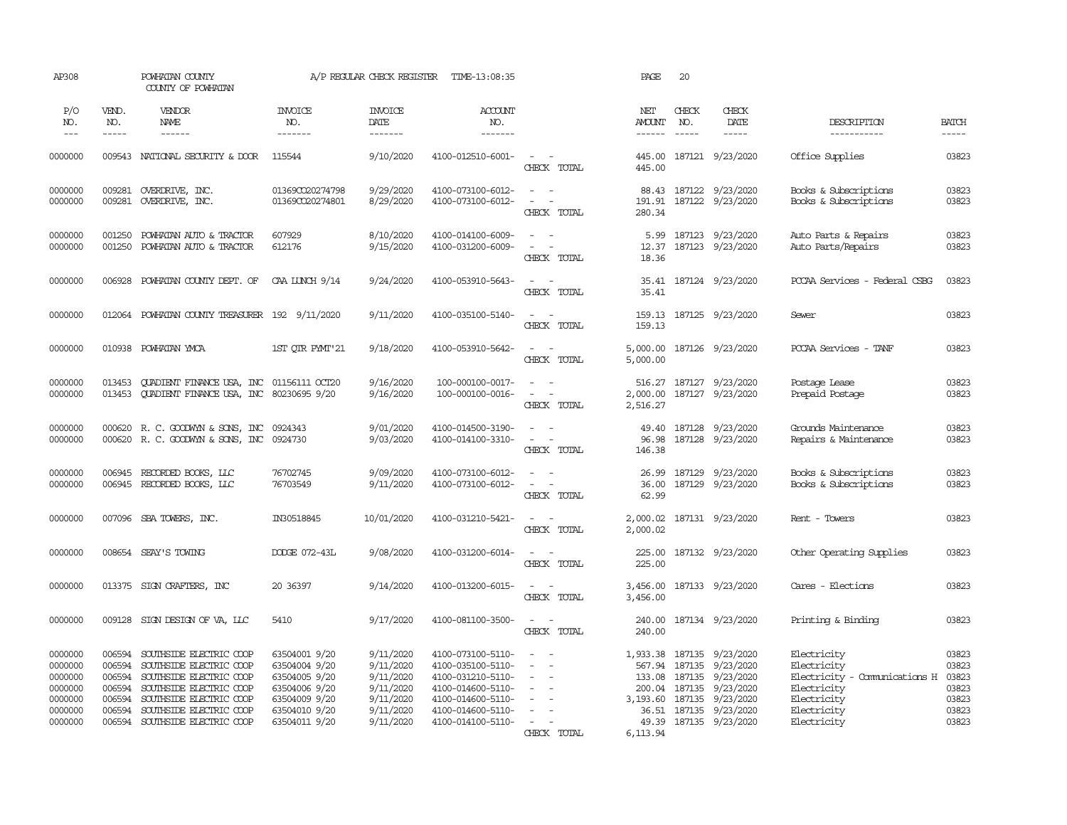AP308 POWHATAN COUNTY A/P REGULAR CHECK REGISTER TIME-13:08:35 PAGE 20
COUNTY OF POWHATAN

| P/O NO. | VEND. NO. | VENDOR NAME | INVOICE NO. | INVOICE DATE | ACCOUNT NO. | | NET AMOUNT | CHECK NO. | CHECK DATE | DESCRIPTION | BATCH |
|---|---|---|---|---|---|---|---|---|---|---|---|
| 0000000 | 009543 | NATIONAL SECURITY & DOOR | 115544 | 9/10/2020 | 4100-012510-6001- | - - | 445.00 | 187121 | 9/23/2020 | Office Supplies | 03823 |
| | | | | | | CHECK TOTAL | 445.00 | | | | |
| 0000000 | 009281 | OVERDRIVE, INC. | 01369CO20274798 | 9/29/2020 | 4100-073100-6012- | - - | 88.43 | 187122 | 9/23/2020 | Books & Subscriptions | 03823 |
| 0000000 | 009281 | OVERDRIVE, INC. | 01369CO20274801 | 8/29/2020 | 4100-073100-6012- | - - | 191.91 | 187122 | 9/23/2020 | Books & Subscriptions | 03823 |
| | | | | | | CHECK TOTAL | 280.34 | | | | |
| 0000000 | 001250 | POWHATAN AUTO & TRACTOR | 607929 | 8/10/2020 | 4100-014100-6009- | - - | 5.99 | 187123 | 9/23/2020 | Auto Parts & Repairs | 03823 |
| 0000000 | 001250 | POWHATAN AUTO & TRACTOR | 612176 | 9/15/2020 | 4100-031200-6009- | - - | 12.37 | 187123 | 9/23/2020 | Auto Parts/Repairs | 03823 |
| | | | | | | CHECK TOTAL | 18.36 | | | | |
| 0000000 | 006928 | POWHATAN COUNTY DEPT. OF | CAA LUNCH 9/14 | 9/24/2020 | 4100-053910-5643- | - - | 35.41 | 187124 | 9/23/2020 | PCCAA Services - Federal CSBG | 03823 |
| | | | | | | CHECK TOTAL | 35.41 | | | | |
| 0000000 | 012064 | POWHATAN COUNTY TREASURER | 192 9/11/2020 | 9/11/2020 | 4100-035100-5140- | - - | 159.13 | 187125 | 9/23/2020 | Sewer | 03823 |
| | | | | | | CHECK TOTAL | 159.13 | | | | |
| 0000000 | 010938 | POWHATAN YMCA | 1ST QTR PYMT'21 | 9/18/2020 | 4100-053910-5642- | - - | 5,000.00 | 187126 | 9/23/2020 | PCCAA Services - TANF | 03823 |
| | | | | | | CHECK TOTAL | 5,000.00 | | | | |
| 0000000 | 013453 | QUADIENT FINANCE USA, INC | 01156111 OCT20 | 9/16/2020 | 100-000100-0017- | - - | 516.27 | 187127 | 9/23/2020 | Postage Lease | 03823 |
| 0000000 | 013453 | QUADIENT FINANCE USA, INC | 80230695 9/20 | 9/16/2020 | 100-000100-0016- | - - | 2,000.00 | 187127 | 9/23/2020 | Prepaid Postage | 03823 |
| | | | | | | CHECK TOTAL | 2,516.27 | | | | |
| 0000000 | 000620 | R. C. GOODWYN & SONS, INC | 0924343 | 9/01/2020 | 4100-014500-3190- | - - | 49.40 | 187128 | 9/23/2020 | Grounds Maintenance | 03823 |
| 0000000 | 000620 | R. C. GOODWYN & SONS, INC | 0924730 | 9/03/2020 | 4100-014100-3310- | - - | 96.98 | 187128 | 9/23/2020 | Repairs & Maintenance | 03823 |
| | | | | | | CHECK TOTAL | 146.38 | | | | |
| 0000000 | 006945 | RECORDED BOOKS, LLC | 76702745 | 9/09/2020 | 4100-073100-6012- | - - | 26.99 | 187129 | 9/23/2020 | Books & Subscriptions | 03823 |
| 0000000 | 006945 | RECORDED BOOKS, LLC | 76703549 | 9/11/2020 | 4100-073100-6012- | - - | 36.00 | 187129 | 9/23/2020 | Books & Subscriptions | 03823 |
| | | | | | | CHECK TOTAL | 62.99 | | | | |
| 0000000 | 007096 | SBA TOWERS, INC. | IN30518845 | 10/01/2020 | 4100-031210-5421- | - - | 2,000.02 | 187131 | 9/23/2020 | Rent - Towers | 03823 |
| | | | | | | CHECK TOTAL | 2,000.02 | | | | |
| 0000000 | 008654 | SEAY'S TOWING | DODGE 072-43L | 9/08/2020 | 4100-031200-6014- | - - | 225.00 | 187132 | 9/23/2020 | Other Operating Supplies | 03823 |
| | | | | | | CHECK TOTAL | 225.00 | | | | |
| 0000000 | 013375 | SIGN CRAFTERS, INC | 20 36397 | 9/14/2020 | 4100-013200-6015- | - - | 3,456.00 | 187133 | 9/23/2020 | Cares - Elections | 03823 |
| | | | | | | CHECK TOTAL | 3,456.00 | | | | |
| 0000000 | 009128 | SIGN DESIGN OF VA, LLC | 5410 | 9/17/2020 | 4100-081100-3500- | - - | 240.00 | 187134 | 9/23/2020 | Printing & Binding | 03823 |
| | | | | | | CHECK TOTAL | 240.00 | | | | |
| 0000000 | 006594 | SOUTHSIDE ELECTRIC COOP | 63504001 9/20 | 9/11/2020 | 4100-073100-5110- | - - | 1,933.38 | 187135 | 9/23/2020 | Electricity | 03823 |
| 0000000 | 006594 | SOUTHSIDE ELECTRIC COOP | 63504004 9/20 | 9/11/2020 | 4100-035100-5110- | - - | 567.94 | 187135 | 9/23/2020 | Electricity | 03823 |
| 0000000 | 006594 | SOUTHSIDE ELECTRIC COOP | 63504005 9/20 | 9/11/2020 | 4100-031210-5110- | - - | 133.08 | 187135 | 9/23/2020 | Electricity - Communications H | 03823 |
| 0000000 | 006594 | SOUTHSIDE ELECTRIC COOP | 63504006 9/20 | 9/11/2020 | 4100-014600-5110- | - - | 200.04 | 187135 | 9/23/2020 | Electricity | 03823 |
| 0000000 | 006594 | SOUTHSIDE ELECTRIC COOP | 63504009 9/20 | 9/11/2020 | 4100-014600-5110- | - - | 3,193.60 | 187135 | 9/23/2020 | Electricity | 03823 |
| 0000000 | 006594 | SOUTHSIDE ELECTRIC COOP | 63504010 9/20 | 9/11/2020 | 4100-014600-5110- | - - | 36.51 | 187135 | 9/23/2020 | Electricity | 03823 |
| 0000000 | 006594 | SOUTHSIDE ELECTRIC COOP | 63504011 9/20 | 9/11/2020 | 4100-014100-5110- | - - | 49.39 | 187135 | 9/23/2020 | Electricity | 03823 |
| | | | | | | CHECK TOTAL | 6,113.94 | | | | |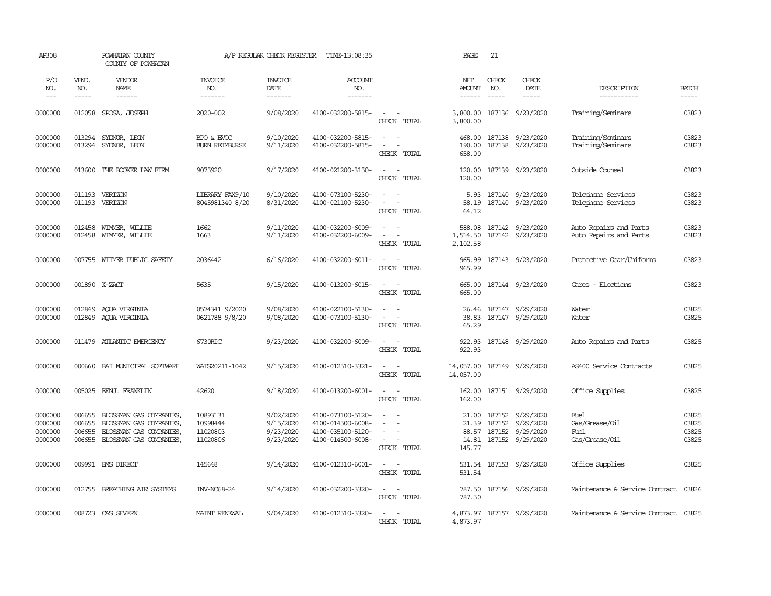AP308 POWHATAN COUNTY A/P REGULAR CHECK REGISTER TIME-13:08:35 PAGE 21

COUNTY OF POWHATAN

| P/O NO. | VEND. NO. | VENDOR NAME | INVOICE NO. | INVOICE DATE | ACCOUNT NO. | | NET AMOUNT | CHECK NO. | CHECK DATE | DESCRIPTION | BATCH |
|---|---|---|---|---|---|---|---|---|---|---|---|
| 0000000 | 012058 | SPOSA, JOSEPH | 2020-002 | 9/08/2020 | 4100-032200-5815- | - - | 3,800.00 | 187136 | 9/23/2020 | Training/Seminars | 03823 |
| | | | | | | CHECK TOTAL | 3,800.00 | | | | |
| 0000000 | 013294 | SYDNOR, LEON | BPO & EVOC | 9/10/2020 | 4100-032200-5815- | - - | 468.00 | 187138 | 9/23/2020 | Training/Seminars | 03823 |
| 0000000 | 013294 | SYDNOR, LEON | BURN REIMBURSE | 9/11/2020 | 4100-032200-5815- | - - | 190.00 | 187138 | 9/23/2020 | Training/Seminars | 03823 |
| | | | | | | CHECK TOTAL | 658.00 | | | | |
| 0000000 | 013600 | THE BOOKER LAW FIRM | 9075920 | 9/17/2020 | 4100-021200-3150- | - - | 120.00 | 187139 | 9/23/2020 | Outside Counsel | 03823 |
| | | | | | | CHECK TOTAL | 120.00 | | | | |
| 0000000 | 011193 | VERIZON | LIBRARY FAX9/10 | 9/10/2020 | 4100-073100-5230- | - - | 5.93 | 187140 | 9/23/2020 | Telephone Services | 03823 |
| 0000000 | 011193 | VERIZON | 8045981340 8/20 | 8/31/2020 | 4100-021100-5230- | - - | 58.19 | 187140 | 9/23/2020 | Telephone Services | 03823 |
| | | | | | | CHECK TOTAL | 64.12 | | | | |
| 0000000 | 012458 | WIMMER, WILLIE | 1662 | 9/11/2020 | 4100-032200-6009- | - - | 588.08 | 187142 | 9/23/2020 | Auto Repairs and Parts | 03823 |
| 0000000 | 012458 | WIMMER, WILLIE | 1663 | 9/11/2020 | 4100-032200-6009- | - - | 1,514.50 | 187142 | 9/23/2020 | Auto Repairs and Parts | 03823 |
| | | | | | | CHECK TOTAL | 2,102.58 | | | | |
| 0000000 | 007755 | WITMER PUBLIC SAFETY | 2036442 | 6/16/2020 | 4100-032200-6011- | - - | 965.99 | 187143 | 9/23/2020 | Protective Gear/Uniforms | 03823 |
| | | | | | | CHECK TOTAL | 965.99 | | | | |
| 0000000 | 001890 | X-ZACT | 5635 | 9/15/2020 | 4100-013200-6015- | - - | 665.00 | 187144 | 9/23/2020 | Cares - Elections | 03823 |
| | | | | | | CHECK TOTAL | 665.00 | | | | |
| 0000000 | 012849 | AQUA VIRGINIA | 0574341 9/2020 | 9/08/2020 | 4100-022100-5130- | - - | 26.46 | 187147 | 9/29/2020 | Water | 03825 |
| 0000000 | 012849 | AQUA VIRGINIA | 0621788 9/8/20 | 9/08/2020 | 4100-073100-5130- | - - | 38.83 | 187147 | 9/29/2020 | Water | 03825 |
| | | | | | | CHECK TOTAL | 65.29 | | | | |
| 0000000 | 011479 | ATLANTIC EMERGENCY | 6730RIC | 9/23/2020 | 4100-032200-6009- | - - | 922.93 | 187148 | 9/29/2020 | Auto Repairs and Parts | 03825 |
| | | | | | | CHECK TOTAL | 922.93 | | | | |
| 0000000 | 000660 | BAI MUNICIPAL SOFTWARE | WATS20211-1042 | 9/15/2020 | 4100-012510-3321- | - - | 14,057.00 | 187149 | 9/29/2020 | AS400 Service Contracts | 03825 |
| | | | | | | CHECK TOTAL | 14,057.00 | | | | |
| 0000000 | 005025 | BENJ. FRANKLIN | 42620 | 9/18/2020 | 4100-013200-6001- | - - | 162.00 | 187151 | 9/29/2020 | Office Supplies | 03825 |
| | | | | | | CHECK TOTAL | 162.00 | | | | |
| 0000000 | 006655 | BLOSSMAN GAS COMPANIES, | 10893131 | 9/02/2020 | 4100-073100-5120- | - - | 21.00 | 187152 | 9/29/2020 | Fuel | 03825 |
| 0000000 | 006655 | BLOSSMAN GAS COMPANIES, | 10998444 | 9/15/2020 | 4100-014500-6008- | - - | 21.39 | 187152 | 9/29/2020 | Gas/Grease/Oil | 03825 |
| 0000000 | 006655 | BLOSSMAN GAS COMPANIES, | 11020803 | 9/23/2020 | 4100-035100-5120- | - - | 88.57 | 187152 | 9/29/2020 | Fuel | 03825 |
| 0000000 | 006655 | BLOSSMAN GAS COMPANIES, | 11020806 | 9/23/2020 | 4100-014500-6008- | - - | 14.81 | 187152 | 9/29/2020 | Gas/Grease/Oil | 03825 |
| | | | | | | CHECK TOTAL | 145.77 | | | | |
| 0000000 | 009991 | BMS DIRECT | 145648 | 9/14/2020 | 4100-012310-6001- | - - | 531.54 | 187153 | 9/29/2020 | Office Supplies | 03825 |
| | | | | | | CHECK TOTAL | 531.54 | | | | |
| 0000000 | 012755 | BREATHING AIR SYSTEMS | INV-NC68-24 | 9/14/2020 | 4100-032200-3320- | - - | 787.50 | 187156 | 9/29/2020 | Maintenance & Service Contract | 03826 |
| | | | | | | CHECK TOTAL | 787.50 | | | | |
| 0000000 | 008723 | CAS SEVERN | MAINT RENEWAL | 9/04/2020 | 4100-012510-3320- | - - | 4,873.97 | 187157 | 9/29/2020 | Maintenance & Service Contract | 03825 |
| | | | | | | CHECK TOTAL | 4,873.97 | | | | |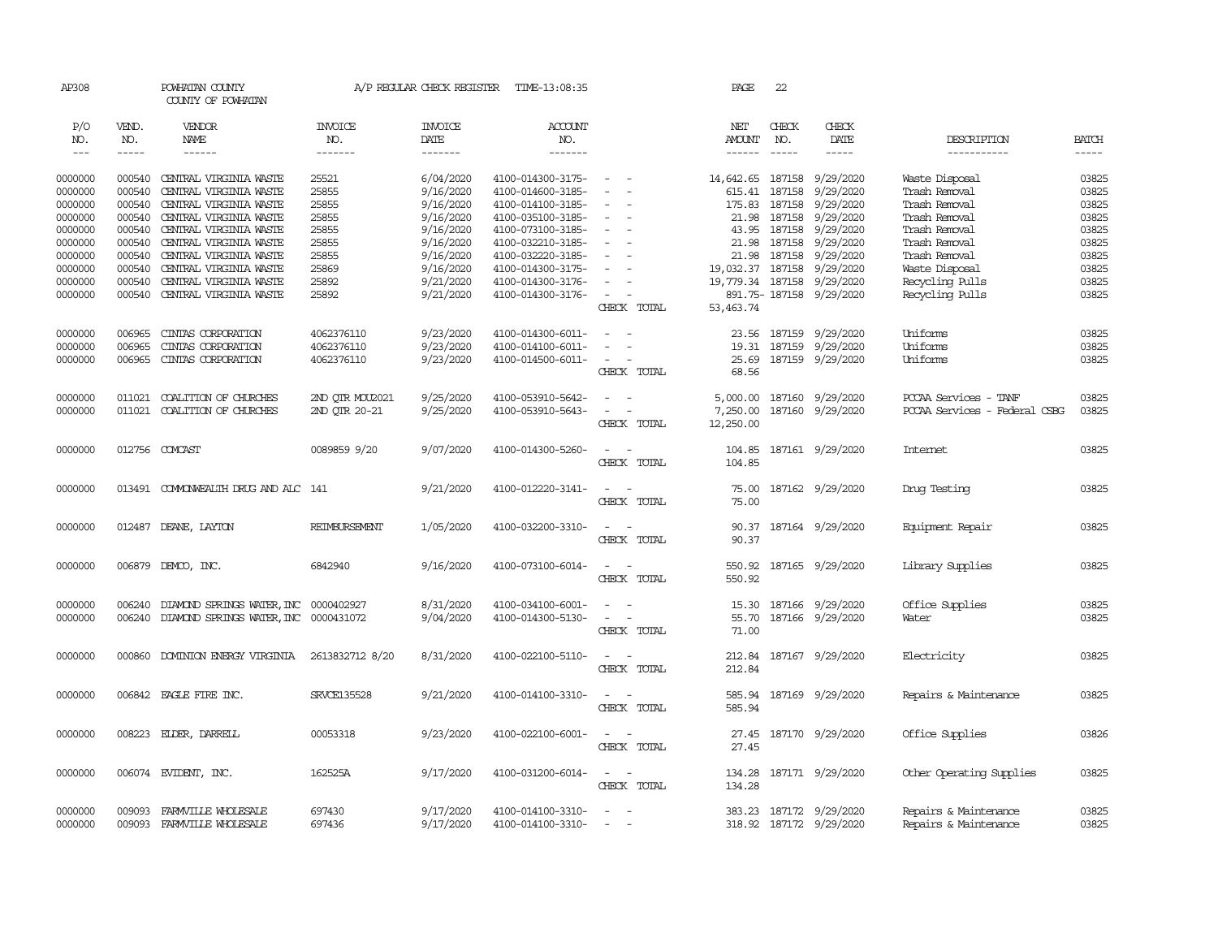AP308 POWHATAN COUNTY A/P REGULAR CHECK REGISTER TIME-13:08:35 PAGE 22

COUNTY OF POWHATAN

| P/O NO. | VEND. NO. | VENDOR NAME | INVOICE NO. | INVOICE DATE | ACCOUNT NO. | | NET AMOUNT | CHECK NO. | CHECK DATE | DESCRIPTION | BATCH |
|---|---|---|---|---|---|---|---|---|---|---|---|
| --- | ----- | ------ | ------- | ------- | ------- | | ------ | ----- | ----- | ----------- | ----- |
| 0000000 | 000540 | CENTRAL VIRGINIA WASTE | 25521 | 6/04/2020 | 4100-014300-3175- | - - | 14,642.65 | 187158 | 9/29/2020 | Waste Disposal | 03825 |
| 0000000 | 000540 | CENTRAL VIRGINIA WASTE | 25855 | 9/16/2020 | 4100-014600-3185- | - - | 615.41 | 187158 | 9/29/2020 | Trash Removal | 03825 |
| 0000000 | 000540 | CENTRAL VIRGINIA WASTE | 25855 | 9/16/2020 | 4100-014100-3185- | - - | 175.83 | 187158 | 9/29/2020 | Trash Removal | 03825 |
| 0000000 | 000540 | CENTRAL VIRGINIA WASTE | 25855 | 9/16/2020 | 4100-035100-3185- | - - | 21.98 | 187158 | 9/29/2020 | Trash Removal | 03825 |
| 0000000 | 000540 | CENTRAL VIRGINIA WASTE | 25855 | 9/16/2020 | 4100-073100-3185- | - - | 43.95 | 187158 | 9/29/2020 | Trash Removal | 03825 |
| 0000000 | 000540 | CENTRAL VIRGINIA WASTE | 25855 | 9/16/2020 | 4100-032210-3185- | - - | 21.98 | 187158 | 9/29/2020 | Trash Removal | 03825 |
| 0000000 | 000540 | CENTRAL VIRGINIA WASTE | 25855 | 9/16/2020 | 4100-032220-3185- | - - | 21.98 | 187158 | 9/29/2020 | Trash Removal | 03825 |
| 0000000 | 000540 | CENTRAL VIRGINIA WASTE | 25869 | 9/16/2020 | 4100-014300-3175- | - - | 19,032.37 | 187158 | 9/29/2020 | Waste Disposal | 03825 |
| 0000000 | 000540 | CENTRAL VIRGINIA WASTE | 25892 | 9/21/2020 | 4100-014300-3176- | - - | 19,779.34 | 187158 | 9/29/2020 | Recycling Pulls | 03825 |
| 0000000 | 000540 | CENTRAL VIRGINIA WASTE | 25892 | 9/21/2020 | 4100-014300-3176- | - - | 891.75- | 187158 | 9/29/2020 | Recycling Pulls | 03825 |
| | | | | | | CHECK TOTAL | 53,463.74 | | | | |
| 0000000 | 006965 | CINTAS CORPORATION | 4062376110 | 9/23/2020 | 4100-014300-6011- | - - | 23.56 | 187159 | 9/29/2020 | Uniforms | 03825 |
| 0000000 | 006965 | CINTAS CORPORATION | 4062376110 | 9/23/2020 | 4100-014100-6011- | - - | 19.31 | 187159 | 9/29/2020 | Uniforms | 03825 |
| 0000000 | 006965 | CINTAS CORPORATION | 4062376110 | 9/23/2020 | 4100-014500-6011- | - - | 25.69 | 187159 | 9/29/2020 | Uniforms | 03825 |
| | | | | | | CHECK TOTAL | 68.56 | | | | |
| 0000000 | 011021 | COALITION OF CHURCHES | 2ND QTR MOU2021 | 9/25/2020 | 4100-053910-5642- | - - | 5,000.00 | 187160 | 9/29/2020 | PCCAA Services - TANF | 03825 |
| 0000000 | 011021 | COALITION OF CHURCHES | 2ND QTR 20-21 | 9/25/2020 | 4100-053910-5643- | - - | 7,250.00 | 187160 | 9/29/2020 | PCCAA Services - Federal CSBG | 03825 |
| | | | | | | CHECK TOTAL | 12,250.00 | | | | |
| 0000000 | 012756 | COMCAST | 0089859 9/20 | 9/07/2020 | 4100-014300-5260- | - - | 104.85 | 187161 | 9/29/2020 | Internet | 03825 |
| | | | | | | CHECK TOTAL | 104.85 | | | | |
| 0000000 | 013491 | COMMONWEALTH DRUG AND ALC | 141 | 9/21/2020 | 4100-012220-3141- | - - | 75.00 | 187162 | 9/29/2020 | Drug Testing | 03825 |
| | | | | | | CHECK TOTAL | 75.00 | | | | |
| 0000000 | 012487 | DEANE, LAYTON | REIMBURSEMENT | 1/05/2020 | 4100-032200-3310- | - - | 90.37 | 187164 | 9/29/2020 | Equipment Repair | 03825 |
| | | | | | | CHECK TOTAL | 90.37 | | | | |
| 0000000 | 006879 | DEMCO, INC. | 6842940 | 9/16/2020 | 4100-073100-6014- | - - | 550.92 | 187165 | 9/29/2020 | Library Supplies | 03825 |
| | | | | | | CHECK TOTAL | 550.92 | | | | |
| 0000000 | 006240 | DIAMOND SPRINGS WATER, INC | 0000402927 | 8/31/2020 | 4100-034100-6001- | - - | 15.30 | 187166 | 9/29/2020 | Office Supplies | 03825 |
| 0000000 | 006240 | DIAMOND SPRINGS WATER, INC | 0000431072 | 9/04/2020 | 4100-014300-5130- | - - | 55.70 | 187166 | 9/29/2020 | Water | 03825 |
| | | | | | | CHECK TOTAL | 71.00 | | | | |
| 0000000 | 000860 | DOMINION ENERGY VIRGINIA | 2613832712 8/20 | 8/31/2020 | 4100-022100-5110- | - - | 212.84 | 187167 | 9/29/2020 | Electricity | 03825 |
| | | | | | | CHECK TOTAL | 212.84 | | | | |
| 0000000 | 006842 | EAGLE FIRE INC. | SRVCE135528 | 9/21/2020 | 4100-014100-3310- | - - | 585.94 | 187169 | 9/29/2020 | Repairs & Maintenance | 03825 |
| | | | | | | CHECK TOTAL | 585.94 | | | | |
| 0000000 | 008223 | ELDER, DARRELL | 00053318 | 9/23/2020 | 4100-022100-6001- | - - | 27.45 | 187170 | 9/29/2020 | Office Supplies | 03826 |
| | | | | | | CHECK TOTAL | 27.45 | | | | |
| 0000000 | 006074 | EVIDENT, INC. | 162525A | 9/17/2020 | 4100-031200-6014- | - - | 134.28 | 187171 | 9/29/2020 | Other Operating Supplies | 03825 |
| | | | | | | CHECK TOTAL | 134.28 | | | | |
| 0000000 | 009093 | FARMVILLE WHOLESALE | 697430 | 9/17/2020 | 4100-014100-3310- | - - | 383.23 | 187172 | 9/29/2020 | Repairs & Maintenance | 03825 |
| 0000000 | 009093 | FARMVILLE WHOLESALE | 697436 | 9/17/2020 | 4100-014100-3310- | - - | 318.92 | 187172 | 9/29/2020 | Repairs & Maintenance | 03825 |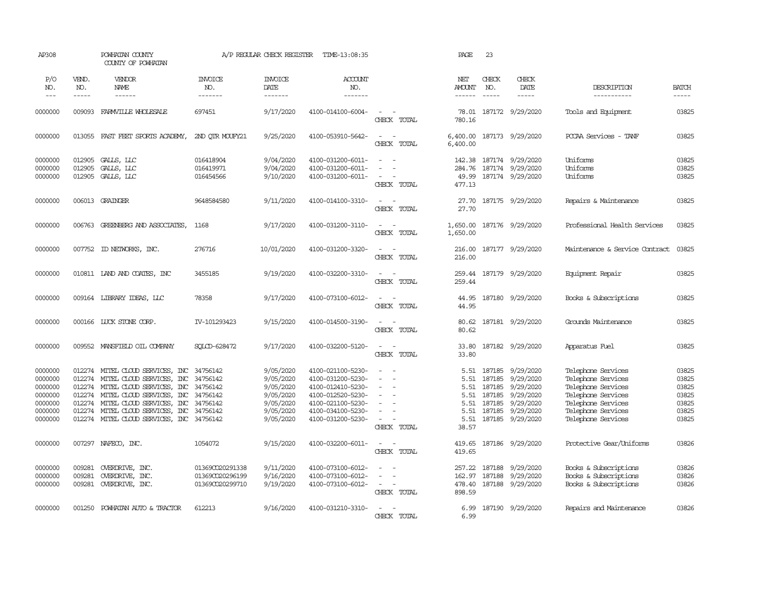AP308 POWHATAN COUNTY A/P REGULAR CHECK REGISTER TIME-13:08:35 PAGE 23

COUNTY OF POWHATAN

| P/O NO. | VEND. NO. | VENDOR NAME | INVOICE NO. | INVOICE DATE | ACCOUNT NO. | | NET AMOUNT | CHECK NO. | CHECK DATE | DESCRIPTION | BATCH |
|---|---|---|---|---|---|---|---|---|---|---|---|
| --- | ----- | ------ | ------- | ------- | ------- | | ------ | ----- | ----- | ----------- | ----- |
| 0000000 | 009093 | FARMVILLE WHOLESALE | 697451 | 9/17/2020 | 4100-014100-6004- | - - | 78.01 | 187172 | 9/29/2020 | Tools and Equipment | 03825 |
| | | | | | | CHECK TOTAL | 780.16 | | | | |
| 0000000 | 013055 | FAST FEET SPORTS ACADEMY, | 2ND QTR MOUFY21 | 9/25/2020 | 4100-053910-5642- | - - | 6,400.00 | 187173 | 9/29/2020 | PCCAA Services - TANF | 03825 |
| | | | | | | CHECK TOTAL | 6,400.00 | | | | |
| 0000000 | 012905 | GALLS, LLC | 016418904 | 9/04/2020 | 4100-031200-6011- | - - | 142.38 | 187174 | 9/29/2020 | Uniforms | 03825 |
| 0000000 | 012905 | GALLS, LLC | 016419971 | 9/04/2020 | 4100-031200-6011- | - - | 284.76 | 187174 | 9/29/2020 | Uniforms | 03825 |
| 0000000 | 012905 | GALLS, LLC | 016454566 | 9/10/2020 | 4100-031200-6011- | - - | 49.99 | 187174 | 9/29/2020 | Uniforms | 03825 |
| | | | | | | CHECK TOTAL | 477.13 | | | | |
| 0000000 | 006013 | GRAINGER | 9648584580 | 9/11/2020 | 4100-014100-3310- | - - | 27.70 | 187175 | 9/29/2020 | Repairs & Maintenance | 03825 |
| | | | | | | CHECK TOTAL | 27.70 | | | | |
| 0000000 | 006763 | GREENBERG AND ASSOCIATES, | 1168 | 9/17/2020 | 4100-031200-3110- | - - | 1,650.00 | 187176 | 9/29/2020 | Professional Health Services | 03825 |
| | | | | | | CHECK TOTAL | 1,650.00 | | | | |
| 0000000 | 007752 | ID NETWORKS, INC. | 276716 | 10/01/2020 | 4100-031200-3320- | - - | 216.00 | 187177 | 9/29/2020 | Maintenance & Service Contract | 03825 |
| | | | | | | CHECK TOTAL | 216.00 | | | | |
| 0000000 | 010811 | LAND AND COATES, INC | 3455185 | 9/19/2020 | 4100-032200-3310- | - - | 259.44 | 187179 | 9/29/2020 | Equipment Repair | 03825 |
| | | | | | | CHECK TOTAL | 259.44 | | | | |
| 0000000 | 009164 | LIBRARY IDEAS, LLC | 78358 | 9/17/2020 | 4100-073100-6012- | - - | 44.95 | 187180 | 9/29/2020 | Books & Subscriptions | 03825 |
| | | | | | | CHECK TOTAL | 44.95 | | | | |
| 0000000 | 000166 | LUCK STONE CORP. | IV-101293423 | 9/15/2020 | 4100-014500-3190- | - - | 80.62 | 187181 | 9/29/2020 | Grounds Maintenance | 03825 |
| | | | | | | CHECK TOTAL | 80.62 | | | | |
| 0000000 | 009552 | MANSFIELD OIL COMPANY | SQLCD-628472 | 9/17/2020 | 4100-032200-5120- | - - | 33.80 | 187182 | 9/29/2020 | Apparatus Fuel | 03825 |
| | | | | | | CHECK TOTAL | 33.80 | | | | |
| 0000000 | 012274 | MITEL CLOUD SERVICES, INC | 34756142 | 9/05/2020 | 4100-021100-5230- | - - | 5.51 | 187185 | 9/29/2020 | Telephone Services | 03825 |
| 0000000 | 012274 | MITEL CLOUD SERVICES, INC | 34756142 | 9/05/2020 | 4100-031200-5230- | - - | 5.51 | 187185 | 9/29/2020 | Telephone Services | 03825 |
| 0000000 | 012274 | MITEL CLOUD SERVICES, INC | 34756142 | 9/05/2020 | 4100-012410-5230- | - - | 5.51 | 187185 | 9/29/2020 | Telephone Services | 03825 |
| 0000000 | 012274 | MITEL CLOUD SERVICES, INC | 34756142 | 9/05/2020 | 4100-012520-5230- | - - | 5.51 | 187185 | 9/29/2020 | Telephone Services | 03825 |
| 0000000 | 012274 | MITEL CLOUD SERVICES, INC | 34756142 | 9/05/2020 | 4100-021100-5230- | - - | 5.51 | 187185 | 9/29/2020 | Telephone Services | 03825 |
| 0000000 | 012274 | MITEL CLOUD SERVICES, INC | 34756142 | 9/05/2020 | 4100-034100-5230- | - - | 5.51 | 187185 | 9/29/2020 | Telephone Services | 03825 |
| 0000000 | 012274 | MITEL CLOUD SERVICES, INC | 34756142 | 9/05/2020 | 4100-031200-5230- | - - | 5.51 | 187185 | 9/29/2020 | Telephone Services | 03825 |
| | | | | | | CHECK TOTAL | 38.57 | | | | |
| 0000000 | 007297 | NAFECO, INC. | 1054072 | 9/15/2020 | 4100-032200-6011- | - - | 419.65 | 187186 | 9/29/2020 | Protective Gear/Uniforms | 03826 |
| | | | | | | CHECK TOTAL | 419.65 | | | | |
| 0000000 | 009281 | OVERDRIVE, INC. | 01369CO20291338 | 9/11/2020 | 4100-073100-6012- | - - | 257.22 | 187188 | 9/29/2020 | Books & Subscriptions | 03826 |
| 0000000 | 009281 | OVERDRIVE, INC. | 01369CO20296199 | 9/16/2020 | 4100-073100-6012- | - - | 162.97 | 187188 | 9/29/2020 | Books & Subscriptions | 03826 |
| 0000000 | 009281 | OVERDRIVE, INC. | 01369CO20299710 | 9/19/2020 | 4100-073100-6012- | - - | 478.40 | 187188 | 9/29/2020 | Books & Subscriptions | 03826 |
| | | | | | | CHECK TOTAL | 898.59 | | | | |
| 0000000 | 001250 | POWHATAN AUTO & TRACTOR | 612213 | 9/16/2020 | 4100-031210-3310- | - - | 6.99 | 187190 | 9/29/2020 | Repairs and Maintenance | 03826 |
| | | | | | | CHECK TOTAL | 6.99 | | | | |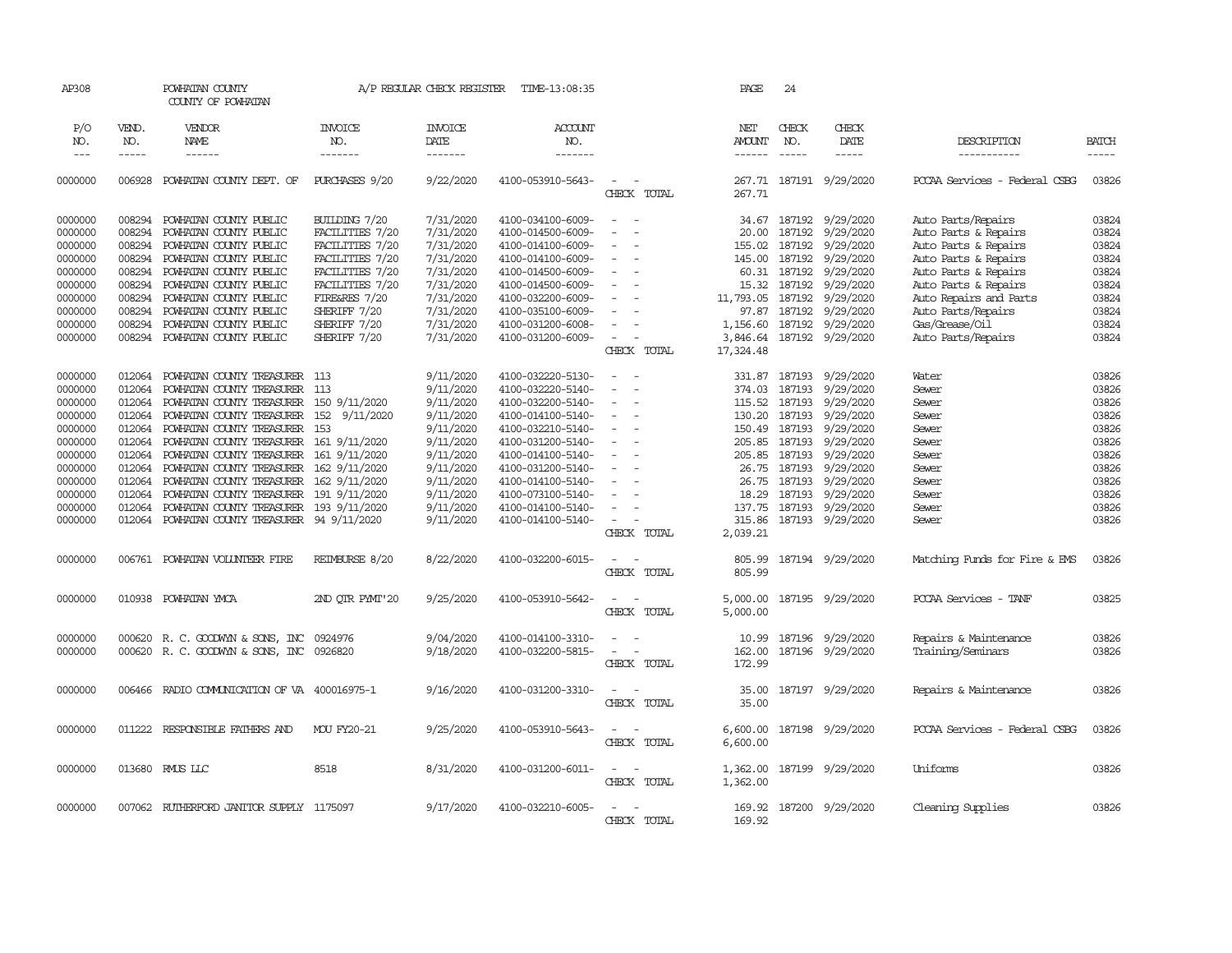AP308 POWHATAN COUNTY A/P REGULAR CHECK REGISTER TIME-13:08:35 PAGE 24

COUNTY OF POWHATAN

| P/O NO. | VEND. NO. | VENDOR NAME | INVOICE NO. | INVOICE DATE | ACCOUNT NO. | | NET AMOUNT | CHECK NO. | CHECK DATE | DESCRIPTION | BATCH |
|---|---|---|---|---|---|---|---|---|---|---|---|
| --- | ----- | ------ | ------- | ------- | ------- | | ------ | ----- | ----- | ----------- | ----- |
| 0000000 | 006928 | POWHATAN COUNTY DEPT. OF | PURCHASES 9/20 | 9/22/2020 | 4100-053910-5643- | - - | 267.71 | 187191 | 9/29/2020 | PCCAA Services - Federal CSBG | 03826 |
| | | | | | | CHECK TOTAL | 267.71 | | | | |
| 0000000 | 008294 | POWHATAN COUNTY PUBLIC | BUILDING 7/20 | 7/31/2020 | 4100-034100-6009- | - - | 34.67 | 187192 | 9/29/2020 | Auto Parts/Repairs | 03824 |
| 0000000 | 008294 | POWHATAN COUNTY PUBLIC | FACILITIES 7/20 | 7/31/2020 | 4100-014500-6009- | - - | 20.00 | 187192 | 9/29/2020 | Auto Parts & Repairs | 03824 |
| 0000000 | 008294 | POWHATAN COUNTY PUBLIC | FACILITIES 7/20 | 7/31/2020 | 4100-014100-6009- | - - | 155.02 | 187192 | 9/29/2020 | Auto Parts & Repairs | 03824 |
| 0000000 | 008294 | POWHATAN COUNTY PUBLIC | FACILITIES 7/20 | 7/31/2020 | 4100-014100-6009- | - - | 145.00 | 187192 | 9/29/2020 | Auto Parts & Repairs | 03824 |
| 0000000 | 008294 | POWHATAN COUNTY PUBLIC | FACILITIES 7/20 | 7/31/2020 | 4100-014500-6009- | - - | 60.31 | 187192 | 9/29/2020 | Auto Parts & Repairs | 03824 |
| 0000000 | 008294 | POWHATAN COUNTY PUBLIC | FACILITIES 7/20 | 7/31/2020 | 4100-014500-6009- | - - | 15.32 | 187192 | 9/29/2020 | Auto Parts & Repairs | 03824 |
| 0000000 | 008294 | POWHATAN COUNTY PUBLIC | FIRE&RES 7/20 | 7/31/2020 | 4100-032200-6009- | - - | 11,793.05 | 187192 | 9/29/2020 | Auto Repairs and Parts | 03824 |
| 0000000 | 008294 | POWHATAN COUNTY PUBLIC | SHERIFF 7/20 | 7/31/2020 | 4100-035100-6009- | - - | 97.87 | 187192 | 9/29/2020 | Auto Parts/Repairs | 03824 |
| 0000000 | 008294 | POWHATAN COUNTY PUBLIC | SHERIFF 7/20 | 7/31/2020 | 4100-031200-6008- | - - | 1,156.60 | 187192 | 9/29/2020 | Gas/Grease/Oil | 03824 |
| 0000000 | 008294 | POWHATAN COUNTY PUBLIC | SHERIFF 7/20 | 7/31/2020 | 4100-031200-6009- | - - | 3,846.64 | 187192 | 9/29/2020 | Auto Parts/Repairs | 03824 |
| | | | | | | CHECK TOTAL | 17,324.48 | | | | |
| 0000000 | 012064 | POWHATAN COUNTY TREASURER | 113 | 9/11/2020 | 4100-032220-5130- | - - | 331.87 | 187193 | 9/29/2020 | Water | 03826 |
| 0000000 | 012064 | POWHATAN COUNTY TREASURER | 113 | 9/11/2020 | 4100-032220-5140- | - - | 374.03 | 187193 | 9/29/2020 | Sewer | 03826 |
| 0000000 | 012064 | POWHATAN COUNTY TREASURER | 150 9/11/2020 | 9/11/2020 | 4100-032200-5140- | - - | 115.52 | 187193 | 9/29/2020 | Sewer | 03826 |
| 0000000 | 012064 | POWHATAN COUNTY TREASURER | 152 9/11/2020 | 9/11/2020 | 4100-014100-5140- | - - | 130.20 | 187193 | 9/29/2020 | Sewer | 03826 |
| 0000000 | 012064 | POWHATAN COUNTY TREASURER | 153 | 9/11/2020 | 4100-032210-5140- | - - | 150.49 | 187193 | 9/29/2020 | Sewer | 03826 |
| 0000000 | 012064 | POWHATAN COUNTY TREASURER | 161 9/11/2020 | 9/11/2020 | 4100-031200-5140- | - - | 205.85 | 187193 | 9/29/2020 | Sewer | 03826 |
| 0000000 | 012064 | POWHATAN COUNTY TREASURER | 161 9/11/2020 | 9/11/2020 | 4100-014100-5140- | - - | 205.85 | 187193 | 9/29/2020 | Sewer | 03826 |
| 0000000 | 012064 | POWHATAN COUNTY TREASURER | 162 9/11/2020 | 9/11/2020 | 4100-031200-5140- | - - | 26.75 | 187193 | 9/29/2020 | Sewer | 03826 |
| 0000000 | 012064 | POWHATAN COUNTY TREASURER | 162 9/11/2020 | 9/11/2020 | 4100-014100-5140- | - - | 26.75 | 187193 | 9/29/2020 | Sewer | 03826 |
| 0000000 | 012064 | POWHATAN COUNTY TREASURER | 191 9/11/2020 | 9/11/2020 | 4100-073100-5140- | - - | 18.29 | 187193 | 9/29/2020 | Sewer | 03826 |
| 0000000 | 012064 | POWHATAN COUNTY TREASURER | 193 9/11/2020 | 9/11/2020 | 4100-014100-5140- | - - | 137.75 | 187193 | 9/29/2020 | Sewer | 03826 |
| 0000000 | 012064 | POWHATAN COUNTY TREASURER | 94 9/11/2020 | 9/11/2020 | 4100-014100-5140- | - - | 315.86 | 187193 | 9/29/2020 | Sewer | 03826 |
| | | | | | | CHECK TOTAL | 2,039.21 | | | | |
| 0000000 | 006761 | POWHATAN VOLUNTEER FIRE | REIMBURSE 8/20 | 8/22/2020 | 4100-032200-6015- | - - | 805.99 | 187194 | 9/29/2020 | Matching Funds for Fire & EMS | 03826 |
| | | | | | | CHECK TOTAL | 805.99 | | | | |
| 0000000 | 010938 | POWHATAN YMCA | 2ND QTR PYMT'20 | 9/25/2020 | 4100-053910-5642- | - - | 5,000.00 | 187195 | 9/29/2020 | PCCAA Services - TANF | 03825 |
| | | | | | | CHECK TOTAL | 5,000.00 | | | | |
| 0000000 | 000620 | R. C. GOODWYN & SONS, INC | 0924976 | 9/04/2020 | 4100-014100-3310- | - - | 10.99 | 187196 | 9/29/2020 | Repairs & Maintenance | 03826 |
| 0000000 | 000620 | R. C. GOODWYN & SONS, INC | 0926820 | 9/18/2020 | 4100-032200-5815- | - - | 162.00 | 187196 | 9/29/2020 | Training/Seminars | 03826 |
| | | | | | | CHECK TOTAL | 172.99 | | | | |
| 0000000 | 006466 | RADIO COMMUNICATION OF VA | 400016975-1 | 9/16/2020 | 4100-031200-3310- | - - | 35.00 | 187197 | 9/29/2020 | Repairs & Maintenance | 03826 |
| | | | | | | CHECK TOTAL | 35.00 | | | | |
| 0000000 | 011222 | RESPONSIBLE FATHERS AND | MOU FY20-21 | 9/25/2020 | 4100-053910-5643- | - - | 6,600.00 | 187198 | 9/29/2020 | PCCAA Services - Federal CSBG | 03826 |
| | | | | | | CHECK TOTAL | 6,600.00 | | | | |
| 0000000 | 013680 | RMUS LLC | 8518 | 8/31/2020 | 4100-031200-6011- | - - | 1,362.00 | 187199 | 9/29/2020 | Uniforms | 03826 |
| | | | | | | CHECK TOTAL | 1,362.00 | | | | |
| 0000000 | 007062 | RUTHERFORD JANITOR SUPPLY | 1175097 | 9/17/2020 | 4100-032210-6005- | - - | 169.92 | 187200 | 9/29/2020 | Cleaning Supplies | 03826 |
| | | | | | | CHECK TOTAL | 169.92 | | | | |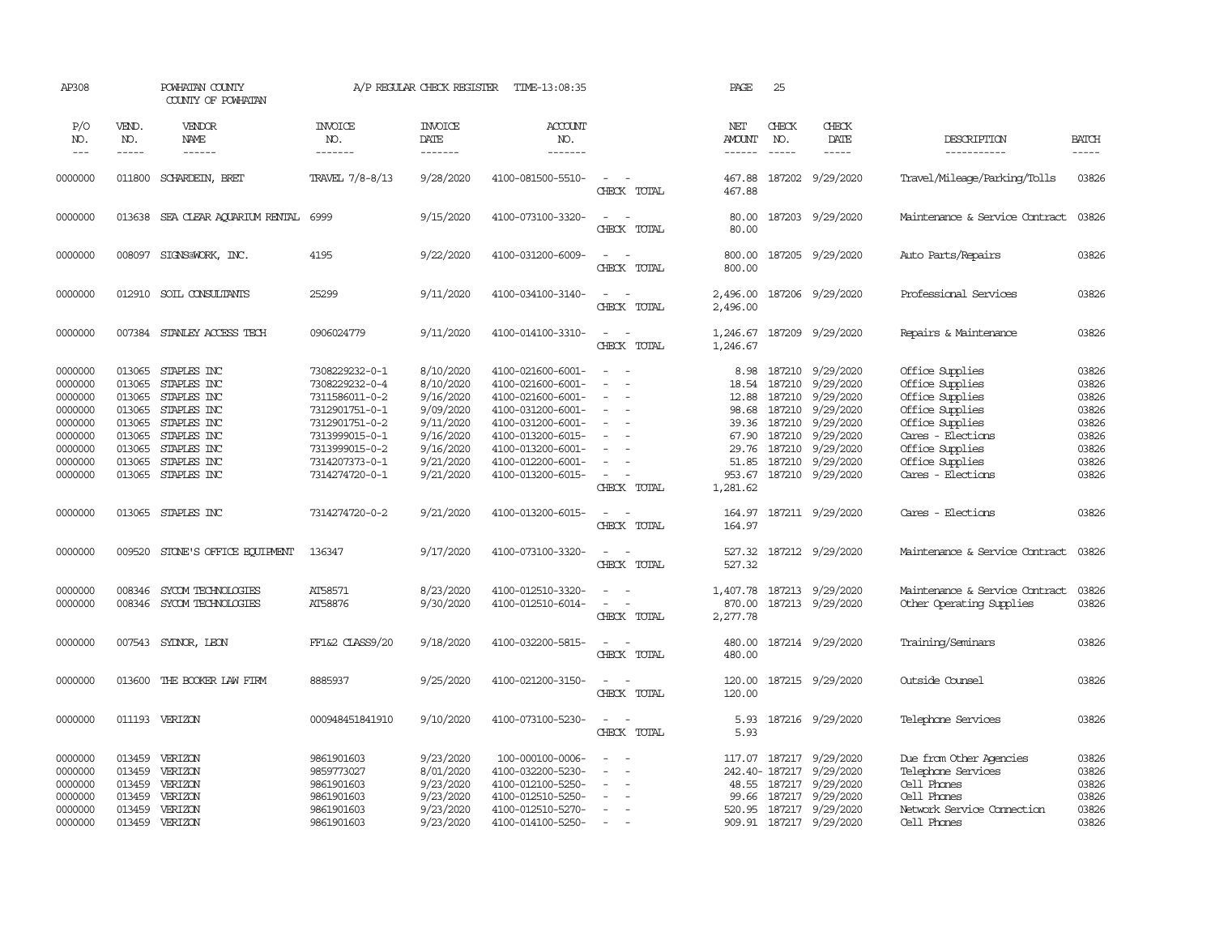AP308 POWHATAN COUNTY A/P REGULAR CHECK REGISTER TIME-13:08:35 PAGE 25
COUNTY OF POWHATAN

| P/O NO. | VEND. NO. | VENDOR NAME | INVOICE NO. | INVOICE DATE | ACCOUNT NO. | | NET AMOUNT | CHECK NO. | CHECK DATE | DESCRIPTION | BATCH |
|---|---|---|---|---|---|---|---|---|---|---|---|
| 0000000 | 011800 | SCHARDEIN, BRET | TRAVEL 7/8-8/13 | 9/28/2020 | 4100-081500-5510- | - - | 467.88 | 187202 | 9/29/2020 | Travel/Mileage/Parking/Tolls | 03826 |
| | | | | | | CHECK TOTAL | 467.88 | | | | |
| 0000000 | 013638 | SEA CLEAR AQUARIUM RENTAL | 6999 | 9/15/2020 | 4100-073100-3320- | - - | 80.00 | 187203 | 9/29/2020 | Maintenance & Service Contract | 03826 |
| | | | | | | CHECK TOTAL | 80.00 | | | | |
| 0000000 | 008097 | SIGNS@WORK, INC. | 4195 | 9/22/2020 | 4100-031200-6009- | - - | 800.00 | 187205 | 9/29/2020 | Auto Parts/Repairs | 03826 |
| | | | | | | CHECK TOTAL | 800.00 | | | | |
| 0000000 | 012910 | SOIL CONSULTANTS | 25299 | 9/11/2020 | 4100-034100-3140- | - - | 2,496.00 | 187206 | 9/29/2020 | Professional Services | 03826 |
| | | | | | | CHECK TOTAL | 2,496.00 | | | | |
| 0000000 | 007384 | STANLEY ACCESS TECH | 0906024779 | 9/11/2020 | 4100-014100-3310- | - - | 1,246.67 | 187209 | 9/29/2020 | Repairs & Maintenance | 03826 |
| | | | | | | CHECK TOTAL | 1,246.67 | | | | |
| 0000000 | 013065 | STAPLES INC | 7308229232-0-1 | 8/10/2020 | 4100-021600-6001- | - - | 8.98 | 187210 | 9/29/2020 | Office Supplies | 03826 |
| 0000000 | 013065 | STAPLES INC | 7308229232-0-4 | 8/10/2020 | 4100-021600-6001- | - - | 18.54 | 187210 | 9/29/2020 | Office Supplies | 03826 |
| 0000000 | 013065 | STAPLES INC | 7311586011-0-2 | 9/16/2020 | 4100-021600-6001- | - - | 12.88 | 187210 | 9/29/2020 | Office Supplies | 03826 |
| 0000000 | 013065 | STAPLES INC | 7312901751-0-1 | 9/09/2020 | 4100-031200-6001- | - - | 98.68 | 187210 | 9/29/2020 | Office Supplies | 03826 |
| 0000000 | 013065 | STAPLES INC | 7312901751-0-2 | 9/11/2020 | 4100-031200-6001- | - - | 39.36 | 187210 | 9/29/2020 | Office Supplies | 03826 |
| 0000000 | 013065 | STAPLES INC | 7313999015-0-1 | 9/16/2020 | 4100-013200-6015- | - - | 67.90 | 187210 | 9/29/2020 | Cares - Elections | 03826 |
| 0000000 | 013065 | STAPLES INC | 7313999015-0-2 | 9/16/2020 | 4100-013200-6001- | - - | 29.76 | 187210 | 9/29/2020 | Office Supplies | 03826 |
| 0000000 | 013065 | STAPLES INC | 7314207373-0-1 | 9/21/2020 | 4100-012200-6001- | - - | 51.85 | 187210 | 9/29/2020 | Office Supplies | 03826 |
| 0000000 | 013065 | STAPLES INC | 7314274720-0-1 | 9/21/2020 | 4100-013200-6015- | - - | 953.67 | 187210 | 9/29/2020 | Cares - Elections | 03826 |
| | | | | | | CHECK TOTAL | 1,281.62 | | | | |
| 0000000 | 013065 | STAPLES INC | 7314274720-0-2 | 9/21/2020 | 4100-013200-6015- | - - | 164.97 | 187211 | 9/29/2020 | Cares - Elections | 03826 |
| | | | | | | CHECK TOTAL | 164.97 | | | | |
| 0000000 | 009520 | STONE'S OFFICE EQUIPMENT | 136347 | 9/17/2020 | 4100-073100-3320- | - - | 527.32 | 187212 | 9/29/2020 | Maintenance & Service Contract | 03826 |
| | | | | | | CHECK TOTAL | 527.32 | | | | |
| 0000000 | 008346 | SYCOM TECHNOLOGIES | AT58571 | 8/23/2020 | 4100-012510-3320- | - - | 1,407.78 | 187213 | 9/29/2020 | Maintenance & Service Contract | 03826 |
| 0000000 | 008346 | SYCOM TECHNOLOGIES | AT58876 | 9/30/2020 | 4100-012510-6014- | - - | 870.00 | 187213 | 9/29/2020 | Other Operating Supplies | 03826 |
| | | | | | | CHECK TOTAL | 2,277.78 | | | | |
| 0000000 | 007543 | SYDNOR, LEON | FF1&2 CLASS9/20 | 9/18/2020 | 4100-032200-5815- | - - | 480.00 | 187214 | 9/29/2020 | Training/Seminars | 03826 |
| | | | | | | CHECK TOTAL | 480.00 | | | | |
| 0000000 | 013600 | THE BOOKER LAW FIRM | 8885937 | 9/25/2020 | 4100-021200-3150- | - - | 120.00 | 187215 | 9/29/2020 | Outside Counsel | 03826 |
| | | | | | | CHECK TOTAL | 120.00 | | | | |
| 0000000 | 011193 | VERIZON | 000948451841910 | 9/10/2020 | 4100-073100-5230- | - - | 5.93 | 187216 | 9/29/2020 | Telephone Services | 03826 |
| | | | | | | CHECK TOTAL | 5.93 | | | | |
| 0000000 | 013459 | VERIZON | 9861901603 | 9/23/2020 | 100-000100-0006- | - - | 117.07 | 187217 | 9/29/2020 | Due from Other Agencies | 03826 |
| 0000000 | 013459 | VERIZON | 9859773027 | 8/01/2020 | 4100-032200-5230- | - - | 242.40- | 187217 | 9/29/2020 | Telephone Services | 03826 |
| 0000000 | 013459 | VERIZON | 9861901603 | 9/23/2020 | 4100-012100-5250- | - - | 48.55 | 187217 | 9/29/2020 | Cell Phones | 03826 |
| 0000000 | 013459 | VERIZON | 9861901603 | 9/23/2020 | 4100-012510-5250- | - - | 99.66 | 187217 | 9/29/2020 | Cell Phones | 03826 |
| 0000000 | 013459 | VERIZON | 9861901603 | 9/23/2020 | 4100-012510-5270- | - - | 520.95 | 187217 | 9/29/2020 | Network Service Connection | 03826 |
| 0000000 | 013459 | VERIZON | 9861901603 | 9/23/2020 | 4100-014100-5250- | - - | 909.91 | 187217 | 9/29/2020 | Cell Phones | 03826 |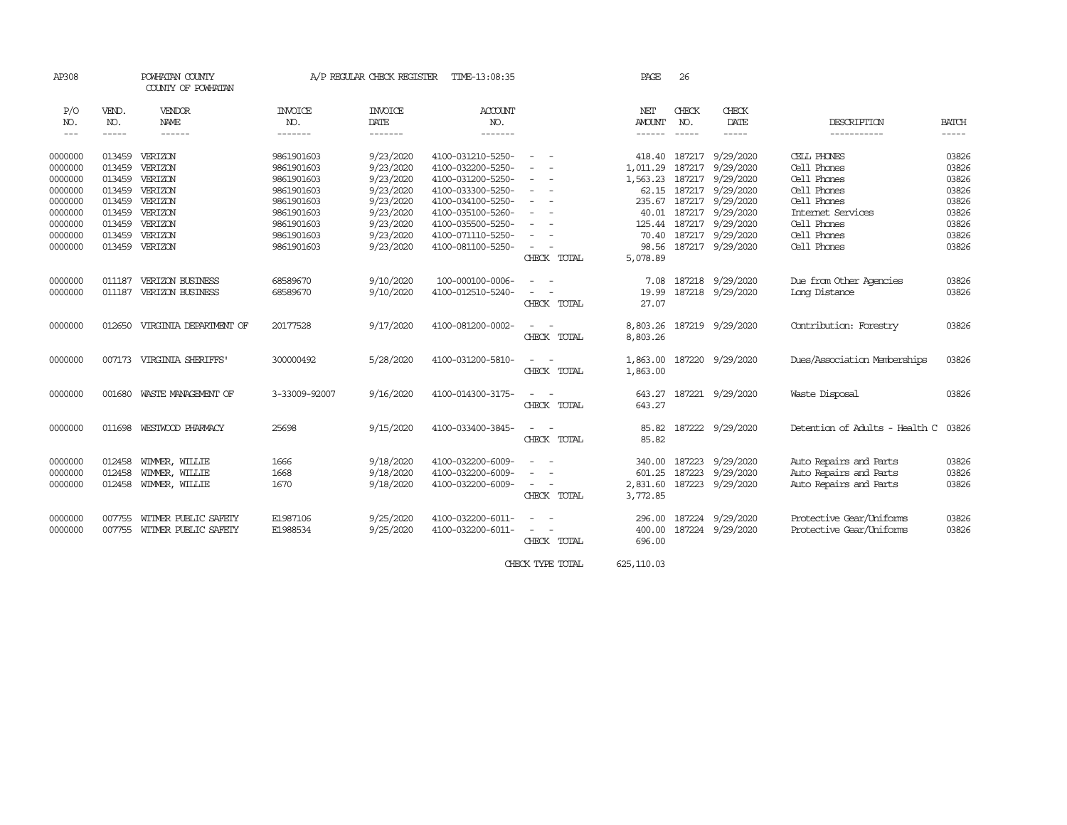AP308 POWHATAN COUNTY A/P REGULAR CHECK REGISTER TIME-13:08:35 PAGE 26

COUNTY OF POWHATAN

| P/O NO. | VEND. NO. | VENDOR NAME | INVOICE NO. | INVOICE DATE | ACCOUNT NO. | | NET AMOUNT | CHECK NO. | CHECK DATE | DESCRIPTION | BATCH |
|---|---|---|---|---|---|---|---|---|---|---|---|
| 0000000 | 013459 | VERIZON | 9861901603 | 9/23/2020 | 4100-031210-5250- | - - | 418.40 | 187217 | 9/29/2020 | CELL PHONES | 03826 |
| 0000000 | 013459 | VERIZON | 9861901603 | 9/23/2020 | 4100-032200-5250- | - - | 1,011.29 | 187217 | 9/29/2020 | Cell Phones | 03826 |
| 0000000 | 013459 | VERIZON | 9861901603 | 9/23/2020 | 4100-031200-5250- | - - | 1,563.23 | 187217 | 9/29/2020 | Cell Phones | 03826 |
| 0000000 | 013459 | VERIZON | 9861901603 | 9/23/2020 | 4100-033300-5250- | - - | 62.15 | 187217 | 9/29/2020 | Cell Phones | 03826 |
| 0000000 | 013459 | VERIZON | 9861901603 | 9/23/2020 | 4100-034100-5250- | - - | 235.67 | 187217 | 9/29/2020 | Cell Phones | 03826 |
| 0000000 | 013459 | VERIZON | 9861901603 | 9/23/2020 | 4100-035100-5260- | - - | 40.01 | 187217 | 9/29/2020 | Internet Services | 03826 |
| 0000000 | 013459 | VERIZON | 9861901603 | 9/23/2020 | 4100-035500-5250- | - - | 125.44 | 187217 | 9/29/2020 | Cell Phones | 03826 |
| 0000000 | 013459 | VERIZON | 9861901603 | 9/23/2020 | 4100-071110-5250- | - - | 70.40 | 187217 | 9/29/2020 | Cell Phones | 03826 |
| 0000000 | 013459 | VERIZON | 9861901603 | 9/23/2020 | 4100-081100-5250- | - - | 98.56 | 187217 | 9/29/2020 | Cell Phones | 03826 |
| | | | | | | CHECK TOTAL | 5,078.89 | | | | |
| 0000000 | 011187 | VERIZON BUSINESS | 68589670 | 9/10/2020 | 100-000100-0006- | - - | 7.08 | 187218 | 9/29/2020 | Due from Other Agencies | 03826 |
| 0000000 | 011187 | VERIZON BUSINESS | 68589670 | 9/10/2020 | 4100-012510-5240- | - - | 19.99 | 187218 | 9/29/2020 | Long Distance | 03826 |
| | | | | | | CHECK TOTAL | 27.07 | | | | |
| 0000000 | 012650 | VIRGINIA DEPARTMENT OF | 20177528 | 9/17/2020 | 4100-081200-0002- | - - | 8,803.26 | 187219 | 9/29/2020 | Contribution: Forestry | 03826 |
| | | | | | | CHECK TOTAL | 8,803.26 | | | | |
| 0000000 | 007173 | VIRGINIA SHERIFFS' | 300000492 | 5/28/2020 | 4100-031200-5810- | - - | 1,863.00 | 187220 | 9/29/2020 | Dues/Association Memberships | 03826 |
| | | | | | | CHECK TOTAL | 1,863.00 | | | | |
| 0000000 | 001680 | WASTE MANAGEMENT OF | 3-33009-92007 | 9/16/2020 | 4100-014300-3175- | - - | 643.27 | 187221 | 9/29/2020 | Waste Disposal | 03826 |
| | | | | | | CHECK TOTAL | 643.27 | | | | |
| 0000000 | 011698 | WESTWOOD PHARMACY | 25698 | 9/15/2020 | 4100-033400-3845- | - - | 85.82 | 187222 | 9/29/2020 | Detention of Adults - Health C | 03826 |
| | | | | | | CHECK TOTAL | 85.82 | | | | |
| 0000000 | 012458 | WIMMER, WILLIE | 1666 | 9/18/2020 | 4100-032200-6009- | - - | 340.00 | 187223 | 9/29/2020 | Auto Repairs and Parts | 03826 |
| 0000000 | 012458 | WIMMER, WILLIE | 1668 | 9/18/2020 | 4100-032200-6009- | - - | 601.25 | 187223 | 9/29/2020 | Auto Repairs and Parts | 03826 |
| 0000000 | 012458 | WIMMER, WILLIE | 1670 | 9/18/2020 | 4100-032200-6009- | - - | 2,831.60 | 187223 | 9/29/2020 | Auto Repairs and Parts | 03826 |
| | | | | | | CHECK TOTAL | 3,772.85 | | | | |
| 0000000 | 007755 | WITMER PUBLIC SAFETY | E1987106 | 9/25/2020 | 4100-032200-6011- | - - | 296.00 | 187224 | 9/29/2020 | Protective Gear/Uniforms | 03826 |
| 0000000 | 007755 | WITMER PUBLIC SAFETY | E1988534 | 9/25/2020 | 4100-032200-6011- | - - | 400.00 | 187224 | 9/29/2020 | Protective Gear/Uniforms | 03826 |
| | | | | | | CHECK TOTAL | 696.00 | | | | |
| | | | | | | CHECK TYPE TOTAL | 625,110.03 | | | | |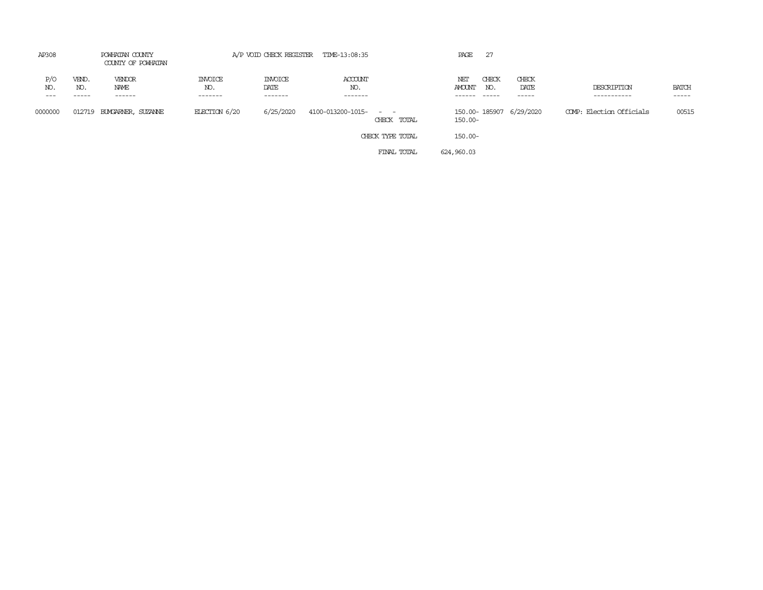AP308 POWHATAN COUNTY A/P VOID CHECK REGISTER TIME-13:08:35

COUNTY OF POWHATAN

| P/O NO. | VEND. NO. | VENDOR NAME | INVOICE NO. | INVOICE DATE | ACCOUNT NO. | | NET AMOUNT | CHECK NO. | CHECK DATE | DESCRIPTION | BATCH |
|---|---|---|---|---|---|---|---|---|---|---|---|
| 0000000 | 012719 | BUMGARNER, SUZANNE | ELECTION 6/20 | 6/25/2020 | 4100-013200-1015- | - - | 150.00- | 185907 | 6/29/2020 | COMP: Election Officials | 00515 |
| | | | | | | CHECK TOTAL | 150.00- | | | | |
| | | | | | | CHECK TYPE TOTAL | 150.00- | | | | |
| | | | | | | FINAL TOTAL | 624,960.03 | | | | |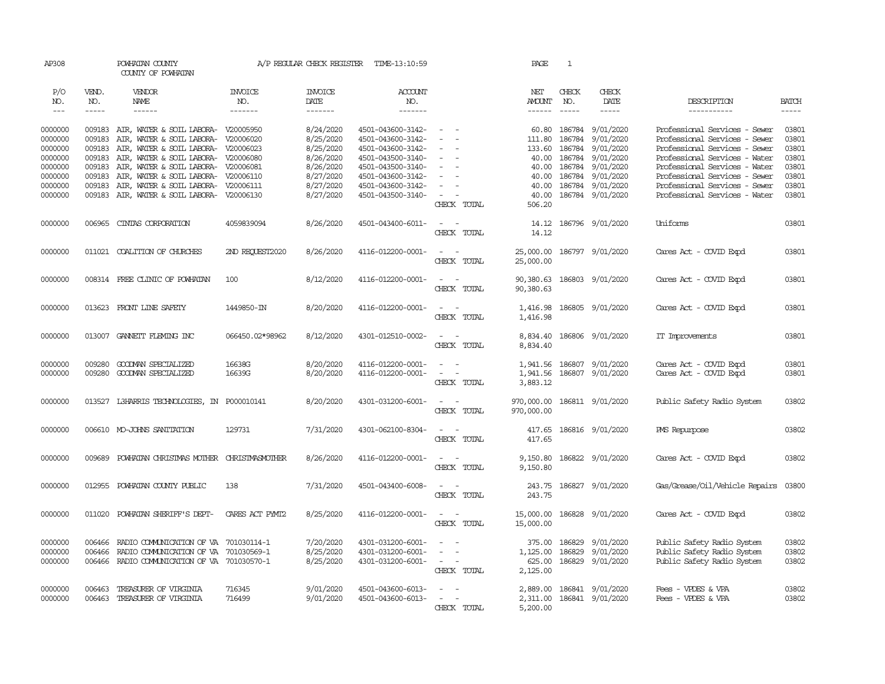AP308 POWHATAN COUNTY A/P REGULAR CHECK REGISTER TIME-13:10:59 PAGE 1

COUNTY OF POWHATAN

| P/O NO. | VEND. NO. | VENDOR NAME | INVOICE NO. | INVOICE DATE | ACCOUNT NO. | | NET AMOUNT | CHECK NO. | CHECK DATE | DESCRIPTION | BATCH |
|---|---|---|---|---|---|---|---|---|---|---|---|
| --- | ----- | ------ | ------- | ------- | ------- | | ------ | ----- | ----- | ----------- | ----- |
| 0000000 | 009183 | AIR, WATER & SOIL LABORA- | V20005950 | 8/24/2020 | 4501-043600-3142- | - - | 60.80 | 186784 | 9/01/2020 | Professional Services - Sewer | 03801 |
| 0000000 | 009183 | AIR, WATER & SOIL LABORA- | V20006020 | 8/25/2020 | 4501-043600-3142- | - - | 111.80 | 186784 | 9/01/2020 | Professional Services - Sewer | 03801 |
| 0000000 | 009183 | AIR, WATER & SOIL LABORA- | V20006023 | 8/25/2020 | 4501-043600-3142- | - - | 133.60 | 186784 | 9/01/2020 | Professional Services - Sewer | 03801 |
| 0000000 | 009183 | AIR, WATER & SOIL LABORA- | V20006080 | 8/26/2020 | 4501-043500-3140- | - - | 40.00 | 186784 | 9/01/2020 | Professional Services - Water | 03801 |
| 0000000 | 009183 | AIR, WATER & SOIL LABORA- | V20006081 | 8/26/2020 | 4501-043500-3140- | - - | 40.00 | 186784 | 9/01/2020 | Professional Services - Water | 03801 |
| 0000000 | 009183 | AIR, WATER & SOIL LABORA- | V20006110 | 8/27/2020 | 4501-043600-3142- | - - | 40.00 | 186784 | 9/01/2020 | Professional Services - Sewer | 03801 |
| 0000000 | 009183 | AIR, WATER & SOIL LABORA- | V20006111 | 8/27/2020 | 4501-043600-3142- | - - | 40.00 | 186784 | 9/01/2020 | Professional Services - Sewer | 03801 |
| 0000000 | 009183 | AIR, WATER & SOIL LABORA- | V20006130 | 8/27/2020 | 4501-043500-3140- | - - | 40.00 | 186784 | 9/01/2020 | Professional Services - Water | 03801 |
| | | | | | | CHECK TOTAL | 506.20 | | | | |
| 0000000 | 006965 | CINTAS CORPORATION | 4059839094 | 8/26/2020 | 4501-043400-6011- | - - | 14.12 | 186796 | 9/01/2020 | Uniforms | 03801 |
| | | | | | | CHECK TOTAL | 14.12 | | | | |
| 0000000 | 011021 | COALITION OF CHURCHES | 2ND REQUEST2020 | 8/26/2020 | 4116-012200-0001- | - - | 25,000.00 | 186797 | 9/01/2020 | Cares Act - COVID Expd | 03801 |
| | | | | | | CHECK TOTAL | 25,000.00 | | | | |
| 0000000 | 008314 | FREE CLINIC OF POWHATAN | 100 | 8/12/2020 | 4116-012200-0001- | - - | 90,380.63 | 186803 | 9/01/2020 | Cares Act - COVID Expd | 03801 |
| | | | | | | CHECK TOTAL | 90,380.63 | | | | |
| 0000000 | 013623 | FRONT LINE SAFETY | 1449850-IN | 8/20/2020 | 4116-012200-0001- | - - | 1,416.98 | 186805 | 9/01/2020 | Cares Act - COVID Expd | 03801 |
| | | | | | | CHECK TOTAL | 1,416.98 | | | | |
| 0000000 | 013007 | GANNETT FLEMING INC | 066450.02*98962 | 8/12/2020 | 4301-012510-0002- | - - | 8,834.40 | 186806 | 9/01/2020 | IT Improvements | 03801 |
| | | | | | | CHECK TOTAL | 8,834.40 | | | | |
| 0000000 | 009280 | GOODMAN SPECIALIZED | 16638G | 8/20/2020 | 4116-012200-0001- | - - | 1,941.56 | 186807 | 9/01/2020 | Cares Act - COVID Expd | 03801 |
| 0000000 | 009280 | GOODMAN SPECIALIZED | 16639G | 8/20/2020 | 4116-012200-0001- | - - | 1,941.56 | 186807 | 9/01/2020 | Cares Act - COVID Expd | 03801 |
| | | | | | | CHECK TOTAL | 3,883.12 | | | | |
| 0000000 | 013527 | L3HARRIS TECHNOLOGIES, IN | P000010141 | 8/20/2020 | 4301-031200-6001- | - - | 970,000.00 | 186811 | 9/01/2020 | Public Safety Radio System | 03802 |
| | | | | | | CHECK TOTAL | 970,000.00 | | | | |
| 0000000 | 006610 | MO-JOHNS SANITATION | 129731 | 7/31/2020 | 4301-062100-8304- | - - | 417.65 | 186816 | 9/01/2020 | PMS Repurpose | 03802 |
| | | | | | | CHECK TOTAL | 417.65 | | | | |
| 0000000 | 009689 | POWHATAN CHRISTMAS MOTHER | CHRISTMASMOTHER | 8/26/2020 | 4116-012200-0001- | - - | 9,150.80 | 186822 | 9/01/2020 | Cares Act - COVID Expd | 03802 |
| | | | | | | CHECK TOTAL | 9,150.80 | | | | |
| 0000000 | 012955 | POWHATAN COUNTY PUBLIC | 138 | 7/31/2020 | 4501-043400-6008- | - - | 243.75 | 186827 | 9/01/2020 | Gas/Grease/Oil/Vehicle Repairs | 03800 |
| | | | | | | CHECK TOTAL | 243.75 | | | | |
| 0000000 | 011020 | POWHATAN SHERIFF'S DEPT- | CARES ACT PYMT2 | 8/25/2020 | 4116-012200-0001- | - - | 15,000.00 | 186828 | 9/01/2020 | Cares Act - COVID Expd | 03802 |
| | | | | | | CHECK TOTAL | 15,000.00 | | | | |
| 0000000 | 006466 | RADIO COMMUNICATION OF VA | 701030114-1 | 7/20/2020 | 4301-031200-6001- | - - | 375.00 | 186829 | 9/01/2020 | Public Safety Radio System | 03802 |
| 0000000 | 006466 | RADIO COMMUNICATION OF VA | 701030569-1 | 8/25/2020 | 4301-031200-6001- | - - | 1,125.00 | 186829 | 9/01/2020 | Public Safety Radio System | 03802 |
| 0000000 | 006466 | RADIO COMMUNICATION OF VA | 701030570-1 | 8/25/2020 | 4301-031200-6001- | - - | 625.00 | 186829 | 9/01/2020 | Public Safety Radio System | 03802 |
| | | | | | | CHECK TOTAL | 2,125.00 | | | | |
| 0000000 | 006463 | TREASURER OF VIRGINIA | 716345 | 9/01/2020 | 4501-043600-6013- | - - | 2,889.00 | 186841 | 9/01/2020 | Fees - VPDES & VPA | 03802 |
| 0000000 | 006463 | TREASURER OF VIRGINIA | 716499 | 9/01/2020 | 4501-043600-6013- | - - | 2,311.00 | 186841 | 9/01/2020 | Fees - VPDES & VPA | 03802 |
| | | | | | | CHECK TOTAL | 5,200.00 | | | | |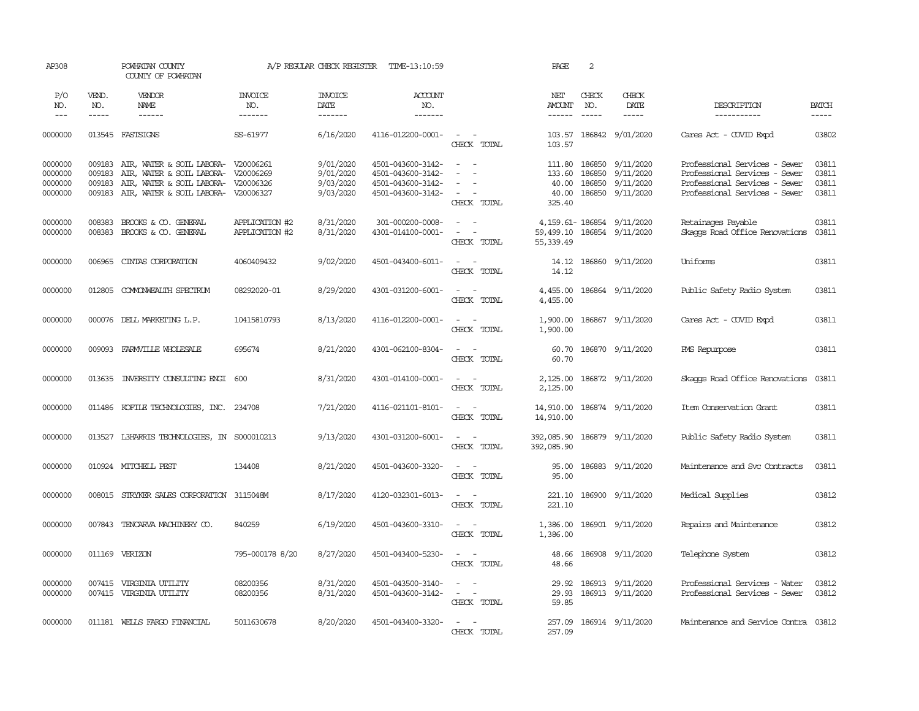AP308 POWHATAN COUNTY A/P REGULAR CHECK REGISTER TIME-13:10:59 PAGE 2

COUNTY OF POWHATAN

| P/O NO. | VEND. NO. | VENDOR NAME | INVOICE NO. | INVOICE DATE | ACCOUNT NO. | | NET AMOUNT | CHECK NO. | CHECK DATE | DESCRIPTION | BATCH |
|---|---|---|---|---|---|---|---|---|---|---|---|
| --- | ----- | ------ | ------- | ------- | ------- | | ------ | ----- | ----- | ----------- | ----- |
| 0000000 | 013545 | FASTSIGNS | SS-61977 | 6/16/2020 | 4116-012200-0001- | - - | 103.57 | 186842 | 9/01/2020 | Cares Act - COVID Expd | 03802 |
| | | | | | | CHECK TOTAL | 103.57 | | | | |
| 0000000 | 009183 | AIR, WATER & SOIL LABORA- | V20006261 | 9/01/2020 | 4501-043600-3142- | - - | 111.80 | 186850 | 9/11/2020 | Professional Services - Sewer | 03811 |
| 0000000 | 009183 | AIR, WATER & SOIL LABORA- | V20006269 | 9/01/2020 | 4501-043600-3142- | - - | 133.60 | 186850 | 9/11/2020 | Professional Services - Sewer | 03811 |
| 0000000 | 009183 | AIR, WATER & SOIL LABORA- | V20006326 | 9/03/2020 | 4501-043600-3142- | - - | 40.00 | 186850 | 9/11/2020 | Professional Services - Sewer | 03811 |
| 0000000 | 009183 | AIR, WATER & SOIL LABORA- | V20006327 | 9/03/2020 | 4501-043600-3142- | - - | 40.00 | 186850 | 9/11/2020 | Professional Services - Sewer | 03811 |
| | | | | | | CHECK TOTAL | 325.40 | | | | |
| 0000000 | 008383 | BROOKS & CO. GENERAL | APPLICATION #2 | 8/31/2020 | 301-000200-0008- | - - | 4,159.61- | 186854 | 9/11/2020 | Retainages Payable | 03811 |
| 0000000 | 008383 | BROOKS & CO. GENERAL | APPLICATION #2 | 8/31/2020 | 4301-014100-0001- | - - | 59,499.10 | 186854 | 9/11/2020 | Skaggs Road Office Renovations | 03811 |
| | | | | | | CHECK TOTAL | 55,339.49 | | | | |
| 0000000 | 006965 | CINTAS CORPORATION | 4060409432 | 9/02/2020 | 4501-043400-6011- | - - | 14.12 | 186860 | 9/11/2020 | Uniforms | 03811 |
| | | | | | | CHECK TOTAL | 14.12 | | | | |
| 0000000 | 012805 | COMMONWEALTH SPECTRUM | 08292020-01 | 8/29/2020 | 4301-031200-6001- | - - | 4,455.00 | 186864 | 9/11/2020 | Public Safety Radio System | 03811 |
| | | | | | | CHECK TOTAL | 4,455.00 | | | | |
| 0000000 | 000076 | DELL MARKETING L.P. | 10415810793 | 8/13/2020 | 4116-012200-0001- | - - | 1,900.00 | 186867 | 9/11/2020 | Cares Act - COVID Expd | 03811 |
| | | | | | | CHECK TOTAL | 1,900.00 | | | | |
| 0000000 | 009093 | FARMVILLE WHOLESALE | 695674 | 8/21/2020 | 4301-062100-8304- | - - | 60.70 | 186870 | 9/11/2020 | PMS Repurpose | 03811 |
| | | | | | | CHECK TOTAL | 60.70 | | | | |
| 0000000 | 013635 | INVERSITY CONSULTING ENGI | 600 | 8/31/2020 | 4301-014100-0001- | - - | 2,125.00 | 186872 | 9/11/2020 | Skaggs Road Office Renovations | 03811 |
| | | | | | | CHECK TOTAL | 2,125.00 | | | | |
| 0000000 | 011486 | KOFILE TECHNOLOGIES, INC. | 234708 | 7/21/2020 | 4116-021101-8101- | - - | 14,910.00 | 186874 | 9/11/2020 | Item Conservation Grant | 03811 |
| | | | | | | CHECK TOTAL | 14,910.00 | | | | |
| 0000000 | 013527 | L3HARRIS TECHNOLOGIES, IN | S000010213 | 9/13/2020 | 4301-031200-6001- | - - | 392,085.90 | 186879 | 9/11/2020 | Public Safety Radio System | 03811 |
| | | | | | | CHECK TOTAL | 392,085.90 | | | | |
| 0000000 | 010924 | MITCHELL PEST | 134408 | 8/21/2020 | 4501-043600-3320- | - - | 95.00 | 186883 | 9/11/2020 | Maintenance and Svc Contracts | 03811 |
| | | | | | | CHECK TOTAL | 95.00 | | | | |
| 0000000 | 008015 | STRYKER SALES CORPORATION | 3115048M | 8/17/2020 | 4120-032301-6013- | - - | 221.10 | 186900 | 9/11/2020 | Medical Supplies | 03812 |
| | | | | | | CHECK TOTAL | 221.10 | | | | |
| 0000000 | 007843 | TENCARVA MACHINERY CO. | 840259 | 6/19/2020 | 4501-043600-3310- | - - | 1,386.00 | 186901 | 9/11/2020 | Repairs and Maintenance | 03812 |
| | | | | | | CHECK TOTAL | 1,386.00 | | | | |
| 0000000 | 011169 | VERIZON | 795-000178 8/20 | 8/27/2020 | 4501-043400-5230- | - - | 48.66 | 186908 | 9/11/2020 | Telephone System | 03812 |
| | | | | | | CHECK TOTAL | 48.66 | | | | |
| 0000000 | 007415 | VIRGINIA UTILITY | 08200356 | 8/31/2020 | 4501-043500-3140- | - - | 29.92 | 186913 | 9/11/2020 | Professional Services - Water | 03812 |
| 0000000 | 007415 | VIRGINIA UTILITY | 08200356 | 8/31/2020 | 4501-043600-3142- | - - | 29.93 | 186913 | 9/11/2020 | Professional Services - Sewer | 03812 |
| | | | | | | CHECK TOTAL | 59.85 | | | | |
| 0000000 | 011181 | WELLS FARGO FINANCIAL | 5011630678 | 8/20/2020 | 4501-043400-3320- | - - | 257.09 | 186914 | 9/11/2020 | Maintenance and Service Contra | 03812 |
| | | | | | | CHECK TOTAL | 257.09 | | | | |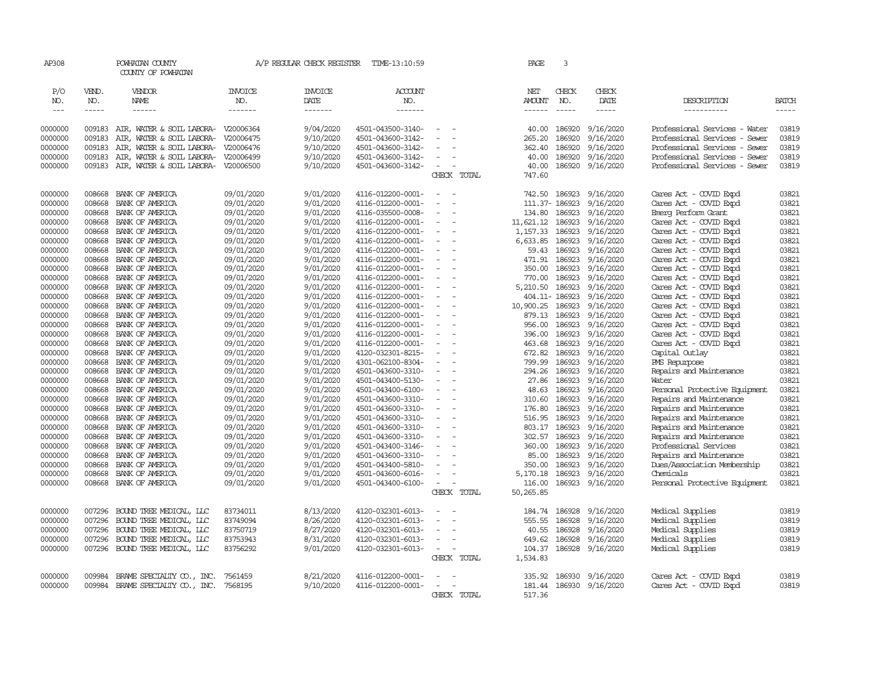AP308 POWHATAN COUNTY A/P REGULAR CHECK REGISTER TIME-13:10:59 PAGE 3
COUNTY OF POWHATAN

| P/O NO. | VEND. NO. | VENDOR NAME | INVOICE NO. | INVOICE DATE | ACCOUNT NO. | | NET AMOUNT | CHECK NO. | CHECK DATE | DESCRIPTION | BATCH |
|---|---|---|---|---|---|---|---|---|---|---|---|
| 0000000 | 009183 | AIR, WATER & SOIL LABORA- | V20006364 | 9/04/2020 | 4501-043500-3140- | - - | 40.00 | 186920 | 9/16/2020 | Professional Services - Water | 03819 |
| 0000000 | 009183 | AIR, WATER & SOIL LABORA- | V20006475 | 9/10/2020 | 4501-043600-3142- | - - | 265.20 | 186920 | 9/16/2020 | Professional Services - Sewer | 03819 |
| 0000000 | 009183 | AIR, WATER & SOIL LABORA- | V20006476 | 9/10/2020 | 4501-043600-3142- | - - | 362.40 | 186920 | 9/16/2020 | Professional Services - Sewer | 03819 |
| 0000000 | 009183 | AIR, WATER & SOIL LABORA- | V20006499 | 9/10/2020 | 4501-043600-3142- | - - | 40.00 | 186920 | 9/16/2020 | Professional Services - Sewer | 03819 |
| 0000000 | 009183 | AIR, WATER & SOIL LABORA- | V20006500 | 9/10/2020 | 4501-043600-3142- | - - | 40.00 | 186920 | 9/16/2020 | Professional Services - Sewer | 03819 |
| | | | | | | CHECK TOTAL | 747.60 | | | | |
| 0000000 | 008668 | BANK OF AMERICA | 09/01/2020 | 9/01/2020 | 4116-012200-0001- | - - | 742.50 | 186923 | 9/16/2020 | Cares Act - COVID Expd | 03821 |
| 0000000 | 008668 | BANK OF AMERICA | 09/01/2020 | 9/01/2020 | 4116-012200-0001- | - - | 111.37- | 186923 | 9/16/2020 | Cares Act - COVID Expd | 03821 |
| 0000000 | 008668 | BANK OF AMERICA | 09/01/2020 | 9/01/2020 | 4116-035500-0008- | - - | 134.80 | 186923 | 9/16/2020 | Emerg Perform Grant | 03821 |
| 0000000 | 008668 | BANK OF AMERICA | 09/01/2020 | 9/01/2020 | 4116-012200-0001- | - - | 11,621.12 | 186923 | 9/16/2020 | Cares Act - COVID Expd | 03821 |
| 0000000 | 008668 | BANK OF AMERICA | 09/01/2020 | 9/01/2020 | 4116-012200-0001- | - - | 1,157.33 | 186923 | 9/16/2020 | Cares Act - COVID Expd | 03821 |
| 0000000 | 008668 | BANK OF AMERICA | 09/01/2020 | 9/01/2020 | 4116-012200-0001- | - - | 6,633.85 | 186923 | 9/16/2020 | Cares Act - COVID Expd | 03821 |
| 0000000 | 008668 | BANK OF AMERICA | 09/01/2020 | 9/01/2020 | 4116-012200-0001- | - - | 59.43 | 186923 | 9/16/2020 | Cares Act - COVID Expd | 03821 |
| 0000000 | 008668 | BANK OF AMERICA | 09/01/2020 | 9/01/2020 | 4116-012200-0001- | - - | 471.91 | 186923 | 9/16/2020 | Cares Act - COVID Expd | 03821 |
| 0000000 | 008668 | BANK OF AMERICA | 09/01/2020 | 9/01/2020 | 4116-012200-0001- | - - | 350.00 | 186923 | 9/16/2020 | Cares Act - COVID Expd | 03821 |
| 0000000 | 008668 | BANK OF AMERICA | 09/01/2020 | 9/01/2020 | 4116-012200-0001- | - - | 770.00 | 186923 | 9/16/2020 | Cares Act - COVID Expd | 03821 |
| 0000000 | 008668 | BANK OF AMERICA | 09/01/2020 | 9/01/2020 | 4116-012200-0001- | - - | 5,210.50 | 186923 | 9/16/2020 | Cares Act - COVID Expd | 03821 |
| 0000000 | 008668 | BANK OF AMERICA | 09/01/2020 | 9/01/2020 | 4116-012200-0001- | - - | 404.11- | 186923 | 9/16/2020 | Cares Act - COVID Expd | 03821 |
| 0000000 | 008668 | BANK OF AMERICA | 09/01/2020 | 9/01/2020 | 4116-012200-0001- | - - | 10,900.25 | 186923 | 9/16/2020 | Cares Act - COVID Expd | 03821 |
| 0000000 | 008668 | BANK OF AMERICA | 09/01/2020 | 9/01/2020 | 4116-012200-0001- | - - | 879.13 | 186923 | 9/16/2020 | Cares Act - COVID Expd | 03821 |
| 0000000 | 008668 | BANK OF AMERICA | 09/01/2020 | 9/01/2020 | 4116-012200-0001- | - - | 956.00 | 186923 | 9/16/2020 | Cares Act - COVID Expd | 03821 |
| 0000000 | 008668 | BANK OF AMERICA | 09/01/2020 | 9/01/2020 | 4116-012200-0001- | - - | 396.00 | 186923 | 9/16/2020 | Cares Act - COVID Expd | 03821 |
| 0000000 | 008668 | BANK OF AMERICA | 09/01/2020 | 9/01/2020 | 4116-012200-0001- | - - | 463.68 | 186923 | 9/16/2020 | Cares Act - COVID Expd | 03821 |
| 0000000 | 008668 | BANK OF AMERICA | 09/01/2020 | 9/01/2020 | 4120-032301-8215- | - - | 672.82 | 186923 | 9/16/2020 | Capital Outlay | 03821 |
| 0000000 | 008668 | BANK OF AMERICA | 09/01/2020 | 9/01/2020 | 4301-062100-8304- | - - | 799.99 | 186923 | 9/16/2020 | PMS Repurpose | 03821 |
| 0000000 | 008668 | BANK OF AMERICA | 09/01/2020 | 9/01/2020 | 4501-043600-3310- | - - | 294.26 | 186923 | 9/16/2020 | Repairs and Maintenance | 03821 |
| 0000000 | 008668 | BANK OF AMERICA | 09/01/2020 | 9/01/2020 | 4501-043400-5130- | - - | 27.86 | 186923 | 9/16/2020 | Water | 03821 |
| 0000000 | 008668 | BANK OF AMERICA | 09/01/2020 | 9/01/2020 | 4501-043400-6100- | - - | 48.63 | 186923 | 9/16/2020 | Personal Protective Equipment | 03821 |
| 0000000 | 008668 | BANK OF AMERICA | 09/01/2020 | 9/01/2020 | 4501-043600-3310- | - - | 310.60 | 186923 | 9/16/2020 | Repairs and Maintenance | 03821 |
| 0000000 | 008668 | BANK OF AMERICA | 09/01/2020 | 9/01/2020 | 4501-043600-3310- | - - | 176.80 | 186923 | 9/16/2020 | Repairs and Maintenance | 03821 |
| 0000000 | 008668 | BANK OF AMERICA | 09/01/2020 | 9/01/2020 | 4501-043600-3310- | - - | 516.95 | 186923 | 9/16/2020 | Repairs and Maintenance | 03821 |
| 0000000 | 008668 | BANK OF AMERICA | 09/01/2020 | 9/01/2020 | 4501-043600-3310- | - - | 803.17 | 186923 | 9/16/2020 | Repairs and Maintenance | 03821 |
| 0000000 | 008668 | BANK OF AMERICA | 09/01/2020 | 9/01/2020 | 4501-043600-3310- | - - | 302.57 | 186923 | 9/16/2020 | Repairs and Maintenance | 03821 |
| 0000000 | 008668 | BANK OF AMERICA | 09/01/2020 | 9/01/2020 | 4501-043400-3146- | - - | 360.00 | 186923 | 9/16/2020 | Professional Services | 03821 |
| 0000000 | 008668 | BANK OF AMERICA | 09/01/2020 | 9/01/2020 | 4501-043600-3310- | - - | 85.00 | 186923 | 9/16/2020 | Repairs and Maintenance | 03821 |
| 0000000 | 008668 | BANK OF AMERICA | 09/01/2020 | 9/01/2020 | 4501-043400-5810- | - - | 350.00 | 186923 | 9/16/2020 | Dues/Association Membership | 03821 |
| 0000000 | 008668 | BANK OF AMERICA | 09/01/2020 | 9/01/2020 | 4501-043600-6016- | - - | 5,170.18 | 186923 | 9/16/2020 | Chemicals | 03821 |
| 0000000 | 008668 | BANK OF AMERICA | 09/01/2020 | 9/01/2020 | 4501-043400-6100- | - - | 116.00 | 186923 | 9/16/2020 | Personal Protective Equipment | 03821 |
| | | | | | | CHECK TOTAL | 50,265.85 | | | | |
| 0000000 | 007296 | BOUND TREE MEDICAL, LLC | 83734011 | 8/13/2020 | 4120-032301-6013- | - - | 184.74 | 186928 | 9/16/2020 | Medical Supplies | 03819 |
| 0000000 | 007296 | BOUND TREE MEDICAL, LLC | 83749094 | 8/26/2020 | 4120-032301-6013- | - - | 555.55 | 186928 | 9/16/2020 | Medical Supplies | 03819 |
| 0000000 | 007296 | BOUND TREE MEDICAL, LLC | 83750719 | 8/27/2020 | 4120-032301-6013- | - - | 40.55 | 186928 | 9/16/2020 | Medical Supplies | 03819 |
| 0000000 | 007296 | BOUND TREE MEDICAL, LLC | 83753943 | 8/31/2020 | 4120-032301-6013- | - - | 649.62 | 186928 | 9/16/2020 | Medical Supplies | 03819 |
| 0000000 | 007296 | BOUND TREE MEDICAL, LLC | 83756292 | 9/01/2020 | 4120-032301-6013- | - - | 104.37 | 186928 | 9/16/2020 | Medical Supplies | 03819 |
| | | | | | | CHECK TOTAL | 1,534.83 | | | | |
| 0000000 | 009984 | BRAME SPECIALTY CO., INC. | 7561459 | 8/21/2020 | 4116-012200-0001- | - - | 335.92 | 186930 | 9/16/2020 | Cares Act - COVID Expd | 03819 |
| 0000000 | 009984 | BRAME SPECIALTY CO., INC. | 7568195 | 9/10/2020 | 4116-012200-0001- | - - | 181.44 | 186930 | 9/16/2020 | Cares Act - COVID Expd | 03819 |
| | | | | | | CHECK TOTAL | 517.36 | | | | |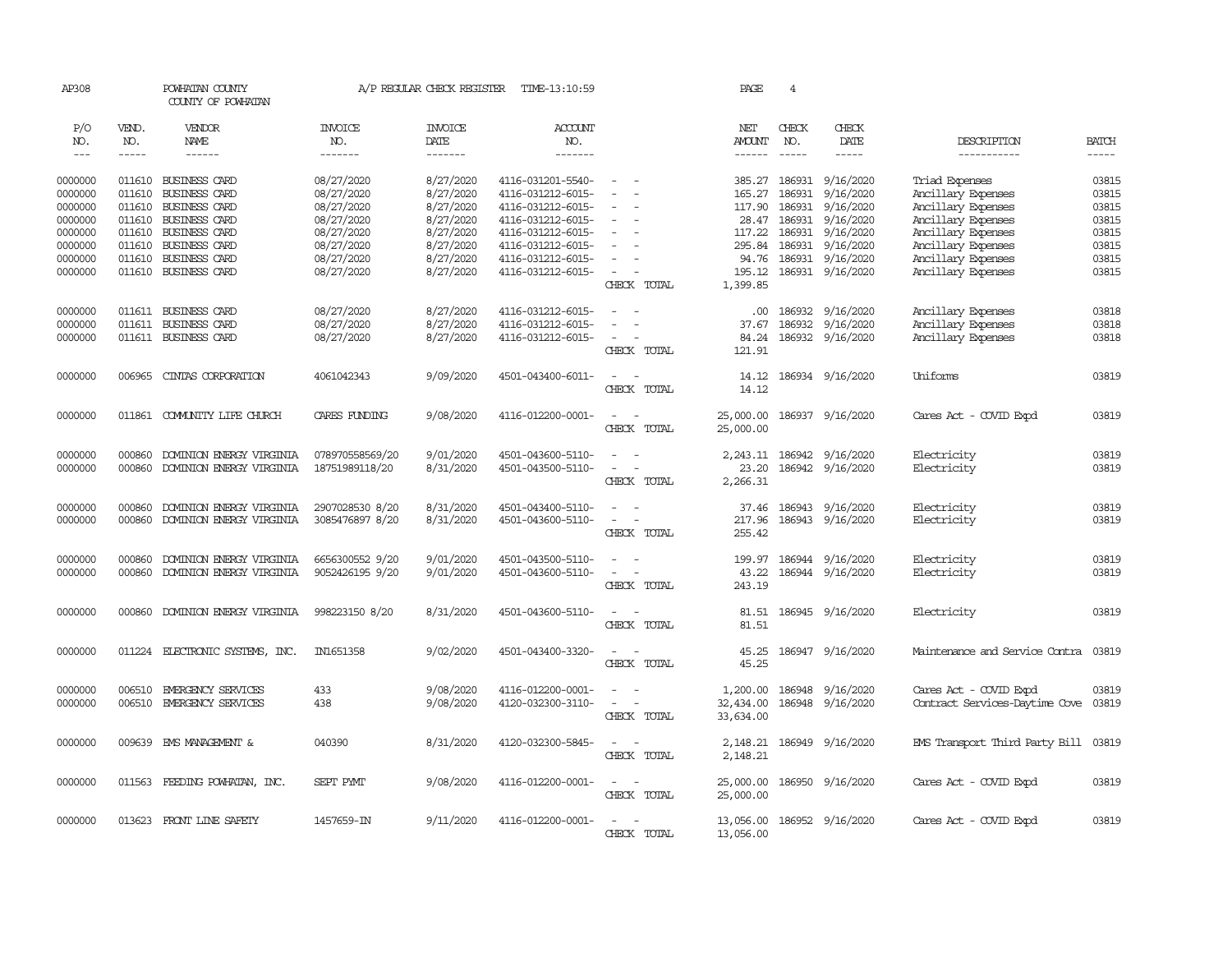AP308 POWHATAN COUNTY A/P REGULAR CHECK REGISTER TIME-13:10:59 PAGE 4

COUNTY OF POWHATAN

| P/O NO. | VEND. NO. | VENDOR NAME | INVOICE NO. | INVOICE DATE | ACCOUNT NO. | | NET AMOUNT | CHECK NO. | CHECK DATE | DESCRIPTION | BATCH |
|---|---|---|---|---|---|---|---|---|---|---|---|
| 0000000 | 011610 | BUSINESS CARD | 08/27/2020 | 8/27/2020 | 4116-031201-5540- | - - | 385.27 | 186931 | 9/16/2020 | Triad Expenses | 03815 |
| 0000000 | 011610 | BUSINESS CARD | 08/27/2020 | 8/27/2020 | 4116-031212-6015- | - - | 165.27 | 186931 | 9/16/2020 | Ancillary Expenses | 03815 |
| 0000000 | 011610 | BUSINESS CARD | 08/27/2020 | 8/27/2020 | 4116-031212-6015- | - - | 117.90 | 186931 | 9/16/2020 | Ancillary Expenses | 03815 |
| 0000000 | 011610 | BUSINESS CARD | 08/27/2020 | 8/27/2020 | 4116-031212-6015- | - - | 28.47 | 186931 | 9/16/2020 | Ancillary Expenses | 03815 |
| 0000000 | 011610 | BUSINESS CARD | 08/27/2020 | 8/27/2020 | 4116-031212-6015- | - - | 117.22 | 186931 | 9/16/2020 | Ancillary Expenses | 03815 |
| 0000000 | 011610 | BUSINESS CARD | 08/27/2020 | 8/27/2020 | 4116-031212-6015- | - - | 295.84 | 186931 | 9/16/2020 | Ancillary Expenses | 03815 |
| 0000000 | 011610 | BUSINESS CARD | 08/27/2020 | 8/27/2020 | 4116-031212-6015- | - - | 94.76 | 186931 | 9/16/2020 | Ancillary Expenses | 03815 |
| 0000000 | 011610 | BUSINESS CARD | 08/27/2020 | 8/27/2020 | 4116-031212-6015- | - - | 195.12 | 186931 | 9/16/2020 | Ancillary Expenses | 03815 |
| | | | | | | CHECK TOTAL | 1,399.85 | | | | |
| 0000000 | 011611 | BUSINESS CARD | 08/27/2020 | 8/27/2020 | 4116-031212-6015- | - - | .00 | 186932 | 9/16/2020 | Ancillary Expenses | 03818 |
| 0000000 | 011611 | BUSINESS CARD | 08/27/2020 | 8/27/2020 | 4116-031212-6015- | - - | 37.67 | 186932 | 9/16/2020 | Ancillary Expenses | 03818 |
| 0000000 | 011611 | BUSINESS CARD | 08/27/2020 | 8/27/2020 | 4116-031212-6015- | - - | 84.24 | 186932 | 9/16/2020 | Ancillary Expenses | 03818 |
| | | | | | | CHECK TOTAL | 121.91 | | | | |
| 0000000 | 006965 | CINTAS CORPORATION | 4061042343 | 9/09/2020 | 4501-043400-6011- | - - | 14.12 | 186934 | 9/16/2020 | Uniforms | 03819 |
| | | | | | | CHECK TOTAL | 14.12 | | | | |
| 0000000 | 011861 | COMMUNITY LIFE CHURCH | CARES FUNDING | 9/08/2020 | 4116-012200-0001- | - - | 25,000.00 | 186937 | 9/16/2020 | Cares Act - COVID Expd | 03819 |
| | | | | | | CHECK TOTAL | 25,000.00 | | | | |
| 0000000 | 000860 | DOMINION ENERGY VIRGINIA | 078970558569/20 | 9/01/2020 | 4501-043600-5110- | - - | 2,243.11 | 186942 | 9/16/2020 | Electricity | 03819 |
| 0000000 | 000860 | DOMINION ENERGY VIRGINIA | 18751989118/20 | 8/31/2020 | 4501-043500-5110- | - - | 23.20 | 186942 | 9/16/2020 | Electricity | 03819 |
| | | | | | | CHECK TOTAL | 2,266.31 | | | | |
| 0000000 | 000860 | DOMINION ENERGY VIRGINIA | 2907028530 8/20 | 8/31/2020 | 4501-043400-5110- | - - | 37.46 | 186943 | 9/16/2020 | Electricity | 03819 |
| 0000000 | 000860 | DOMINION ENERGY VIRGINIA | 3085476897 8/20 | 8/31/2020 | 4501-043600-5110- | - - | 217.96 | 186943 | 9/16/2020 | Electricity | 03819 |
| | | | | | | CHECK TOTAL | 255.42 | | | | |
| 0000000 | 000860 | DOMINION ENERGY VIRGINIA | 6656300552 9/20 | 9/01/2020 | 4501-043500-5110- | - - | 199.97 | 186944 | 9/16/2020 | Electricity | 03819 |
| 0000000 | 000860 | DOMINION ENERGY VIRGINIA | 9052426195 9/20 | 9/01/2020 | 4501-043600-5110- | - - | 43.22 | 186944 | 9/16/2020 | Electricity | 03819 |
| | | | | | | CHECK TOTAL | 243.19 | | | | |
| 0000000 | 000860 | DOMINION ENERGY VIRGINIA | 998223150 8/20 | 8/31/2020 | 4501-043600-5110- | - - | 81.51 | 186945 | 9/16/2020 | Electricity | 03819 |
| | | | | | | CHECK TOTAL | 81.51 | | | | |
| 0000000 | 011224 | ELECTRONIC SYSTEMS, INC. | IN1651358 | 9/02/2020 | 4501-043400-3320- | - - | 45.25 | 186947 | 9/16/2020 | Maintenance and Service Contra | 03819 |
| | | | | | | CHECK TOTAL | 45.25 | | | | |
| 0000000 | 006510 | EMERGENCY SERVICES | 433 | 9/08/2020 | 4116-012200-0001- | - - | 1,200.00 | 186948 | 9/16/2020 | Cares Act - COVID Expd | 03819 |
| 0000000 | 006510 | EMERGENCY SERVICES | 438 | 9/08/2020 | 4120-032300-3110- | - - | 32,434.00 | 186948 | 9/16/2020 | Contract Services-Daytime Cove | 03819 |
| | | | | | | CHECK TOTAL | 33,634.00 | | | | |
| 0000000 | 009639 | EMS MANAGEMENT & | 040390 | 8/31/2020 | 4120-032300-5845- | - - | 2,148.21 | 186949 | 9/16/2020 | EMS Transport Third Party Bill | 03819 |
| | | | | | | CHECK TOTAL | 2,148.21 | | | | |
| 0000000 | 011563 | FEEDING POWHATAN, INC. | SEPT PYMT | 9/08/2020 | 4116-012200-0001- | - - | 25,000.00 | 186950 | 9/16/2020 | Cares Act - COVID Expd | 03819 |
| | | | | | | CHECK TOTAL | 25,000.00 | | | | |
| 0000000 | 013623 | FRONT LINE SAFETY | 1457659-IN | 9/11/2020 | 4116-012200-0001- | - - | 13,056.00 | 186952 | 9/16/2020 | Cares Act - COVID Expd | 03819 |
| | | | | | | CHECK TOTAL | 13,056.00 | | | | |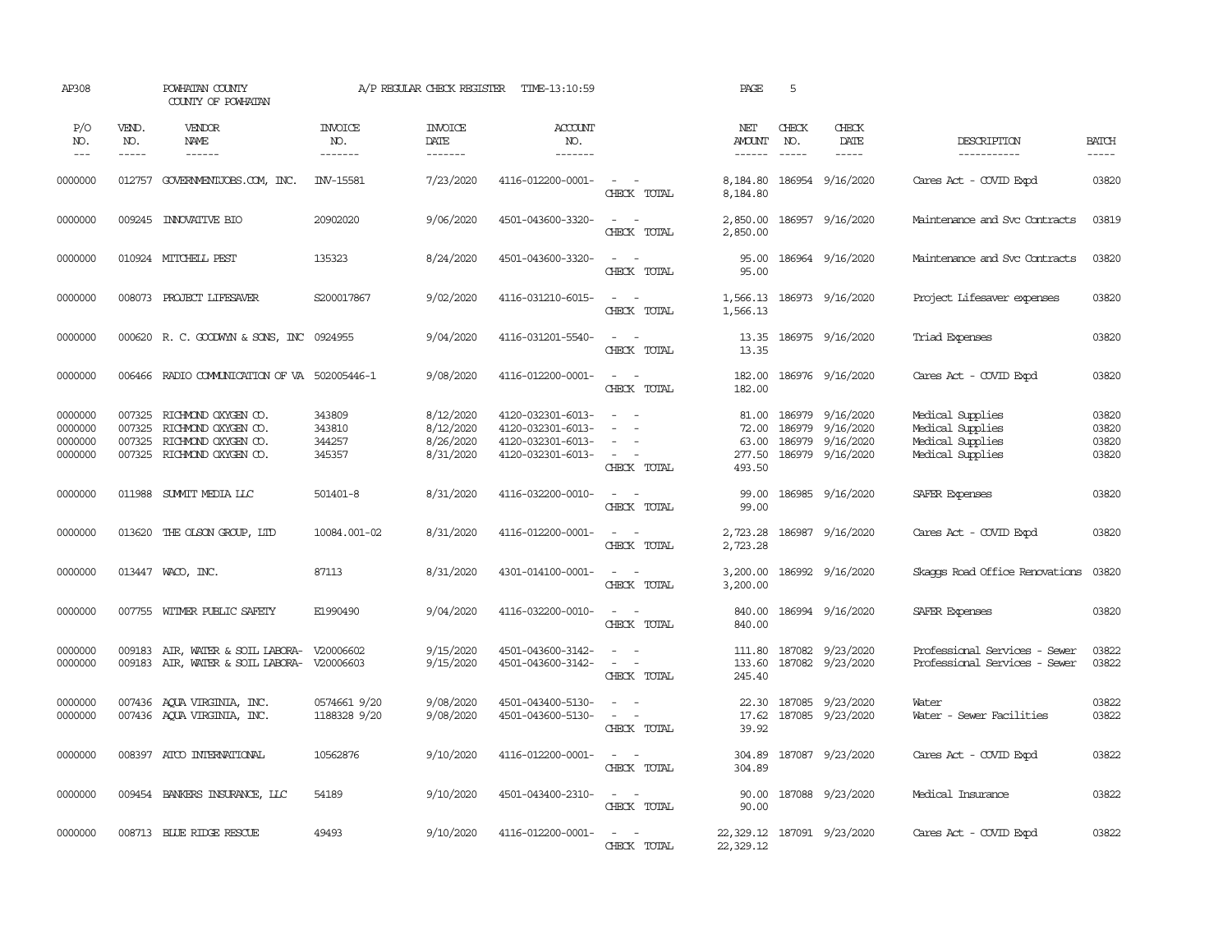AP308 POWHATAN COUNTY A/P REGULAR CHECK REGISTER TIME-13:10:59 PAGE 5
COUNTY OF POWHATAN

| P/O NO. | VEND. NO. | VENDOR NAME | INVOICE NO. | INVOICE DATE | ACCOUNT NO. | | NET AMOUNT | CHECK NO. | CHECK DATE | DESCRIPTION | BATCH |
|---|---|---|---|---|---|---|---|---|---|---|---|
| --- | ----- | ------ | ------- | ------- | ------- | | ------ | ----- | ----- | ----------- | ----- |
| 0000000 | 012757 | GOVERNMENTJOBS.COM, INC. | INV-15581 | 7/23/2020 | 4116-012200-0001- | - - | 8,184.80 | 186954 | 9/16/2020 | Cares Act - COVID Expd | 03820 |
| | | | | | | CHECK TOTAL | 8,184.80 | | | | |
| 0000000 | 009245 | INNOVATIVE BIO | 20902020 | 9/06/2020 | 4501-043600-3320- | - - | 2,850.00 | 186957 | 9/16/2020 | Maintenance and Svc Contracts | 03819 |
| | | | | | | CHECK TOTAL | 2,850.00 | | | | |
| 0000000 | 010924 | MITCHELL PEST | 135323 | 8/24/2020 | 4501-043600-3320- | - - | 95.00 | 186964 | 9/16/2020 | Maintenance and Svc Contracts | 03820 |
| | | | | | | CHECK TOTAL | 95.00 | | | | |
| 0000000 | 008073 | PROJECT LIFESAVER | S200017867 | 9/02/2020 | 4116-031210-6015- | - - | 1,566.13 | 186973 | 9/16/2020 | Project Lifesaver expenses | 03820 |
| | | | | | | CHECK TOTAL | 1,566.13 | | | | |
| 0000000 | 000620 | R. C. GOODWYN & SONS, INC | 0924955 | 9/04/2020 | 4116-031201-5540- | - - | 13.35 | 186975 | 9/16/2020 | Triad Expenses | 03820 |
| | | | | | | CHECK TOTAL | 13.35 | | | | |
| 0000000 | 006466 | RADIO COMMUNICATION OF VA | 502005446-1 | 9/08/2020 | 4116-012200-0001- | - - | 182.00 | 186976 | 9/16/2020 | Cares Act - COVID Expd | 03820 |
| | | | | | | CHECK TOTAL | 182.00 | | | | |
| 0000000 | 007325 | RICHMOND OXYGEN CO. | 343809 | 8/12/2020 | 4120-032301-6013- | - - | 81.00 | 186979 | 9/16/2020 | Medical Supplies | 03820 |
| 0000000 | 007325 | RICHMOND OXYGEN CO. | 343810 | 8/12/2020 | 4120-032301-6013- | - - | 72.00 | 186979 | 9/16/2020 | Medical Supplies | 03820 |
| 0000000 | 007325 | RICHMOND OXYGEN CO. | 344257 | 8/26/2020 | 4120-032301-6013- | - - | 63.00 | 186979 | 9/16/2020 | Medical Supplies | 03820 |
| 0000000 | 007325 | RICHMOND OXYGEN CO. | 345357 | 8/31/2020 | 4120-032301-6013- | - - | 277.50 | 186979 | 9/16/2020 | Medical Supplies | 03820 |
| | | | | | | CHECK TOTAL | 493.50 | | | | |
| 0000000 | 011988 | SUMMIT MEDIA LLC | 501401-8 | 8/31/2020 | 4116-032200-0010- | - - | 99.00 | 186985 | 9/16/2020 | SAFER Expenses | 03820 |
| | | | | | | CHECK TOTAL | 99.00 | | | | |
| 0000000 | 013620 | THE OLSON GROUP, LTD | 10084.001-02 | 8/31/2020 | 4116-012200-0001- | - - | 2,723.28 | 186987 | 9/16/2020 | Cares Act - COVID Expd | 03820 |
| | | | | | | CHECK TOTAL | 2,723.28 | | | | |
| 0000000 | 013447 | WACO, INC. | 87113 | 8/31/2020 | 4301-014100-0001- | - - | 3,200.00 | 186992 | 9/16/2020 | Skaggs Road Office Renovations | 03820 |
| | | | | | | CHECK TOTAL | 3,200.00 | | | | |
| 0000000 | 007755 | WITMER PUBLIC SAFETY | E1990490 | 9/04/2020 | 4116-032200-0010- | - - | 840.00 | 186994 | 9/16/2020 | SAFER Expenses | 03820 |
| | | | | | | CHECK TOTAL | 840.00 | | | | |
| 0000000 | 009183 | AIR, WATER & SOIL LABORA- | V20006602 | 9/15/2020 | 4501-043600-3142- | - - | 111.80 | 187082 | 9/23/2020 | Professional Services - Sewer | 03822 |
| 0000000 | 009183 | AIR, WATER & SOIL LABORA- | V20006603 | 9/15/2020 | 4501-043600-3142- | - - | 133.60 | 187082 | 9/23/2020 | Professional Services - Sewer | 03822 |
| | | | | | | CHECK TOTAL | 245.40 | | | | |
| 0000000 | 007436 | AQUA VIRGINIA, INC. | 0574661 9/20 | 9/08/2020 | 4501-043400-5130- | - - | 22.30 | 187085 | 9/23/2020 | Water | 03822 |
| 0000000 | 007436 | AQUA VIRGINIA, INC. | 1188328 9/20 | 9/08/2020 | 4501-043600-5130- | - - | 17.62 | 187085 | 9/23/2020 | Water - Sewer Facilities | 03822 |
| | | | | | | CHECK TOTAL | 39.92 | | | | |
| 0000000 | 008397 | ATCO INTERNATIONAL | 10562876 | 9/10/2020 | 4116-012200-0001- | - - | 304.89 | 187087 | 9/23/2020 | Cares Act - COVID Expd | 03822 |
| | | | | | | CHECK TOTAL | 304.89 | | | | |
| 0000000 | 009454 | BANKERS INSURANCE, LLC | 54189 | 9/10/2020 | 4501-043400-2310- | - - | 90.00 | 187088 | 9/23/2020 | Medical Insurance | 03822 |
| | | | | | | CHECK TOTAL | 90.00 | | | | |
| 0000000 | 008713 | BLUE RIDGE RESCUE | 49493 | 9/10/2020 | 4116-012200-0001- | - - | 22,329.12 | 187091 | 9/23/2020 | Cares Act - COVID Expd | 03822 |
| | | | | | | CHECK TOTAL | 22,329.12 | | | | |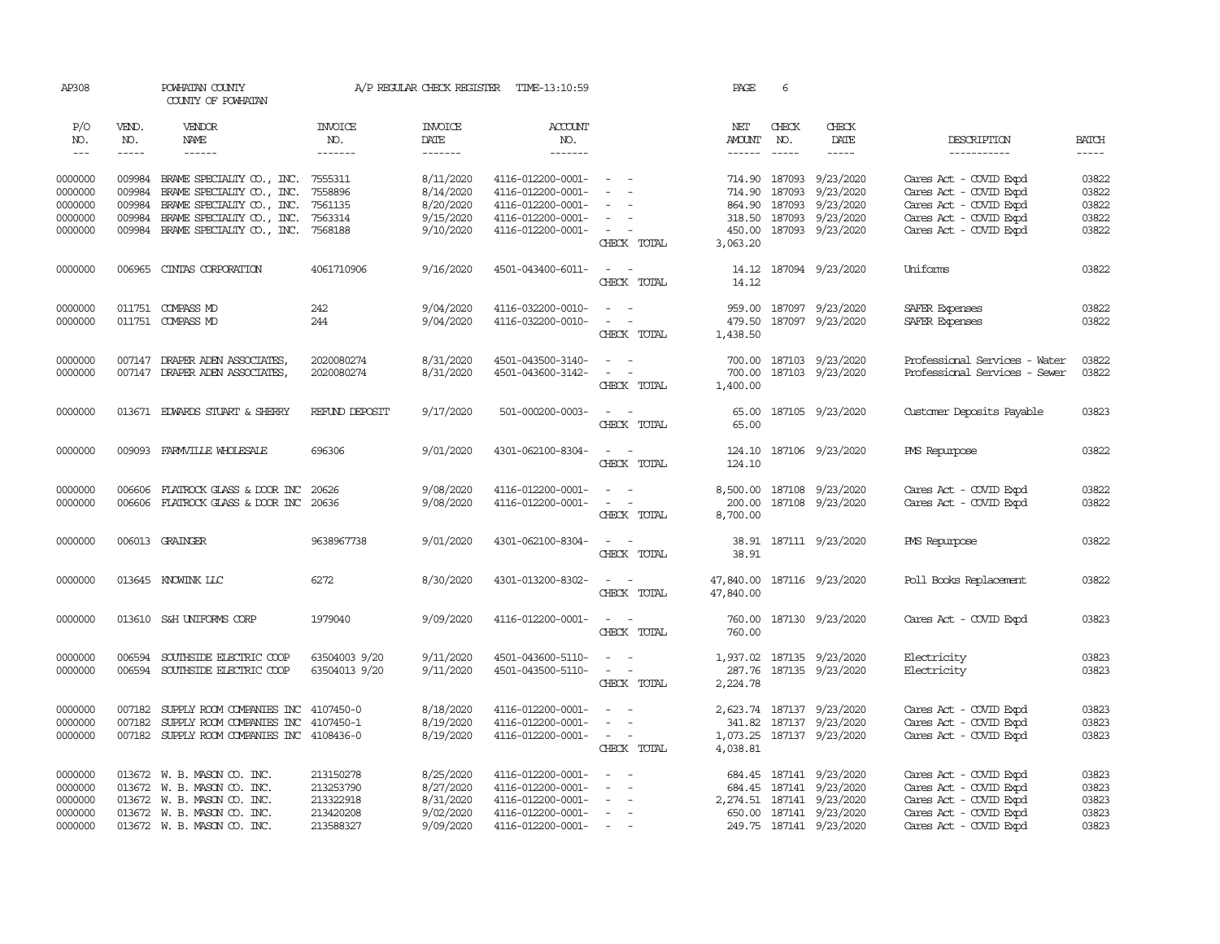AP308 POWHATAN COUNTY A/P REGULAR CHECK REGISTER TIME-13:10:59 PAGE 6
COUNTY OF POWHATAN

| P/O NO. | VEND. NO. | VENDOR NAME | INVOICE NO. | INVOICE DATE | ACCOUNT NO. | | NET AMOUNT | CHECK NO. | CHECK DATE | DESCRIPTION | BATCH |
|---|---|---|---|---|---|---|---|---|---|---|---|
| 0000000 | 009984 | BRAME SPECIALTY CO., INC. | 7555311 | 8/11/2020 | 4116-012200-0001- | - - | 714.90 | 187093 | 9/23/2020 | Cares Act - COVID Expd | 03822 |
| 0000000 | 009984 | BRAME SPECIALTY CO., INC. | 7558896 | 8/14/2020 | 4116-012200-0001- | - - | 714.90 | 187093 | 9/23/2020 | Cares Act - COVID Expd | 03822 |
| 0000000 | 009984 | BRAME SPECIALTY CO., INC. | 7561135 | 8/20/2020 | 4116-012200-0001- | - - | 864.90 | 187093 | 9/23/2020 | Cares Act - COVID Expd | 03822 |
| 0000000 | 009984 | BRAME SPECIALTY CO., INC. | 7563314 | 9/15/2020 | 4116-012200-0001- | - - | 318.50 | 187093 | 9/23/2020 | Cares Act - COVID Expd | 03822 |
| 0000000 | 009984 | BRAME SPECIALTY CO., INC. | 7568188 | 9/10/2020 | 4116-012200-0001- | - - | 450.00 | 187093 | 9/23/2020 | Cares Act - COVID Expd | 03822 |
| | | | | | | CHECK TOTAL | 3,063.20 | | | | |
| 0000000 | 006965 | CINTAS CORPORATION | 4061710906 | 9/16/2020 | 4501-043400-6011- | - - | 14.12 | 187094 | 9/23/2020 | Uniforms | 03822 |
| | | | | | | CHECK TOTAL | 14.12 | | | | |
| 0000000 | 011751 | COMPASS MD | 242 | 9/04/2020 | 4116-032200-0010- | - - | 959.00 | 187097 | 9/23/2020 | SAFER Expenses | 03822 |
| 0000000 | 011751 | COMPASS MD | 244 | 9/04/2020 | 4116-032200-0010- | - - | 479.50 | 187097 | 9/23/2020 | SAFER Expenses | 03822 |
| | | | | | | CHECK TOTAL | 1,438.50 | | | | |
| 0000000 | 007147 | DRAPER ADEN ASSOCIATES, | 2020080274 | 8/31/2020 | 4501-043500-3140- | - - | 700.00 | 187103 | 9/23/2020 | Professional Services - Water | 03822 |
| 0000000 | 007147 | DRAPER ADEN ASSOCIATES, | 2020080274 | 8/31/2020 | 4501-043600-3142- | - - | 700.00 | 187103 | 9/23/2020 | Professional Services - Sewer | 03822 |
| | | | | | | CHECK TOTAL | 1,400.00 | | | | |
| 0000000 | 013671 | EDWARDS STUART & SHERRY | REFUND DEPOSIT | 9/17/2020 | 501-000200-0003- | - - | 65.00 | 187105 | 9/23/2020 | Customer Deposits Payable | 03823 |
| | | | | | | CHECK TOTAL | 65.00 | | | | |
| 0000000 | 009093 | FARMVILLE WHOLESALE | 696306 | 9/01/2020 | 4301-062100-8304- | - - | 124.10 | 187106 | 9/23/2020 | PMS Repurpose | 03822 |
| | | | | | | CHECK TOTAL | 124.10 | | | | |
| 0000000 | 006606 | FLATROCK GLASS & DOOR INC | 20626 | 9/08/2020 | 4116-012200-0001- | - - | 8,500.00 | 187108 | 9/23/2020 | Cares Act - COVID Expd | 03822 |
| 0000000 | 006606 | FLATROCK GLASS & DOOR INC | 20636 | 9/08/2020 | 4116-012200-0001- | - - | 200.00 | 187108 | 9/23/2020 | Cares Act - COVID Expd | 03822 |
| | | | | | | CHECK TOTAL | 8,700.00 | | | | |
| 0000000 | 006013 | GRAINGER | 9638967738 | 9/01/2020 | 4301-062100-8304- | - - | 38.91 | 187111 | 9/23/2020 | PMS Repurpose | 03822 |
| | | | | | | CHECK TOTAL | 38.91 | | | | |
| 0000000 | 013645 | KNOWINK LLC | 6272 | 8/30/2020 | 4301-013200-8302- | - - | 47,840.00 | 187116 | 9/23/2020 | Poll Books Replacement | 03822 |
| | | | | | | CHECK TOTAL | 47,840.00 | | | | |
| 0000000 | 013610 | S&H UNIFORMS CORP | 1979040 | 9/09/2020 | 4116-012200-0001- | - - | 760.00 | 187130 | 9/23/2020 | Cares Act - COVID Expd | 03823 |
| | | | | | | CHECK TOTAL | 760.00 | | | | |
| 0000000 | 006594 | SOUTHSIDE ELECTRIC COOP | 63504003 9/20 | 9/11/2020 | 4501-043600-5110- | - - | 1,937.02 | 187135 | 9/23/2020 | Electricity | 03823 |
| 0000000 | 006594 | SOUTHSIDE ELECTRIC COOP | 63504013 9/20 | 9/11/2020 | 4501-043500-5110- | - - | 287.76 | 187135 | 9/23/2020 | Electricity | 03823 |
| | | | | | | CHECK TOTAL | 2,224.78 | | | | |
| 0000000 | 007182 | SUPPLY ROOM COMPANIES INC | 4107450-0 | 8/18/2020 | 4116-012200-0001- | - - | 2,623.74 | 187137 | 9/23/2020 | Cares Act - COVID Expd | 03823 |
| 0000000 | 007182 | SUPPLY ROOM COMPANIES INC | 4107450-1 | 8/19/2020 | 4116-012200-0001- | - - | 341.82 | 187137 | 9/23/2020 | Cares Act - COVID Expd | 03823 |
| 0000000 | 007182 | SUPPLY ROOM COMPANIES INC | 4108436-0 | 8/19/2020 | 4116-012200-0001- | - - | 1,073.25 | 187137 | 9/23/2020 | Cares Act - COVID Expd | 03823 |
| | | | | | | CHECK TOTAL | 4,038.81 | | | | |
| 0000000 | 013672 | W. B. MASON CO. INC. | 213150278 | 8/25/2020 | 4116-012200-0001- | - - | 684.45 | 187141 | 9/23/2020 | Cares Act - COVID Expd | 03823 |
| 0000000 | 013672 | W. B. MASON CO. INC. | 213253790 | 8/27/2020 | 4116-012200-0001- | - - | 684.45 | 187141 | 9/23/2020 | Cares Act - COVID Expd | 03823 |
| 0000000 | 013672 | W. B. MASON CO. INC. | 213322918 | 8/31/2020 | 4116-012200-0001- | - - | 2,274.51 | 187141 | 9/23/2020 | Cares Act - COVID Expd | 03823 |
| 0000000 | 013672 | W. B. MASON CO. INC. | 213420208 | 9/02/2020 | 4116-012200-0001- | - - | 650.00 | 187141 | 9/23/2020 | Cares Act - COVID Expd | 03823 |
| 0000000 | 013672 | W. B. MASON CO. INC. | 213588327 | 9/09/2020 | 4116-012200-0001- | - - | 249.75 | 187141 | 9/23/2020 | Cares Act - COVID Expd | 03823 |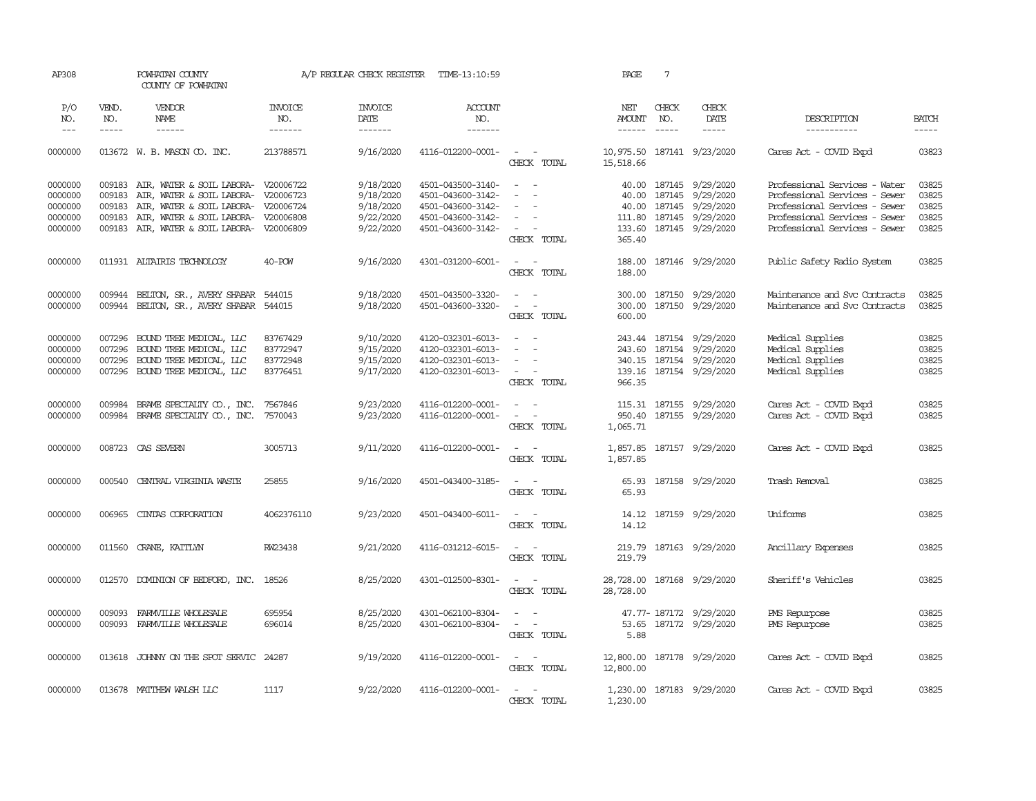AP308 POWHATAN COUNTY A/P REGULAR CHECK REGISTER TIME-13:10:59 PAGE 7

COUNTY OF POWHATAN

| P/O NO. | VEND. NO. | VENDOR NAME | INVOICE NO. | INVOICE DATE | ACCOUNT NO. | | NET AMOUNT | CHECK NO. | CHECK DATE | DESCRIPTION | BATCH |
|---|---|---|---|---|---|---|---|---|---|---|---|
| --- | ----- | ------ | ------- | ------- | ------- | | ------ | ----- | ----- | ----------- | ----- |
| 0000000 | 013672 | W. B. MASON CO. INC. | 213788571 | 9/16/2020 | 4116-012200-0001- | - - | 10,975.50 | 187141 | 9/23/2020 | Cares Act - COVID Expd | 03823 |
| | | | | | | CHECK TOTAL | 15,518.66 | | | | |
| 0000000 | 009183 | AIR, WATER & SOIL LABORA- | V20006722 | 9/18/2020 | 4501-043500-3140- | - - | 40.00 | 187145 | 9/29/2020 | Professional Services - Water | 03825 |
| 0000000 | 009183 | AIR, WATER & SOIL LABORA- | V20006723 | 9/18/2020 | 4501-043600-3142- | - - | 40.00 | 187145 | 9/29/2020 | Professional Services - Sewer | 03825 |
| 0000000 | 009183 | AIR, WATER & SOIL LABORA- | V20006724 | 9/18/2020 | 4501-043600-3142- | - - | 40.00 | 187145 | 9/29/2020 | Professional Services - Sewer | 03825 |
| 0000000 | 009183 | AIR, WATER & SOIL LABORA- | V20006808 | 9/22/2020 | 4501-043600-3142- | - - | 111.80 | 187145 | 9/29/2020 | Professional Services - Sewer | 03825 |
| 0000000 | 009183 | AIR, WATER & SOIL LABORA- | V20006809 | 9/22/2020 | 4501-043600-3142- | - - | 133.60 | 187145 | 9/29/2020 | Professional Services - Sewer | 03825 |
| | | | | | | CHECK TOTAL | 365.40 | | | | |
| 0000000 | 011931 | ALTAIRIS TECHNOLOGY | 40-POW | 9/16/2020 | 4301-031200-6001- | - - | 188.00 | 187146 | 9/29/2020 | Public Safety Radio System | 03825 |
| | | | | | | CHECK TOTAL | 188.00 | | | | |
| 0000000 | 009944 | BELTON, SR., AVERY SHABAR | 544015 | 9/18/2020 | 4501-043500-3320- | - - | 300.00 | 187150 | 9/29/2020 | Maintenance and Svc Contracts | 03825 |
| 0000000 | 009944 | BELTON, SR., AVERY SHABAR | 544015 | 9/18/2020 | 4501-043600-3320- | - - | 300.00 | 187150 | 9/29/2020 | Maintenance and Svc Contracts | 03825 |
| | | | | | | CHECK TOTAL | 600.00 | | | | |
| 0000000 | 007296 | BOUND TREE MEDICAL, LLC | 83767429 | 9/10/2020 | 4120-032301-6013- | - - | 243.44 | 187154 | 9/29/2020 | Medical Supplies | 03825 |
| 0000000 | 007296 | BOUND TREE MEDICAL, LLC | 83772947 | 9/15/2020 | 4120-032301-6013- | - - | 243.60 | 187154 | 9/29/2020 | Medical Supplies | 03825 |
| 0000000 | 007296 | BOUND TREE MEDICAL, LLC | 83772948 | 9/15/2020 | 4120-032301-6013- | - - | 340.15 | 187154 | 9/29/2020 | Medical Supplies | 03825 |
| 0000000 | 007296 | BOUND TREE MEDICAL, LLC | 83776451 | 9/17/2020 | 4120-032301-6013- | - - | 139.16 | 187154 | 9/29/2020 | Medical Supplies | 03825 |
| | | | | | | CHECK TOTAL | 966.35 | | | | |
| 0000000 | 009984 | BRAME SPECIALTY CO., INC. | 7567846 | 9/23/2020 | 4116-012200-0001- | - - | 115.31 | 187155 | 9/29/2020 | Cares Act - COVID Expd | 03825 |
| 0000000 | 009984 | BRAME SPECIALTY CO., INC. | 7570043 | 9/23/2020 | 4116-012200-0001- | - - | 950.40 | 187155 | 9/29/2020 | Cares Act - COVID Expd | 03825 |
| | | | | | | CHECK TOTAL | 1,065.71 | | | | |
| 0000000 | 008723 | CAS SEVERN | 3005713 | 9/11/2020 | 4116-012200-0001- | - - | 1,857.85 | 187157 | 9/29/2020 | Cares Act - COVID Expd | 03825 |
| | | | | | | CHECK TOTAL | 1,857.85 | | | | |
| 0000000 | 000540 | CENTRAL VIRGINIA WASTE | 25855 | 9/16/2020 | 4501-043400-3185- | - - | 65.93 | 187158 | 9/29/2020 | Trash Removal | 03825 |
| | | | | | | CHECK TOTAL | 65.93 | | | | |
| 0000000 | 006965 | CINTAS CORPORATION | 4062376110 | 9/23/2020 | 4501-043400-6011- | - - | 14.12 | 187159 | 9/29/2020 | Uniforms | 03825 |
| | | | | | | CHECK TOTAL | 14.12 | | | | |
| 0000000 | 011560 | CRANE, KAITLYN | RW23438 | 9/21/2020 | 4116-031212-6015- | - - | 219.79 | 187163 | 9/29/2020 | Ancillary Expenses | 03825 |
| | | | | | | CHECK TOTAL | 219.79 | | | | |
| 0000000 | 012570 | DOMINION OF BEDFORD, INC. | 18526 | 8/25/2020 | 4301-012500-8301- | - - | 28,728.00 | 187168 | 9/29/2020 | Sheriff's Vehicles | 03825 |
| | | | | | | CHECK TOTAL | 28,728.00 | | | | |
| 0000000 | 009093 | FARMVILLE WHOLESALE | 695954 | 8/25/2020 | 4301-062100-8304- | - - | 47.77- | 187172 | 9/29/2020 | PMS Repurpose | 03825 |
| 0000000 | 009093 | FARMVILLE WHOLESALE | 696014 | 8/25/2020 | 4301-062100-8304- | - - | 53.65 | 187172 | 9/29/2020 | PMS Repurpose | 03825 |
| | | | | | | CHECK TOTAL | 5.88 | | | | |
| 0000000 | 013618 | JOHNNY ON THE SPOT SERVIC | 24287 | 9/19/2020 | 4116-012200-0001- | - - | 12,800.00 | 187178 | 9/29/2020 | Cares Act - COVID Expd | 03825 |
| | | | | | | CHECK TOTAL | 12,800.00 | | | | |
| 0000000 | 013678 | MATTHEW WALSH LLC | 1117 | 9/22/2020 | 4116-012200-0001- | - - | 1,230.00 | 187183 | 9/29/2020 | Cares Act - COVID Expd | 03825 |
| | | | | | | CHECK TOTAL | 1,230.00 | | | | |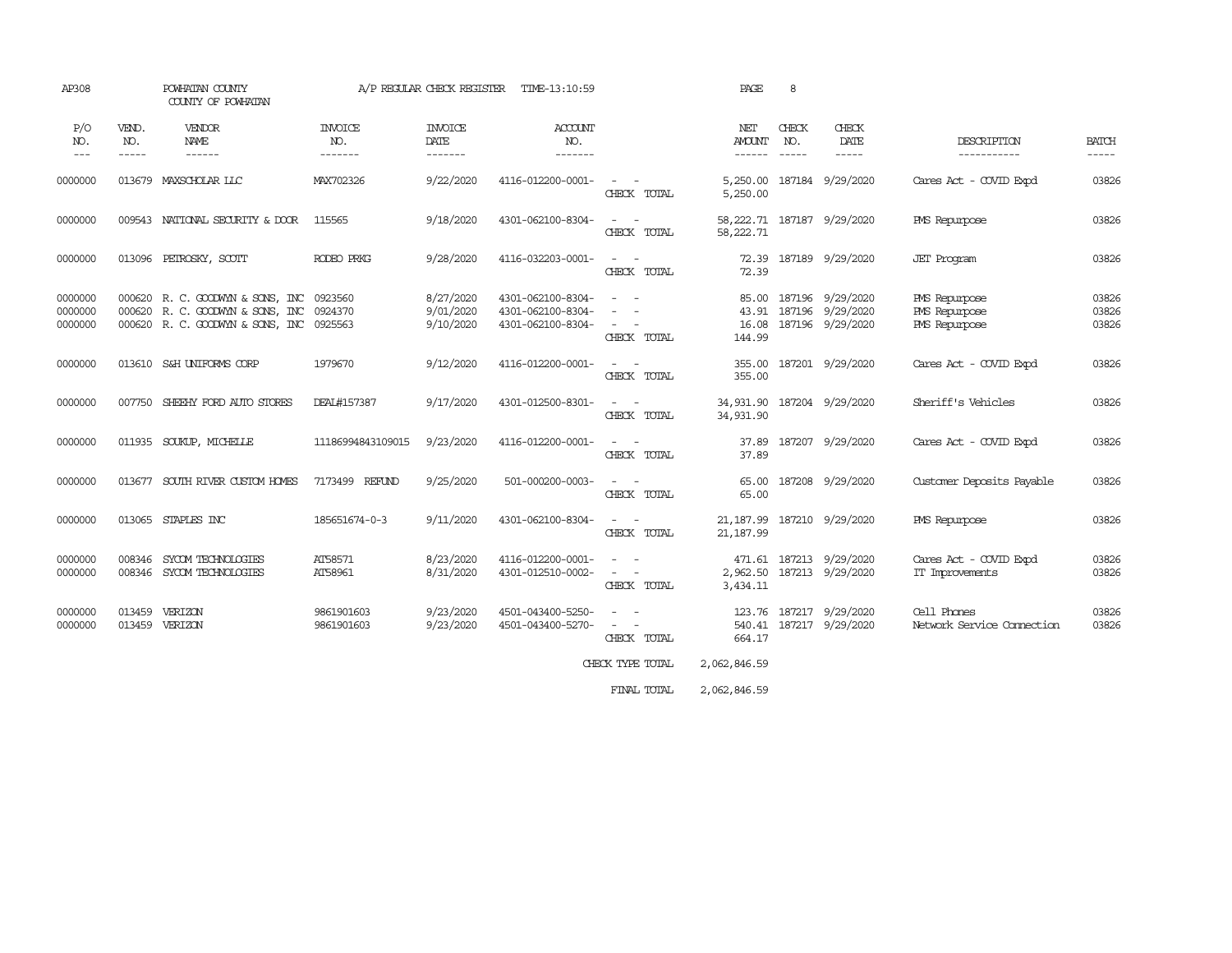AP308 POWHATAN COUNTY A/P REGULAR CHECK REGISTER TIME-13:10:59 PAGE 8

COUNTY OF POWHATAN

| P/O NO. | VEND. NO. | VENDOR NAME | INVOICE NO. | INVOICE DATE | ACCOUNT NO. | | NET AMOUNT | CHECK NO. | CHECK DATE | DESCRIPTION | BATCH |
|---|---|---|---|---|---|---|---|---|---|---|---|
| 0000000 | 013679 | MAXSCHOLAR LLC | MAX702326 | 9/22/2020 | 4116-012200-0001- | - - | 5,250.00 | 187184 | 9/29/2020 | Cares Act - COVID Expd | 03826 |
| | | | | | | CHECK TOTAL | 5,250.00 | | | | |
| 0000000 | 009543 | NATIONAL SECURITY & DOOR | 115565 | 9/18/2020 | 4301-062100-8304- | - - | 58,222.71 | 187187 | 9/29/2020 | PMS Repurpose | 03826 |
| | | | | | | CHECK TOTAL | 58,222.71 | | | | |
| 0000000 | 013096 | PETROSKY, SCOTT | RODEO PRKG | 9/28/2020 | 4116-032203-0001- | - - | 72.39 | 187189 | 9/29/2020 | JET Program | 03826 |
| | | | | | | CHECK TOTAL | 72.39 | | | | |
| 0000000 | 000620 | R. C. GOODWYN & SONS, INC | 0923560 | 8/27/2020 | 4301-062100-8304- | - - | 85.00 | 187196 | 9/29/2020 | PMS Repurpose | 03826 |
| 0000000 | 000620 | R. C. GOODWYN & SONS, INC | 0924370 | 9/01/2020 | 4301-062100-8304- | - - | 43.91 | 187196 | 9/29/2020 | PMS Repurpose | 03826 |
| 0000000 | 000620 | R. C. GOODWYN & SONS, INC | 0925563 | 9/10/2020 | 4301-062100-8304- | - - | 16.08 | 187196 | 9/29/2020 | PMS Repurpose | 03826 |
| | | | | | | CHECK TOTAL | 144.99 | | | | |
| 0000000 | 013610 | S&H UNIFORMS CORP | 1979670 | 9/12/2020 | 4116-012200-0001- | - - | 355.00 | 187201 | 9/29/2020 | Cares Act - COVID Expd | 03826 |
| | | | | | | CHECK TOTAL | 355.00 | | | | |
| 0000000 | 007750 | SHEEHY FORD AUTO STORES | DEAL#157387 | 9/17/2020 | 4301-012500-8301- | - - | 34,931.90 | 187204 | 9/29/2020 | Sheriff's Vehicles | 03826 |
| | | | | | | CHECK TOTAL | 34,931.90 | | | | |
| 0000000 | 011935 | SOUKUP, MICHELLE | 11186994843109015 | 9/23/2020 | 4116-012200-0001- | - - | 37.89 | 187207 | 9/29/2020 | Cares Act - COVID Expd | 03826 |
| | | | | | | CHECK TOTAL | 37.89 | | | | |
| 0000000 | 013677 | SOUTH RIVER CUSTOM HOMES | 7173499 REFUND | 9/25/2020 | 501-000200-0003- | - - | 65.00 | 187208 | 9/29/2020 | Customer Deposits Payable | 03826 |
| | | | | | | CHECK TOTAL | 65.00 | | | | |
| 0000000 | 013065 | STAPLES INC | 185651674-0-3 | 9/11/2020 | 4301-062100-8304- | - - | 21,187.99 | 187210 | 9/29/2020 | PMS Repurpose | 03826 |
| | | | | | | CHECK TOTAL | 21,187.99 | | | | |
| 0000000 | 008346 | SYCOM TECHNOLOGIES | AT58571 | 8/23/2020 | 4116-012200-0001- | - - | 471.61 | 187213 | 9/29/2020 | Cares Act - COVID Expd | 03826 |
| 0000000 | 008346 | SYCOM TECHNOLOGIES | AT58961 | 8/31/2020 | 4301-012510-0002- | - - | 2,962.50 | 187213 | 9/29/2020 | IT Improvements | 03826 |
| | | | | | | CHECK TOTAL | 3,434.11 | | | | |
| 0000000 | 013459 | VERIZON | 9861901603 | 9/23/2020 | 4501-043400-5250- | - - | 123.76 | 187217 | 9/29/2020 | Cell Phones | 03826 |
| 0000000 | 013459 | VERIZON | 9861901603 | 9/23/2020 | 4501-043400-5270- | - - | 540.41 | 187217 | 9/29/2020 | Network Service Connection | 03826 |
| | | | | | | CHECK TOTAL | 664.17 | | | | |
| | | | | | | CHECK TYPE TOTAL | 2,062,846.59 | | | | |
| | | | | | | FINAL TOTAL | 2,062,846.59 | | | | |